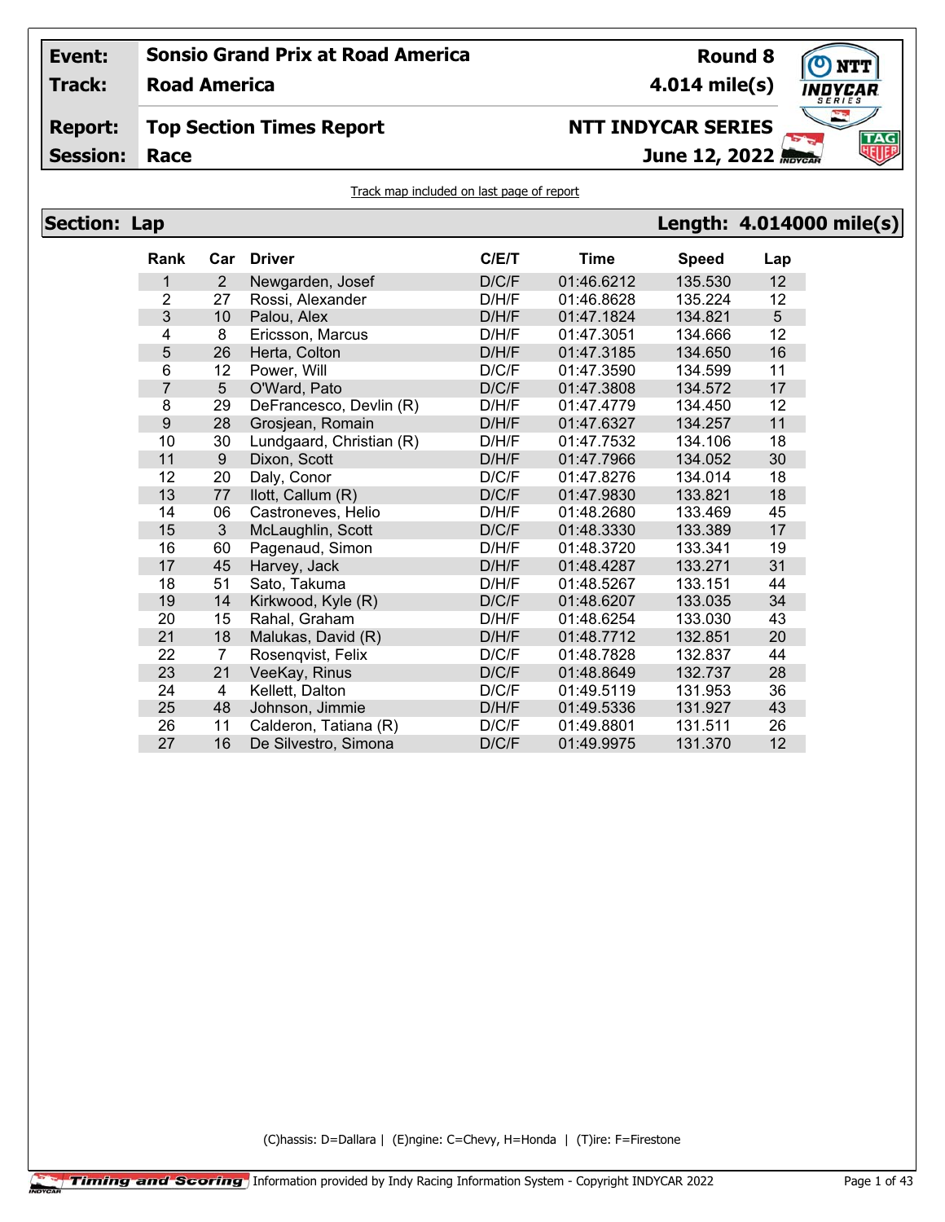| | | | |
|---|---|---|---|
| **Event:** | **Sonsio Grand Prix at Road America** | **Round 8** | |
| **Track:** | **Road America** | **4.014 mile(s)** | |
| **Report:** | **Top Section Times Report** | **NTT INDYCAR SERIES** | |
| **Session:** | **Race** | **June 12, 2022** | |

Track map included on last page of report

## Section: Lap — Length: 4.014000 mile(s)

| Rank | Car | Driver | C/E/T | Time | Speed | Lap |
|---|---|---|---|---|---|---|
| 1 | 2 | Newgarden, Josef | D/C/F | 01:46.6212 | 135.530 | 12 |
| 2 | 27 | Rossi, Alexander | D/H/F | 01:46.8628 | 135.224 | 12 |
| 3 | 10 | Palou, Alex | D/H/F | 01:47.1824 | 134.821 | 5 |
| 4 | 8 | Ericsson, Marcus | D/H/F | 01:47.3051 | 134.666 | 12 |
| 5 | 26 | Herta, Colton | D/H/F | 01:47.3185 | 134.650 | 16 |
| 6 | 12 | Power, Will | D/C/F | 01:47.3590 | 134.599 | 11 |
| 7 | 5 | O'Ward, Pato | D/C/F | 01:47.3808 | 134.572 | 17 |
| 8 | 29 | DeFrancesco, Devlin (R) | D/H/F | 01:47.4779 | 134.450 | 12 |
| 9 | 28 | Grosjean, Romain | D/H/F | 01:47.6327 | 134.257 | 11 |
| 10 | 30 | Lundgaard, Christian (R) | D/H/F | 01:47.7532 | 134.106 | 18 |
| 11 | 9 | Dixon, Scott | D/H/F | 01:47.7966 | 134.052 | 30 |
| 12 | 20 | Daly, Conor | D/C/F | 01:47.8276 | 134.014 | 18 |
| 13 | 77 | Ilott, Callum (R) | D/C/F | 01:47.9830 | 133.821 | 18 |
| 14 | 06 | Castroneves, Helio | D/H/F | 01:48.2680 | 133.469 | 45 |
| 15 | 3 | McLaughlin, Scott | D/C/F | 01:48.3330 | 133.389 | 17 |
| 16 | 60 | Pagenaud, Simon | D/H/F | 01:48.3720 | 133.341 | 19 |
| 17 | 45 | Harvey, Jack | D/H/F | 01:48.4287 | 133.271 | 31 |
| 18 | 51 | Sato, Takuma | D/H/F | 01:48.5267 | 133.151 | 44 |
| 19 | 14 | Kirkwood, Kyle (R) | D/C/F | 01:48.6207 | 133.035 | 34 |
| 20 | 15 | Rahal, Graham | D/H/F | 01:48.6254 | 133.030 | 43 |
| 21 | 18 | Malukas, David (R) | D/H/F | 01:48.7712 | 132.851 | 20 |
| 22 | 7 | Rosenqvist, Felix | D/C/F | 01:48.7828 | 132.837 | 44 |
| 23 | 21 | VeeKay, Rinus | D/C/F | 01:48.8649 | 132.737 | 28 |
| 24 | 4 | Kellett, Dalton | D/C/F | 01:49.5119 | 131.953 | 36 |
| 25 | 48 | Johnson, Jimmie | D/H/F | 01:49.5336 | 131.927 | 43 |
| 26 | 11 | Calderon, Tatiana (R) | D/C/F | 01:49.8801 | 131.511 | 26 |
| 27 | 16 | De Silvestro, Simona | D/C/F | 01:49.9975 | 131.370 | 12 |

(C)hassis: D=Dallara | (E)ngine: C=Chevy, H=Honda | (T)ire: F=Firestone

Timing and Scoring — Information provided by Indy Racing Information System - Copyright INDYCAR 2022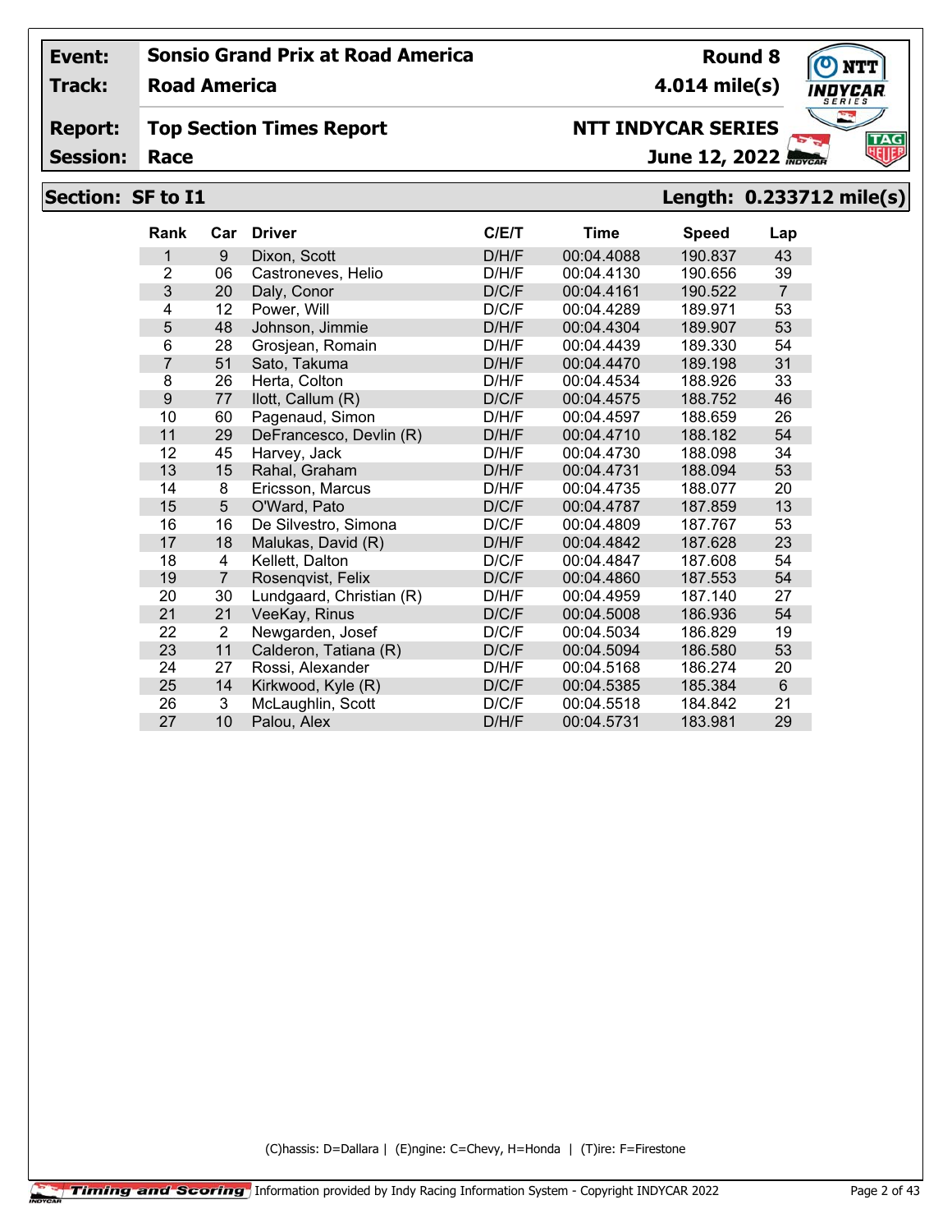| Event: | Sonsio Grand Prix at Road America | Round 8 |
|---|---|---|
| Track: | Road America | 4.014 mile(s) |
| Report: | Top Section Times Report | NTT INDYCAR SERIES |
| Session: | Race | June 12, 2022 |

## Section: SF to I1 — Length: 0.233712 mile(s)

| Rank | Car | Driver | C/E/T | Time | Speed | Lap |
|---|---|---|---|---|---|---|
| 1 | 9 | Dixon, Scott | D/H/F | 00:04.4088 | 190.837 | 43 |
| 2 | 06 | Castroneves, Helio | D/H/F | 00:04.4130 | 190.656 | 39 |
| 3 | 20 | Daly, Conor | D/C/F | 00:04.4161 | 190.522 | 7 |
| 4 | 12 | Power, Will | D/C/F | 00:04.4289 | 189.971 | 53 |
| 5 | 48 | Johnson, Jimmie | D/H/F | 00:04.4304 | 189.907 | 53 |
| 6 | 28 | Grosjean, Romain | D/H/F | 00:04.4439 | 189.330 | 54 |
| 7 | 51 | Sato, Takuma | D/H/F | 00:04.4470 | 189.198 | 31 |
| 8 | 26 | Herta, Colton | D/H/F | 00:04.4534 | 188.926 | 33 |
| 9 | 77 | Ilott, Callum (R) | D/C/F | 00:04.4575 | 188.752 | 46 |
| 10 | 60 | Pagenaud, Simon | D/H/F | 00:04.4597 | 188.659 | 26 |
| 11 | 29 | DeFrancesco, Devlin (R) | D/H/F | 00:04.4710 | 188.182 | 54 |
| 12 | 45 | Harvey, Jack | D/H/F | 00:04.4730 | 188.098 | 34 |
| 13 | 15 | Rahal, Graham | D/H/F | 00:04.4731 | 188.094 | 53 |
| 14 | 8 | Ericsson, Marcus | D/H/F | 00:04.4735 | 188.077 | 20 |
| 15 | 5 | O'Ward, Pato | D/C/F | 00:04.4787 | 187.859 | 13 |
| 16 | 16 | De Silvestro, Simona | D/C/F | 00:04.4809 | 187.767 | 53 |
| 17 | 18 | Malukas, David (R) | D/H/F | 00:04.4842 | 187.628 | 23 |
| 18 | 4 | Kellett, Dalton | D/C/F | 00:04.4847 | 187.608 | 54 |
| 19 | 7 | Rosenqvist, Felix | D/C/F | 00:04.4860 | 187.553 | 54 |
| 20 | 30 | Lundgaard, Christian (R) | D/H/F | 00:04.4959 | 187.140 | 27 |
| 21 | 21 | VeeKay, Rinus | D/C/F | 00:04.5008 | 186.936 | 54 |
| 22 | 2 | Newgarden, Josef | D/C/F | 00:04.5034 | 186.829 | 19 |
| 23 | 11 | Calderon, Tatiana (R) | D/C/F | 00:04.5094 | 186.580 | 53 |
| 24 | 27 | Rossi, Alexander | D/H/F | 00:04.5168 | 186.274 | 20 |
| 25 | 14 | Kirkwood, Kyle (R) | D/C/F | 00:04.5385 | 185.384 | 6 |
| 26 | 3 | McLaughlin, Scott | D/C/F | 00:04.5518 | 184.842 | 21 |
| 27 | 10 | Palou, Alex | D/H/F | 00:04.5731 | 183.981 | 29 |

(C)hassis: D=Dallara | (E)ngine: C=Chevy, H=Honda | (T)ire: F=Firestone

Timing and Scoring Information provided by Indy Racing Information System - Copyright INDYCAR 2022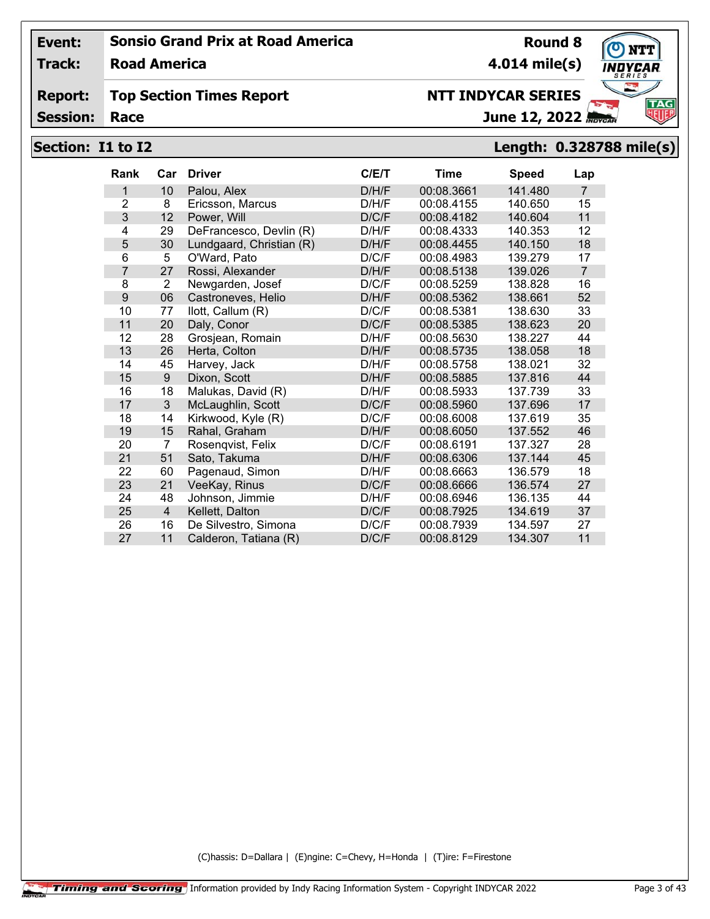**Event:** Sonsio Grand Prix at Road America — Round 8

**Track:** Road America — 4.014 mile(s)

**Report:** Top Section Times Report — NTT INDYCAR SERIES

**Session:** Race — June 12, 2022

## Section: I1 to I2 — Length: 0.328788 mile(s)

| Rank | Car | Driver | C/E/T | Time | Speed | Lap |
|---|---|---|---|---|---|---|
| 1 | 10 | Palou, Alex | D/H/F | 00:08.3661 | 141.480 | 7 |
| 2 | 8 | Ericsson, Marcus | D/H/F | 00:08.4155 | 140.650 | 15 |
| 3 | 12 | Power, Will | D/C/F | 00:08.4182 | 140.604 | 11 |
| 4 | 29 | DeFrancesco, Devlin (R) | D/H/F | 00:08.4333 | 140.353 | 12 |
| 5 | 30 | Lundgaard, Christian (R) | D/H/F | 00:08.4455 | 140.150 | 18 |
| 6 | 5 | O'Ward, Pato | D/C/F | 00:08.4983 | 139.279 | 17 |
| 7 | 27 | Rossi, Alexander | D/H/F | 00:08.5138 | 139.026 | 7 |
| 8 | 2 | Newgarden, Josef | D/C/F | 00:08.5259 | 138.828 | 16 |
| 9 | 06 | Castroneves, Helio | D/H/F | 00:08.5362 | 138.661 | 52 |
| 10 | 77 | Ilott, Callum (R) | D/C/F | 00:08.5381 | 138.630 | 33 |
| 11 | 20 | Daly, Conor | D/C/F | 00:08.5385 | 138.623 | 20 |
| 12 | 28 | Grosjean, Romain | D/H/F | 00:08.5630 | 138.227 | 44 |
| 13 | 26 | Herta, Colton | D/H/F | 00:08.5735 | 138.058 | 18 |
| 14 | 45 | Harvey, Jack | D/H/F | 00:08.5758 | 138.021 | 32 |
| 15 | 9 | Dixon, Scott | D/H/F | 00:08.5885 | 137.816 | 44 |
| 16 | 18 | Malukas, David (R) | D/H/F | 00:08.5933 | 137.739 | 33 |
| 17 | 3 | McLaughlin, Scott | D/C/F | 00:08.5960 | 137.696 | 17 |
| 18 | 14 | Kirkwood, Kyle (R) | D/C/F | 00:08.6008 | 137.619 | 35 |
| 19 | 15 | Rahal, Graham | D/H/F | 00:08.6050 | 137.552 | 46 |
| 20 | 7 | Rosenqvist, Felix | D/C/F | 00:08.6191 | 137.327 | 28 |
| 21 | 51 | Sato, Takuma | D/H/F | 00:08.6306 | 137.144 | 45 |
| 22 | 60 | Pagenaud, Simon | D/H/F | 00:08.6663 | 136.579 | 18 |
| 23 | 21 | VeeKay, Rinus | D/C/F | 00:08.6666 | 136.574 | 27 |
| 24 | 48 | Johnson, Jimmie | D/H/F | 00:08.6946 | 136.135 | 44 |
| 25 | 4 | Kellett, Dalton | D/C/F | 00:08.7925 | 134.619 | 37 |
| 26 | 16 | De Silvestro, Simona | D/C/F | 00:08.7939 | 134.597 | 27 |
| 27 | 11 | Calderon, Tatiana (R) | D/C/F | 00:08.8129 | 134.307 | 11 |

(C)hassis: D=Dallara | (E)ngine: C=Chevy, H=Honda | (T)ire: F=Firestone

Timing and Scoring — Information provided by Indy Racing Information System - Copyright INDYCAR 2022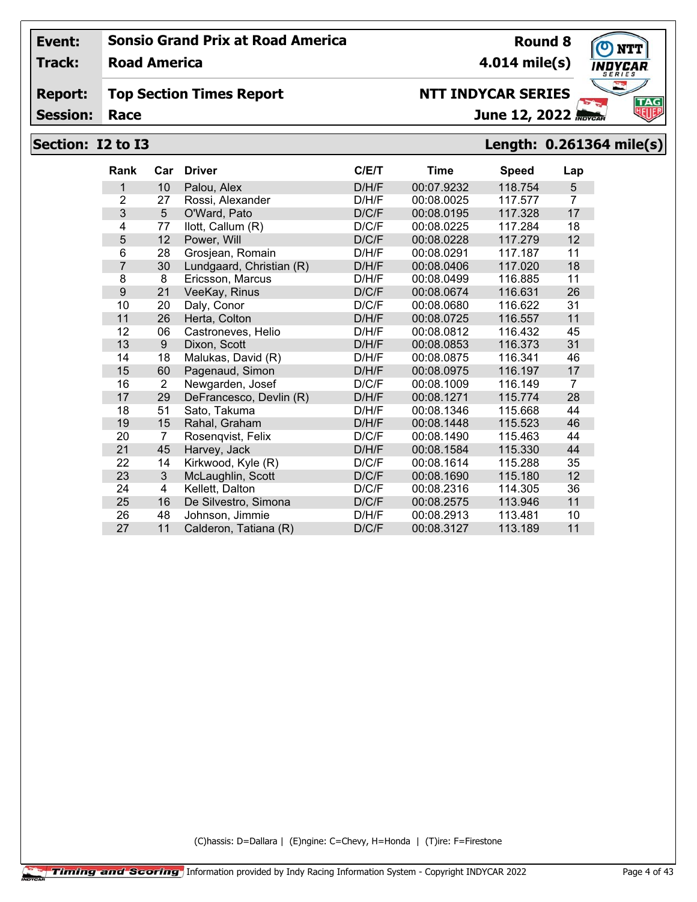| | | | |
|---|---|---|---|
| **Event:** | **Sonsio Grand Prix at Road America** | **Round 8** | |
| **Track:** | **Road America** | **4.014 mile(s)** | |
| **Report:** | **Top Section Times Report** | **NTT INDYCAR SERIES** | |
| **Session:** | **Race** | **June 12, 2022** | |

## Section: I2 to I3 — Length: 0.261364 mile(s)

| Rank | Car | Driver | C/E/T | Time | Speed | Lap |
|---|---|---|---|---|---|---|
| 1 | 10 | Palou, Alex | D/H/F | 00:07.9232 | 118.754 | 5 |
| 2 | 27 | Rossi, Alexander | D/H/F | 00:08.0025 | 117.577 | 7 |
| 3 | 5 | O'Ward, Pato | D/C/F | 00:08.0195 | 117.328 | 17 |
| 4 | 77 | Ilott, Callum (R) | D/C/F | 00:08.0225 | 117.284 | 18 |
| 5 | 12 | Power, Will | D/C/F | 00:08.0228 | 117.279 | 12 |
| 6 | 28 | Grosjean, Romain | D/H/F | 00:08.0291 | 117.187 | 11 |
| 7 | 30 | Lundgaard, Christian (R) | D/H/F | 00:08.0406 | 117.020 | 18 |
| 8 | 8 | Ericsson, Marcus | D/H/F | 00:08.0499 | 116.885 | 11 |
| 9 | 21 | VeeKay, Rinus | D/C/F | 00:08.0674 | 116.631 | 26 |
| 10 | 20 | Daly, Conor | D/C/F | 00:08.0680 | 116.622 | 31 |
| 11 | 26 | Herta, Colton | D/H/F | 00:08.0725 | 116.557 | 11 |
| 12 | 06 | Castroneves, Helio | D/H/F | 00:08.0812 | 116.432 | 45 |
| 13 | 9 | Dixon, Scott | D/H/F | 00:08.0853 | 116.373 | 31 |
| 14 | 18 | Malukas, David (R) | D/H/F | 00:08.0875 | 116.341 | 46 |
| 15 | 60 | Pagenaud, Simon | D/H/F | 00:08.0975 | 116.197 | 17 |
| 16 | 2 | Newgarden, Josef | D/C/F | 00:08.1009 | 116.149 | 7 |
| 17 | 29 | DeFrancesco, Devlin (R) | D/H/F | 00:08.1271 | 115.774 | 28 |
| 18 | 51 | Sato, Takuma | D/H/F | 00:08.1346 | 115.668 | 44 |
| 19 | 15 | Rahal, Graham | D/H/F | 00:08.1448 | 115.523 | 46 |
| 20 | 7 | Rosenqvist, Felix | D/C/F | 00:08.1490 | 115.463 | 44 |
| 21 | 45 | Harvey, Jack | D/H/F | 00:08.1584 | 115.330 | 44 |
| 22 | 14 | Kirkwood, Kyle (R) | D/C/F | 00:08.1614 | 115.288 | 35 |
| 23 | 3 | McLaughlin, Scott | D/C/F | 00:08.1690 | 115.180 | 12 |
| 24 | 4 | Kellett, Dalton | D/C/F | 00:08.2316 | 114.305 | 36 |
| 25 | 16 | De Silvestro, Simona | D/C/F | 00:08.2575 | 113.946 | 11 |
| 26 | 48 | Johnson, Jimmie | D/H/F | 00:08.2913 | 113.481 | 10 |
| 27 | 11 | Calderon, Tatiana (R) | D/C/F | 00:08.3127 | 113.189 | 11 |

(C)hassis: D=Dallara | (E)ngine: C=Chevy, H=Honda | (T)ire: F=Firestone

Timing and Scoring Information provided by Indy Racing Information System - Copyright INDYCAR 2022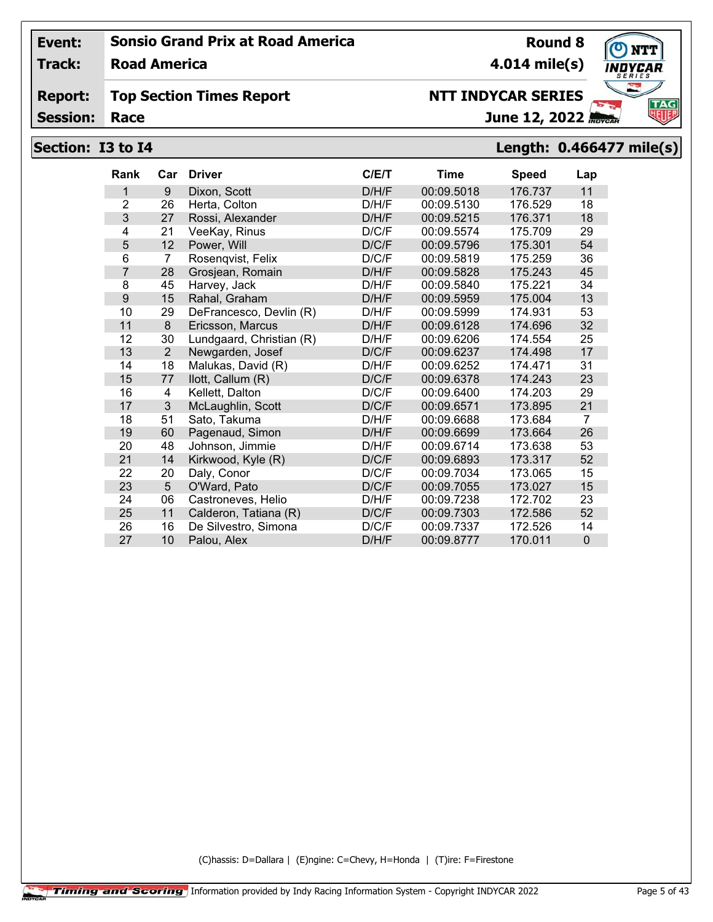**Event:** Sonsio Grand Prix at Road America — **Round 8**

**Track:** Road America — **4.014 mile(s)**

**Report:** Top Section Times Report — **NTT INDYCAR SERIES**

**Session:** Race — **June 12, 2022**

## Section: I3 to I4 — Length: 0.466477 mile(s)

| Rank | Car | Driver | C/E/T | Time | Speed | Lap |
|---|---|---|---|---|---|---|
| 1 | 9 | Dixon, Scott | D/H/F | 00:09.5018 | 176.737 | 11 |
| 2 | 26 | Herta, Colton | D/H/F | 00:09.5130 | 176.529 | 18 |
| 3 | 27 | Rossi, Alexander | D/H/F | 00:09.5215 | 176.371 | 18 |
| 4 | 21 | VeeKay, Rinus | D/C/F | 00:09.5574 | 175.709 | 29 |
| 5 | 12 | Power, Will | D/C/F | 00:09.5796 | 175.301 | 54 |
| 6 | 7 | Rosenqvist, Felix | D/C/F | 00:09.5819 | 175.259 | 36 |
| 7 | 28 | Grosjean, Romain | D/H/F | 00:09.5828 | 175.243 | 45 |
| 8 | 45 | Harvey, Jack | D/H/F | 00:09.5840 | 175.221 | 34 |
| 9 | 15 | Rahal, Graham | D/H/F | 00:09.5959 | 175.004 | 13 |
| 10 | 29 | DeFrancesco, Devlin (R) | D/H/F | 00:09.5999 | 174.931 | 53 |
| 11 | 8 | Ericsson, Marcus | D/H/F | 00:09.6128 | 174.696 | 32 |
| 12 | 30 | Lundgaard, Christian (R) | D/H/F | 00:09.6206 | 174.554 | 25 |
| 13 | 2 | Newgarden, Josef | D/C/F | 00:09.6237 | 174.498 | 17 |
| 14 | 18 | Malukas, David (R) | D/H/F | 00:09.6252 | 174.471 | 31 |
| 15 | 77 | Ilott, Callum (R) | D/C/F | 00:09.6378 | 174.243 | 23 |
| 16 | 4 | Kellett, Dalton | D/C/F | 00:09.6400 | 174.203 | 29 |
| 17 | 3 | McLaughlin, Scott | D/C/F | 00:09.6571 | 173.895 | 21 |
| 18 | 51 | Sato, Takuma | D/H/F | 00:09.6688 | 173.684 | 7 |
| 19 | 60 | Pagenaud, Simon | D/H/F | 00:09.6699 | 173.664 | 26 |
| 20 | 48 | Johnson, Jimmie | D/H/F | 00:09.6714 | 173.638 | 53 |
| 21 | 14 | Kirkwood, Kyle (R) | D/C/F | 00:09.6893 | 173.317 | 52 |
| 22 | 20 | Daly, Conor | D/C/F | 00:09.7034 | 173.065 | 15 |
| 23 | 5 | O'Ward, Pato | D/C/F | 00:09.7055 | 173.027 | 15 |
| 24 | 06 | Castroneves, Helio | D/H/F | 00:09.7238 | 172.702 | 23 |
| 25 | 11 | Calderon, Tatiana (R) | D/C/F | 00:09.7303 | 172.586 | 52 |
| 26 | 16 | De Silvestro, Simona | D/C/F | 00:09.7337 | 172.526 | 14 |
| 27 | 10 | Palou, Alex | D/H/F | 00:09.8777 | 170.011 | 0 |

(C)hassis: D=Dallara | (E)ngine: C=Chevy, H=Honda | (T)ire: F=Firestone

Timing and Scoring — Information provided by Indy Racing Information System - Copyright INDYCAR 2022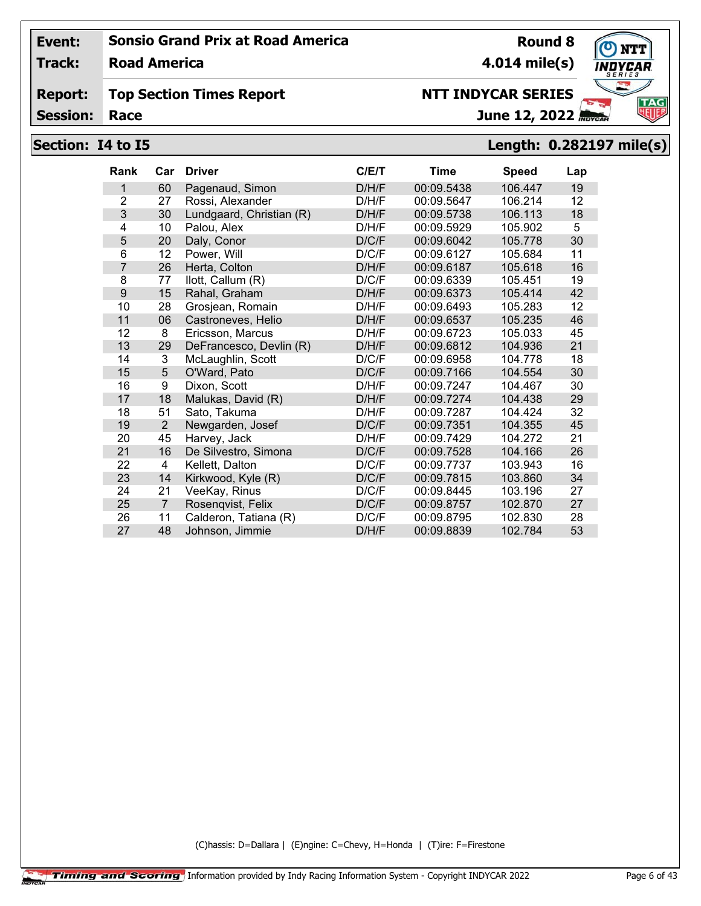| | | | |
|---|---|---|---|
| **Event:** | **Sonsio Grand Prix at Road America** | **Round 8** | |
| **Track:** | **Road America** | **4.014 mile(s)** | |
| **Report:** | **Top Section Times Report** | **NTT INDYCAR SERIES** | |
| **Session:** | **Race** | **June 12, 2022** | |

## Section: I4 to I5 — Length: 0.282197 mile(s)

| Rank | Car | Driver | C/E/T | Time | Speed | Lap |
|---|---|---|---|---|---|---|
| 1 | 60 | Pagenaud, Simon | D/H/F | 00:09.5438 | 106.447 | 19 |
| 2 | 27 | Rossi, Alexander | D/H/F | 00:09.5647 | 106.214 | 12 |
| 3 | 30 | Lundgaard, Christian (R) | D/H/F | 00:09.5738 | 106.113 | 18 |
| 4 | 10 | Palou, Alex | D/H/F | 00:09.5929 | 105.902 | 5 |
| 5 | 20 | Daly, Conor | D/C/F | 00:09.6042 | 105.778 | 30 |
| 6 | 12 | Power, Will | D/C/F | 00:09.6127 | 105.684 | 11 |
| 7 | 26 | Herta, Colton | D/H/F | 00:09.6187 | 105.618 | 16 |
| 8 | 77 | Ilott, Callum (R) | D/C/F | 00:09.6339 | 105.451 | 19 |
| 9 | 15 | Rahal, Graham | D/H/F | 00:09.6373 | 105.414 | 42 |
| 10 | 28 | Grosjean, Romain | D/H/F | 00:09.6493 | 105.283 | 12 |
| 11 | 06 | Castroneves, Helio | D/H/F | 00:09.6537 | 105.235 | 46 |
| 12 | 8 | Ericsson, Marcus | D/H/F | 00:09.6723 | 105.033 | 45 |
| 13 | 29 | DeFrancesco, Devlin (R) | D/H/F | 00:09.6812 | 104.936 | 21 |
| 14 | 3 | McLaughlin, Scott | D/C/F | 00:09.6958 | 104.778 | 18 |
| 15 | 5 | O'Ward, Pato | D/C/F | 00:09.7166 | 104.554 | 30 |
| 16 | 9 | Dixon, Scott | D/H/F | 00:09.7247 | 104.467 | 30 |
| 17 | 18 | Malukas, David (R) | D/H/F | 00:09.7274 | 104.438 | 29 |
| 18 | 51 | Sato, Takuma | D/H/F | 00:09.7287 | 104.424 | 32 |
| 19 | 2 | Newgarden, Josef | D/C/F | 00:09.7351 | 104.355 | 45 |
| 20 | 45 | Harvey, Jack | D/H/F | 00:09.7429 | 104.272 | 21 |
| 21 | 16 | De Silvestro, Simona | D/C/F | 00:09.7528 | 104.166 | 26 |
| 22 | 4 | Kellett, Dalton | D/C/F | 00:09.7737 | 103.943 | 16 |
| 23 | 14 | Kirkwood, Kyle (R) | D/C/F | 00:09.7815 | 103.860 | 34 |
| 24 | 21 | VeeKay, Rinus | D/C/F | 00:09.8445 | 103.196 | 27 |
| 25 | 7 | Rosenqvist, Felix | D/C/F | 00:09.8757 | 102.870 | 27 |
| 26 | 11 | Calderon, Tatiana (R) | D/C/F | 00:09.8795 | 102.830 | 28 |
| 27 | 48 | Johnson, Jimmie | D/H/F | 00:09.8839 | 102.784 | 53 |

(C)hassis: D=Dallara | (E)ngine: C=Chevy, H=Honda | (T)ire: F=Firestone

Timing and Scoring Information provided by Indy Racing Information System - Copyright INDYCAR 2022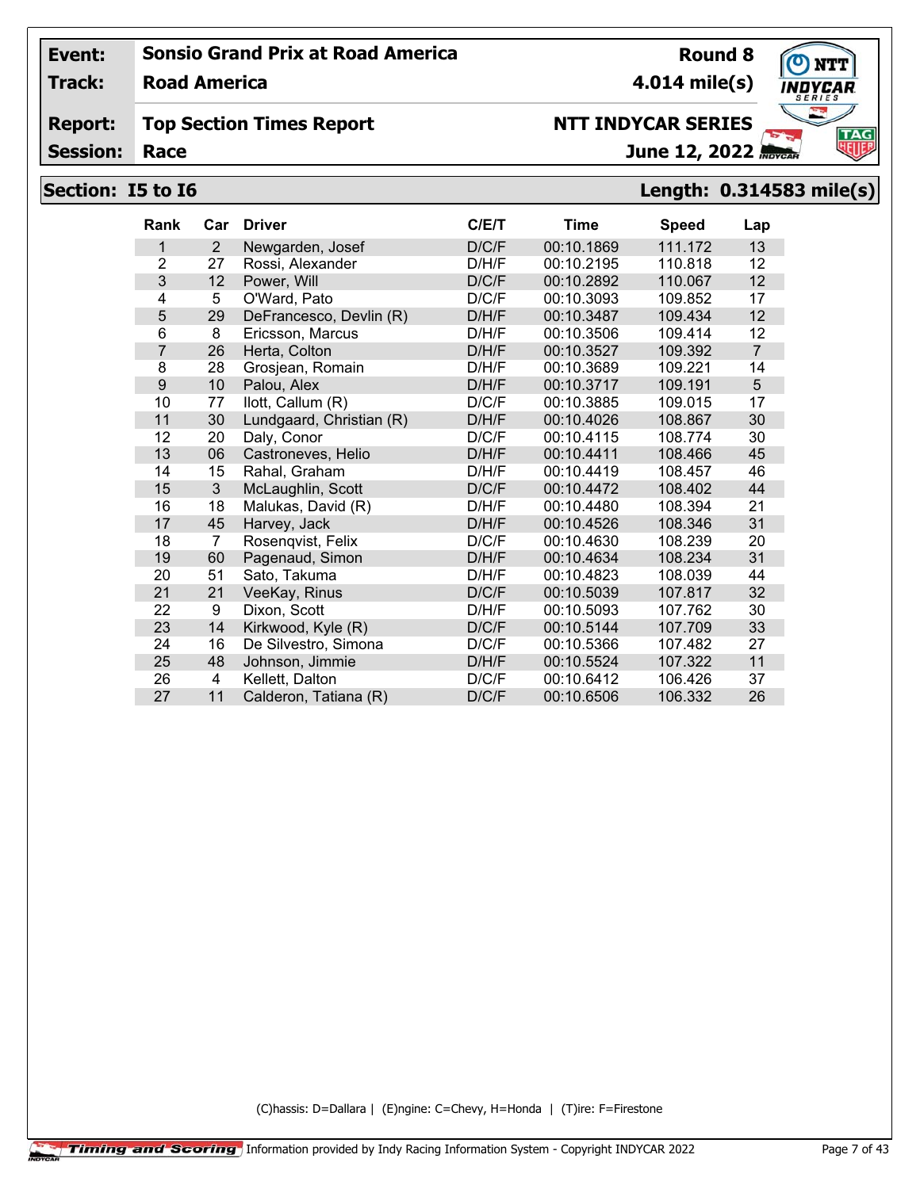**Event:** Sonsio Grand Prix at Road America — **Round 8**

**Track:** Road America — **4.014 mile(s)**

**Report:** Top Section Times Report — **NTT INDYCAR SERIES**

**Session:** Race — **June 12, 2022**

## Section: I5 to I6 — Length: 0.314583 mile(s)

| Rank | Car | Driver | C/E/T | Time | Speed | Lap |
|---|---|---|---|---|---|---|
| 1 | 2 | Newgarden, Josef | D/C/F | 00:10.1869 | 111.172 | 13 |
| 2 | 27 | Rossi, Alexander | D/H/F | 00:10.2195 | 110.818 | 12 |
| 3 | 12 | Power, Will | D/C/F | 00:10.2892 | 110.067 | 12 |
| 4 | 5 | O'Ward, Pato | D/C/F | 00:10.3093 | 109.852 | 17 |
| 5 | 29 | DeFrancesco, Devlin (R) | D/H/F | 00:10.3487 | 109.434 | 12 |
| 6 | 8 | Ericsson, Marcus | D/H/F | 00:10.3506 | 109.414 | 12 |
| 7 | 26 | Herta, Colton | D/H/F | 00:10.3527 | 109.392 | 7 |
| 8 | 28 | Grosjean, Romain | D/H/F | 00:10.3689 | 109.221 | 14 |
| 9 | 10 | Palou, Alex | D/H/F | 00:10.3717 | 109.191 | 5 |
| 10 | 77 | Ilott, Callum (R) | D/C/F | 00:10.3885 | 109.015 | 17 |
| 11 | 30 | Lundgaard, Christian (R) | D/H/F | 00:10.4026 | 108.867 | 30 |
| 12 | 20 | Daly, Conor | D/C/F | 00:10.4115 | 108.774 | 30 |
| 13 | 06 | Castroneves, Helio | D/H/F | 00:10.4411 | 108.466 | 45 |
| 14 | 15 | Rahal, Graham | D/H/F | 00:10.4419 | 108.457 | 46 |
| 15 | 3 | McLaughlin, Scott | D/C/F | 00:10.4472 | 108.402 | 44 |
| 16 | 18 | Malukas, David (R) | D/H/F | 00:10.4480 | 108.394 | 21 |
| 17 | 45 | Harvey, Jack | D/H/F | 00:10.4526 | 108.346 | 31 |
| 18 | 7 | Rosenqvist, Felix | D/C/F | 00:10.4630 | 108.239 | 20 |
| 19 | 60 | Pagenaud, Simon | D/H/F | 00:10.4634 | 108.234 | 31 |
| 20 | 51 | Sato, Takuma | D/H/F | 00:10.4823 | 108.039 | 44 |
| 21 | 21 | VeeKay, Rinus | D/C/F | 00:10.5039 | 107.817 | 32 |
| 22 | 9 | Dixon, Scott | D/H/F | 00:10.5093 | 107.762 | 30 |
| 23 | 14 | Kirkwood, Kyle (R) | D/C/F | 00:10.5144 | 107.709 | 33 |
| 24 | 16 | De Silvestro, Simona | D/C/F | 00:10.5366 | 107.482 | 27 |
| 25 | 48 | Johnson, Jimmie | D/H/F | 00:10.5524 | 107.322 | 11 |
| 26 | 4 | Kellett, Dalton | D/C/F | 00:10.6412 | 106.426 | 37 |
| 27 | 11 | Calderon, Tatiana (R) | D/C/F | 00:10.6506 | 106.332 | 26 |

(C)hassis: D=Dallara | (E)ngine: C=Chevy, H=Honda | (T)ire: F=Firestone

Timing and Scoring — Information provided by Indy Racing Information System - Copyright INDYCAR 2022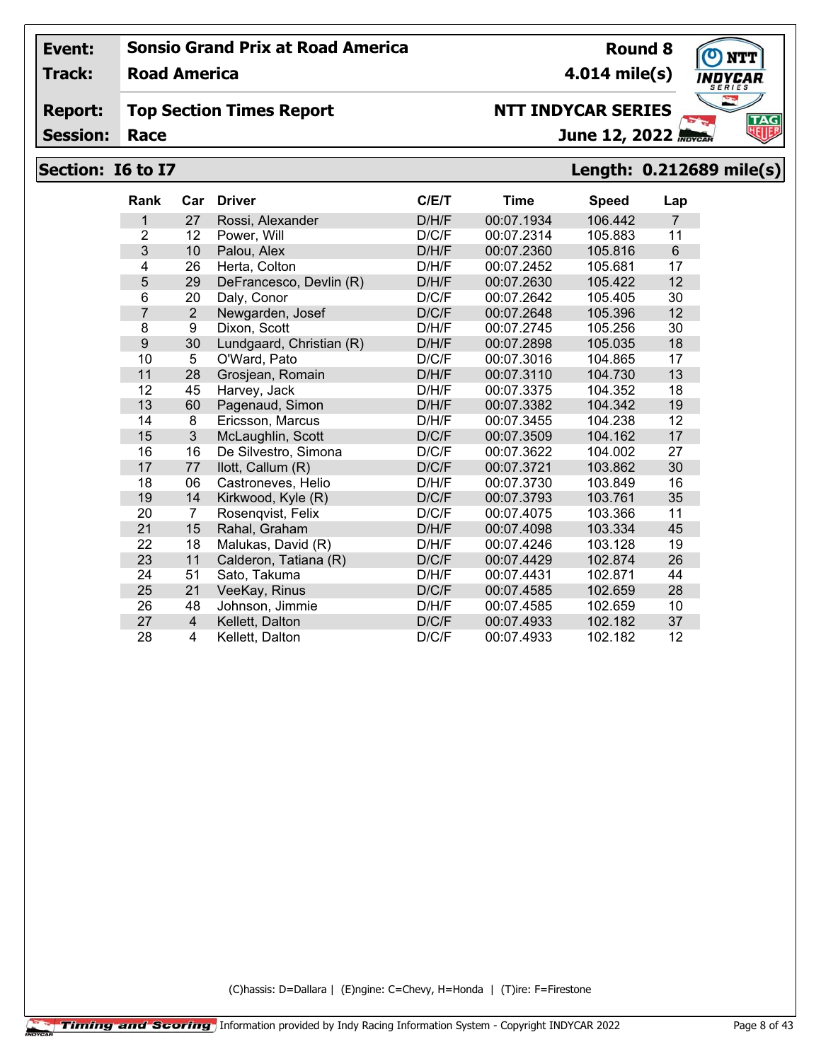| Event: | Sonsio Grand Prix at Road America | Round 8 |
|---|---|---|
| Track: | Road America | 4.014 mile(s) |
| Report: | Top Section Times Report | NTT INDYCAR SERIES |
| Session: | Race | June 12, 2022 |

## Section: I6 to I7 — Length: 0.212689 mile(s)

| Rank | Car | Driver | C/E/T | Time | Speed | Lap |
|---|---|---|---|---|---|---|
| 1 | 27 | Rossi, Alexander | D/H/F | 00:07.1934 | 106.442 | 7 |
| 2 | 12 | Power, Will | D/C/F | 00:07.2314 | 105.883 | 11 |
| 3 | 10 | Palou, Alex | D/H/F | 00:07.2360 | 105.816 | 6 |
| 4 | 26 | Herta, Colton | D/H/F | 00:07.2452 | 105.681 | 17 |
| 5 | 29 | DeFrancesco, Devlin (R) | D/H/F | 00:07.2630 | 105.422 | 12 |
| 6 | 20 | Daly, Conor | D/C/F | 00:07.2642 | 105.405 | 30 |
| 7 | 2 | Newgarden, Josef | D/C/F | 00:07.2648 | 105.396 | 12 |
| 8 | 9 | Dixon, Scott | D/H/F | 00:07.2745 | 105.256 | 30 |
| 9 | 30 | Lundgaard, Christian (R) | D/H/F | 00:07.2898 | 105.035 | 18 |
| 10 | 5 | O'Ward, Pato | D/C/F | 00:07.3016 | 104.865 | 17 |
| 11 | 28 | Grosjean, Romain | D/H/F | 00:07.3110 | 104.730 | 13 |
| 12 | 45 | Harvey, Jack | D/H/F | 00:07.3375 | 104.352 | 18 |
| 13 | 60 | Pagenaud, Simon | D/H/F | 00:07.3382 | 104.342 | 19 |
| 14 | 8 | Ericsson, Marcus | D/H/F | 00:07.3455 | 104.238 | 12 |
| 15 | 3 | McLaughlin, Scott | D/C/F | 00:07.3509 | 104.162 | 17 |
| 16 | 16 | De Silvestro, Simona | D/C/F | 00:07.3622 | 104.002 | 27 |
| 17 | 77 | Ilott, Callum (R) | D/C/F | 00:07.3721 | 103.862 | 30 |
| 18 | 06 | Castroneves, Helio | D/H/F | 00:07.3730 | 103.849 | 16 |
| 19 | 14 | Kirkwood, Kyle (R) | D/C/F | 00:07.3793 | 103.761 | 35 |
| 20 | 7 | Rosenqvist, Felix | D/C/F | 00:07.4075 | 103.366 | 11 |
| 21 | 15 | Rahal, Graham | D/H/F | 00:07.4098 | 103.334 | 45 |
| 22 | 18 | Malukas, David (R) | D/H/F | 00:07.4246 | 103.128 | 19 |
| 23 | 11 | Calderon, Tatiana (R) | D/C/F | 00:07.4429 | 102.874 | 26 |
| 24 | 51 | Sato, Takuma | D/H/F | 00:07.4431 | 102.871 | 44 |
| 25 | 21 | VeeKay, Rinus | D/C/F | 00:07.4585 | 102.659 | 28 |
| 26 | 48 | Johnson, Jimmie | D/H/F | 00:07.4585 | 102.659 | 10 |
| 27 | 4 | Kellett, Dalton | D/C/F | 00:07.4933 | 102.182 | 37 |
| 28 | 4 | Kellett, Dalton | D/C/F | 00:07.4933 | 102.182 | 12 |

(C)hassis: D=Dallara | (E)ngine: C=Chevy, H=Honda | (T)ire: F=Firestone

Timing and Scoring Information provided by Indy Racing Information System - Copyright INDYCAR 2022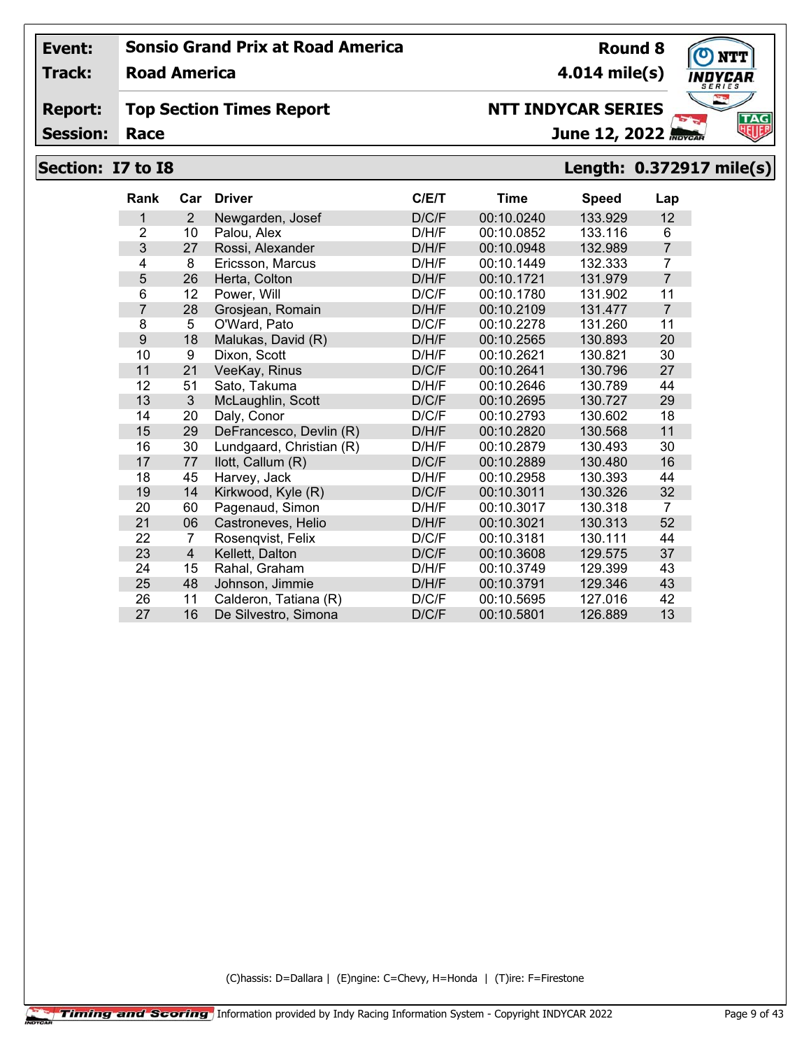**Event:** Sonsio Grand Prix at Road America — **Round 8**

**Track:** Road America — **4.014 mile(s)**

**Report:** Top Section Times Report — **NTT INDYCAR SERIES**

**Session:** Race — **June 12, 2022**

## Section: I7 to I8 — Length: 0.372917 mile(s)

| Rank | Car | Driver | C/E/T | Time | Speed | Lap |
|---|---|---|---|---|---|---|
| 1 | 2 | Newgarden, Josef | D/C/F | 00:10.0240 | 133.929 | 12 |
| 2 | 10 | Palou, Alex | D/H/F | 00:10.0852 | 133.116 | 6 |
| 3 | 27 | Rossi, Alexander | D/H/F | 00:10.0948 | 132.989 | 7 |
| 4 | 8 | Ericsson, Marcus | D/H/F | 00:10.1449 | 132.333 | 7 |
| 5 | 26 | Herta, Colton | D/H/F | 00:10.1721 | 131.979 | 7 |
| 6 | 12 | Power, Will | D/C/F | 00:10.1780 | 131.902 | 11 |
| 7 | 28 | Grosjean, Romain | D/H/F | 00:10.2109 | 131.477 | 7 |
| 8 | 5 | O'Ward, Pato | D/C/F | 00:10.2278 | 131.260 | 11 |
| 9 | 18 | Malukas, David (R) | D/H/F | 00:10.2565 | 130.893 | 20 |
| 10 | 9 | Dixon, Scott | D/H/F | 00:10.2621 | 130.821 | 30 |
| 11 | 21 | VeeKay, Rinus | D/C/F | 00:10.2641 | 130.796 | 27 |
| 12 | 51 | Sato, Takuma | D/H/F | 00:10.2646 | 130.789 | 44 |
| 13 | 3 | McLaughlin, Scott | D/C/F | 00:10.2695 | 130.727 | 29 |
| 14 | 20 | Daly, Conor | D/C/F | 00:10.2793 | 130.602 | 18 |
| 15 | 29 | DeFrancesco, Devlin (R) | D/H/F | 00:10.2820 | 130.568 | 11 |
| 16 | 30 | Lundgaard, Christian (R) | D/H/F | 00:10.2879 | 130.493 | 30 |
| 17 | 77 | Ilott, Callum (R) | D/C/F | 00:10.2889 | 130.480 | 16 |
| 18 | 45 | Harvey, Jack | D/H/F | 00:10.2958 | 130.393 | 44 |
| 19 | 14 | Kirkwood, Kyle (R) | D/C/F | 00:10.3011 | 130.326 | 32 |
| 20 | 60 | Pagenaud, Simon | D/H/F | 00:10.3017 | 130.318 | 7 |
| 21 | 06 | Castroneves, Helio | D/H/F | 00:10.3021 | 130.313 | 52 |
| 22 | 7 | Rosenqvist, Felix | D/C/F | 00:10.3181 | 130.111 | 44 |
| 23 | 4 | Kellett, Dalton | D/C/F | 00:10.3608 | 129.575 | 37 |
| 24 | 15 | Rahal, Graham | D/H/F | 00:10.3749 | 129.399 | 43 |
| 25 | 48 | Johnson, Jimmie | D/H/F | 00:10.3791 | 129.346 | 43 |
| 26 | 11 | Calderon, Tatiana (R) | D/C/F | 00:10.5695 | 127.016 | 42 |
| 27 | 16 | De Silvestro, Simona | D/C/F | 00:10.5801 | 126.889 | 13 |

(C)hassis: D=Dallara | (E)ngine: C=Chevy, H=Honda | (T)ire: F=Firestone

Timing and Scoring — Information provided by Indy Racing Information System - Copyright INDYCAR 2022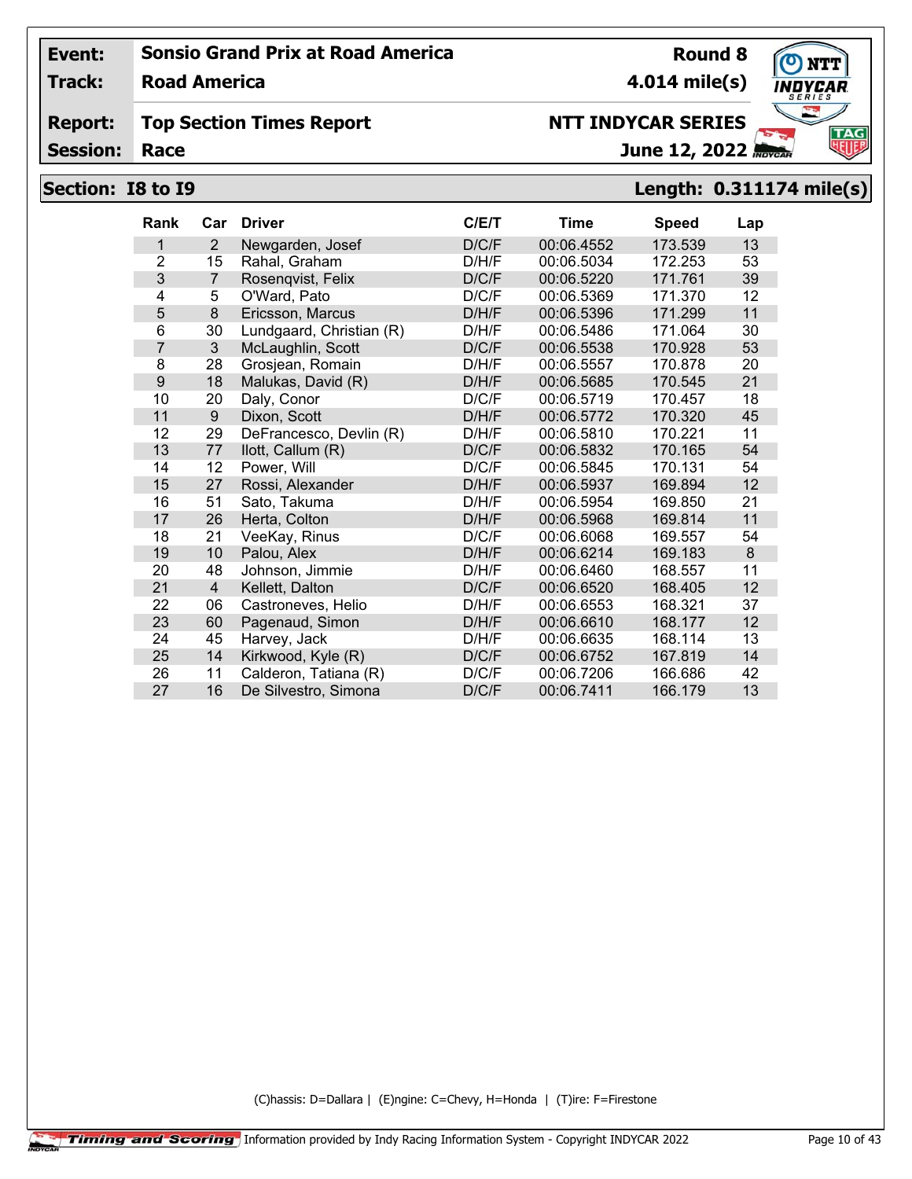| Event: | Sonsio Grand Prix at Road America | Round 8 |
|---|---|---|
| Track: | Road America | 4.014 mile(s) |
| Report: | Top Section Times Report | NTT INDYCAR SERIES |
| Session: | Race | June 12, 2022 |

## Section: I8 to I9 — Length: 0.311174 mile(s)

| Rank | Car | Driver | C/E/T | Time | Speed | Lap |
|---|---|---|---|---|---|---|
| 1 | 2 | Newgarden, Josef | D/C/F | 00:06.4552 | 173.539 | 13 |
| 2 | 15 | Rahal, Graham | D/H/F | 00:06.5034 | 172.253 | 53 |
| 3 | 7 | Rosenqvist, Felix | D/C/F | 00:06.5220 | 171.761 | 39 |
| 4 | 5 | O'Ward, Pato | D/C/F | 00:06.5369 | 171.370 | 12 |
| 5 | 8 | Ericsson, Marcus | D/H/F | 00:06.5396 | 171.299 | 11 |
| 6 | 30 | Lundgaard, Christian (R) | D/H/F | 00:06.5486 | 171.064 | 30 |
| 7 | 3 | McLaughlin, Scott | D/C/F | 00:06.5538 | 170.928 | 53 |
| 8 | 28 | Grosjean, Romain | D/H/F | 00:06.5557 | 170.878 | 20 |
| 9 | 18 | Malukas, David (R) | D/H/F | 00:06.5685 | 170.545 | 21 |
| 10 | 20 | Daly, Conor | D/C/F | 00:06.5719 | 170.457 | 18 |
| 11 | 9 | Dixon, Scott | D/H/F | 00:06.5772 | 170.320 | 45 |
| 12 | 29 | DeFrancesco, Devlin (R) | D/H/F | 00:06.5810 | 170.221 | 11 |
| 13 | 77 | Ilott, Callum (R) | D/C/F | 00:06.5832 | 170.165 | 54 |
| 14 | 12 | Power, Will | D/C/F | 00:06.5845 | 170.131 | 54 |
| 15 | 27 | Rossi, Alexander | D/H/F | 00:06.5937 | 169.894 | 12 |
| 16 | 51 | Sato, Takuma | D/H/F | 00:06.5954 | 169.850 | 21 |
| 17 | 26 | Herta, Colton | D/H/F | 00:06.5968 | 169.814 | 11 |
| 18 | 21 | VeeKay, Rinus | D/C/F | 00:06.6068 | 169.557 | 54 |
| 19 | 10 | Palou, Alex | D/H/F | 00:06.6214 | 169.183 | 8 |
| 20 | 48 | Johnson, Jimmie | D/H/F | 00:06.6460 | 168.557 | 11 |
| 21 | 4 | Kellett, Dalton | D/C/F | 00:06.6520 | 168.405 | 12 |
| 22 | 06 | Castroneves, Helio | D/H/F | 00:06.6553 | 168.321 | 37 |
| 23 | 60 | Pagenaud, Simon | D/H/F | 00:06.6610 | 168.177 | 12 |
| 24 | 45 | Harvey, Jack | D/H/F | 00:06.6635 | 168.114 | 13 |
| 25 | 14 | Kirkwood, Kyle (R) | D/C/F | 00:06.6752 | 167.819 | 14 |
| 26 | 11 | Calderon, Tatiana (R) | D/C/F | 00:06.7206 | 166.686 | 42 |
| 27 | 16 | De Silvestro, Simona | D/C/F | 00:06.7411 | 166.179 | 13 |

(C)hassis: D=Dallara | (E)ngine: C=Chevy, H=Honda | (T)ire: F=Firestone

Timing and Scoring Information provided by Indy Racing Information System - Copyright INDYCAR 2022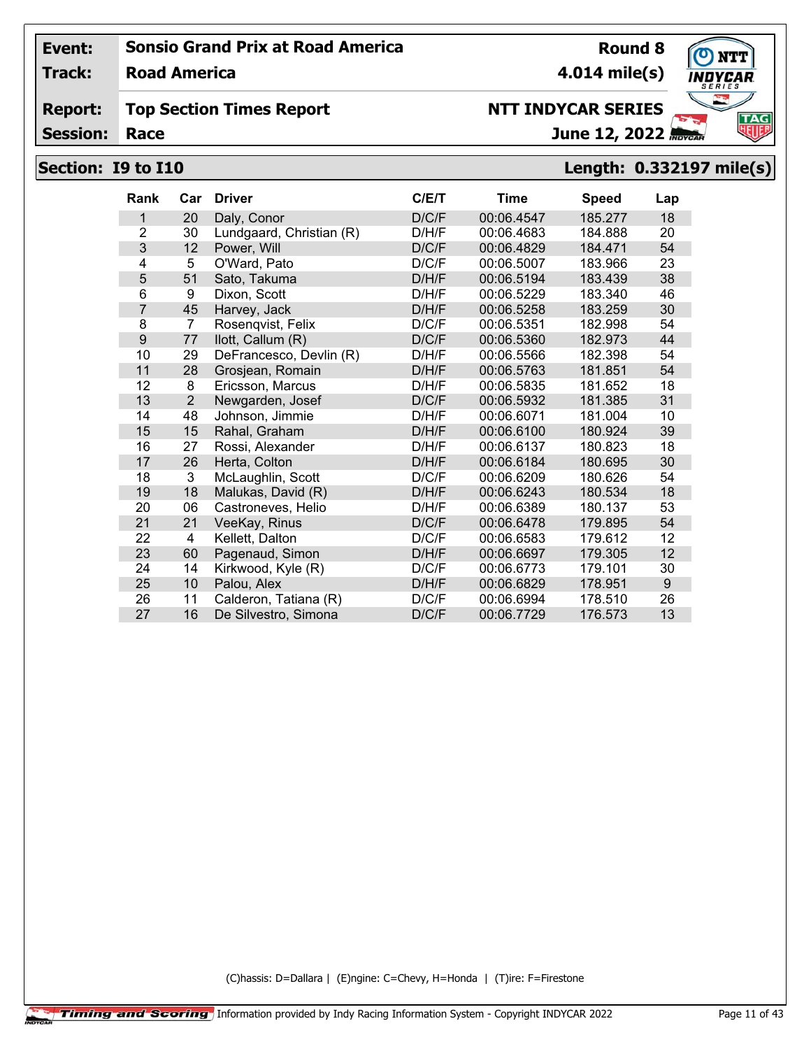| **Event:** | **Sonsio Grand Prix at Road America** | **Round 8** |
|---|---|---|
| **Track:** | **Road America** | **4.014 mile(s)** |
| **Report:** | **Top Section Times Report** | **NTT INDYCAR SERIES** |
| **Session:** | **Race** | **June 12, 2022** |

## Section: I9 to I10 — Length: 0.332197 mile(s)

| Rank | Car | Driver | C/E/T | Time | Speed | Lap |
|---|---|---|---|---|---|---|
| 1 | 20 | Daly, Conor | D/C/F | 00:06.4547 | 185.277 | 18 |
| 2 | 30 | Lundgaard, Christian (R) | D/H/F | 00:06.4683 | 184.888 | 20 |
| 3 | 12 | Power, Will | D/C/F | 00:06.4829 | 184.471 | 54 |
| 4 | 5 | O'Ward, Pato | D/C/F | 00:06.5007 | 183.966 | 23 |
| 5 | 51 | Sato, Takuma | D/H/F | 00:06.5194 | 183.439 | 38 |
| 6 | 9 | Dixon, Scott | D/H/F | 00:06.5229 | 183.340 | 46 |
| 7 | 45 | Harvey, Jack | D/H/F | 00:06.5258 | 183.259 | 30 |
| 8 | 7 | Rosenqvist, Felix | D/C/F | 00:06.5351 | 182.998 | 54 |
| 9 | 77 | Ilott, Callum (R) | D/C/F | 00:06.5360 | 182.973 | 44 |
| 10 | 29 | DeFrancesco, Devlin (R) | D/H/F | 00:06.5566 | 182.398 | 54 |
| 11 | 28 | Grosjean, Romain | D/H/F | 00:06.5763 | 181.851 | 54 |
| 12 | 8 | Ericsson, Marcus | D/H/F | 00:06.5835 | 181.652 | 18 |
| 13 | 2 | Newgarden, Josef | D/C/F | 00:06.5932 | 181.385 | 31 |
| 14 | 48 | Johnson, Jimmie | D/H/F | 00:06.6071 | 181.004 | 10 |
| 15 | 15 | Rahal, Graham | D/H/F | 00:06.6100 | 180.924 | 39 |
| 16 | 27 | Rossi, Alexander | D/H/F | 00:06.6137 | 180.823 | 18 |
| 17 | 26 | Herta, Colton | D/H/F | 00:06.6184 | 180.695 | 30 |
| 18 | 3 | McLaughlin, Scott | D/C/F | 00:06.6209 | 180.626 | 54 |
| 19 | 18 | Malukas, David (R) | D/H/F | 00:06.6243 | 180.534 | 18 |
| 20 | 06 | Castroneves, Helio | D/H/F | 00:06.6389 | 180.137 | 53 |
| 21 | 21 | VeeKay, Rinus | D/C/F | 00:06.6478 | 179.895 | 54 |
| 22 | 4 | Kellett, Dalton | D/C/F | 00:06.6583 | 179.612 | 12 |
| 23 | 60 | Pagenaud, Simon | D/H/F | 00:06.6697 | 179.305 | 12 |
| 24 | 14 | Kirkwood, Kyle (R) | D/C/F | 00:06.6773 | 179.101 | 30 |
| 25 | 10 | Palou, Alex | D/H/F | 00:06.6829 | 178.951 | 9 |
| 26 | 11 | Calderon, Tatiana (R) | D/C/F | 00:06.6994 | 178.510 | 26 |
| 27 | 16 | De Silvestro, Simona | D/C/F | 00:06.7729 | 176.573 | 13 |

(C)hassis: D=Dallara | (E)ngine: C=Chevy, H=Honda | (T)ire: F=Firestone

Timing and Scoring — Information provided by Indy Racing Information System - Copyright INDYCAR 2022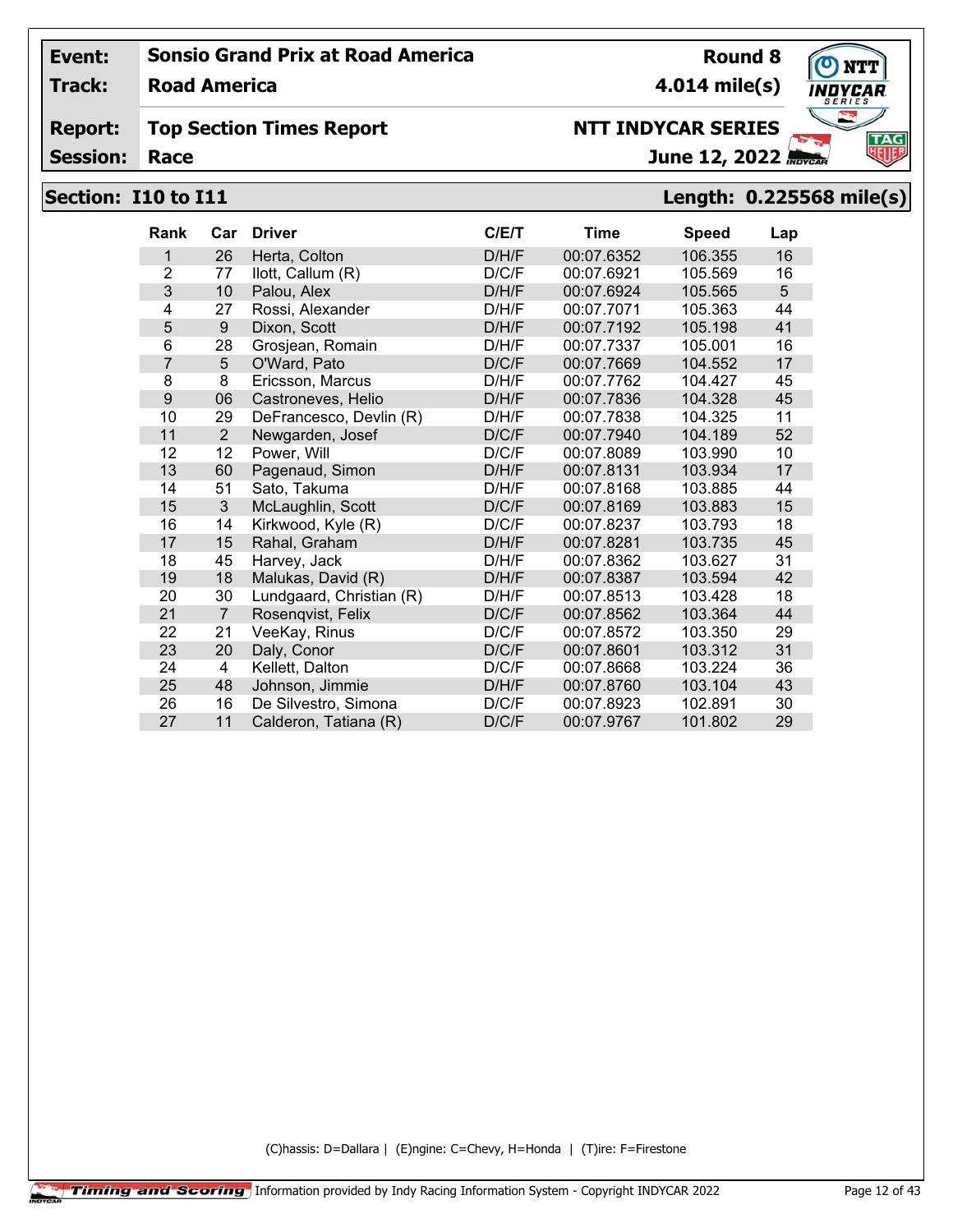**Event:** Sonsio Grand Prix at Road America — Round 8

**Track:** Road America — 4.014 mile(s)

**Report:** Top Section Times Report — NTT INDYCAR SERIES

**Session:** Race — June 12, 2022

## Section: I10 to I11 — Length: 0.225568 mile(s)

| Rank | Car | Driver | C/E/T | Time | Speed | Lap |
|---|---|---|---|---|---|---|
| 1 | 26 | Herta, Colton | D/H/F | 00:07.6352 | 106.355 | 16 |
| 2 | 77 | Ilott, Callum (R) | D/C/F | 00:07.6921 | 105.569 | 16 |
| 3 | 10 | Palou, Alex | D/H/F | 00:07.6924 | 105.565 | 5 |
| 4 | 27 | Rossi, Alexander | D/H/F | 00:07.7071 | 105.363 | 44 |
| 5 | 9 | Dixon, Scott | D/H/F | 00:07.7192 | 105.198 | 41 |
| 6 | 28 | Grosjean, Romain | D/H/F | 00:07.7337 | 105.001 | 16 |
| 7 | 5 | O'Ward, Pato | D/C/F | 00:07.7669 | 104.552 | 17 |
| 8 | 8 | Ericsson, Marcus | D/H/F | 00:07.7762 | 104.427 | 45 |
| 9 | 06 | Castroneves, Helio | D/H/F | 00:07.7836 | 104.328 | 45 |
| 10 | 29 | DeFrancesco, Devlin (R) | D/H/F | 00:07.7838 | 104.325 | 11 |
| 11 | 2 | Newgarden, Josef | D/C/F | 00:07.7940 | 104.189 | 52 |
| 12 | 12 | Power, Will | D/C/F | 00:07.8089 | 103.990 | 10 |
| 13 | 60 | Pagenaud, Simon | D/H/F | 00:07.8131 | 103.934 | 17 |
| 14 | 51 | Sato, Takuma | D/H/F | 00:07.8168 | 103.885 | 44 |
| 15 | 3 | McLaughlin, Scott | D/C/F | 00:07.8169 | 103.883 | 15 |
| 16 | 14 | Kirkwood, Kyle (R) | D/C/F | 00:07.8237 | 103.793 | 18 |
| 17 | 15 | Rahal, Graham | D/H/F | 00:07.8281 | 103.735 | 45 |
| 18 | 45 | Harvey, Jack | D/H/F | 00:07.8362 | 103.627 | 31 |
| 19 | 18 | Malukas, David (R) | D/H/F | 00:07.8387 | 103.594 | 42 |
| 20 | 30 | Lundgaard, Christian (R) | D/H/F | 00:07.8513 | 103.428 | 18 |
| 21 | 7 | Rosenqvist, Felix | D/C/F | 00:07.8562 | 103.364 | 44 |
| 22 | 21 | VeeKay, Rinus | D/C/F | 00:07.8572 | 103.350 | 29 |
| 23 | 20 | Daly, Conor | D/C/F | 00:07.8601 | 103.312 | 31 |
| 24 | 4 | Kellett, Dalton | D/C/F | 00:07.8668 | 103.224 | 36 |
| 25 | 48 | Johnson, Jimmie | D/H/F | 00:07.8760 | 103.104 | 43 |
| 26 | 16 | De Silvestro, Simona | D/C/F | 00:07.8923 | 102.891 | 30 |
| 27 | 11 | Calderon, Tatiana (R) | D/C/F | 00:07.9767 | 101.802 | 29 |

(C)hassis: D=Dallara | (E)ngine: C=Chevy, H=Honda | (T)ire: F=Firestone

Timing and Scoring — Information provided by Indy Racing Information System - Copyright INDYCAR 2022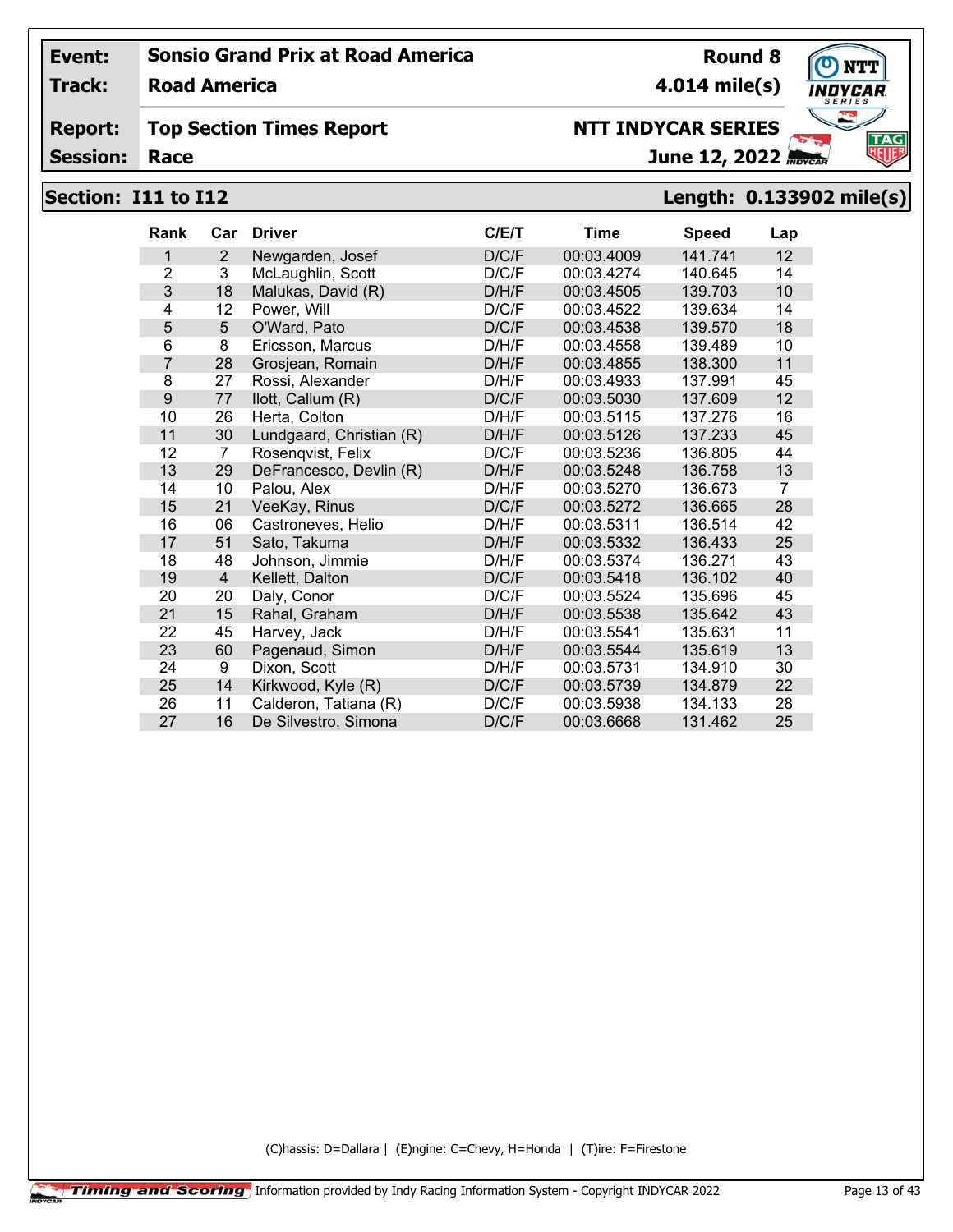| Event: | Sonsio Grand Prix at Road America | Round 8 |
|---|---|---|
| Track: | Road America | 4.014 mile(s) |
| Report: | Top Section Times Report | NTT INDYCAR SERIES |
| Session: | Race | June 12, 2022 |

## Section: I11 to I12 — Length: 0.133902 mile(s)

| Rank | Car | Driver | C/E/T | Time | Speed | Lap |
|---|---|---|---|---|---|---|
| 1 | 2 | Newgarden, Josef | D/C/F | 00:03.4009 | 141.741 | 12 |
| 2 | 3 | McLaughlin, Scott | D/C/F | 00:03.4274 | 140.645 | 14 |
| 3 | 18 | Malukas, David (R) | D/H/F | 00:03.4505 | 139.703 | 10 |
| 4 | 12 | Power, Will | D/C/F | 00:03.4522 | 139.634 | 14 |
| 5 | 5 | O'Ward, Pato | D/C/F | 00:03.4538 | 139.570 | 18 |
| 6 | 8 | Ericsson, Marcus | D/H/F | 00:03.4558 | 139.489 | 10 |
| 7 | 28 | Grosjean, Romain | D/H/F | 00:03.4855 | 138.300 | 11 |
| 8 | 27 | Rossi, Alexander | D/H/F | 00:03.4933 | 137.991 | 45 |
| 9 | 77 | Ilott, Callum (R) | D/C/F | 00:03.5030 | 137.609 | 12 |
| 10 | 26 | Herta, Colton | D/H/F | 00:03.5115 | 137.276 | 16 |
| 11 | 30 | Lundgaard, Christian (R) | D/H/F | 00:03.5126 | 137.233 | 45 |
| 12 | 7 | Rosenqvist, Felix | D/C/F | 00:03.5236 | 136.805 | 44 |
| 13 | 29 | DeFrancesco, Devlin (R) | D/H/F | 00:03.5248 | 136.758 | 13 |
| 14 | 10 | Palou, Alex | D/H/F | 00:03.5270 | 136.673 | 7 |
| 15 | 21 | VeeKay, Rinus | D/C/F | 00:03.5272 | 136.665 | 28 |
| 16 | 06 | Castroneves, Helio | D/H/F | 00:03.5311 | 136.514 | 42 |
| 17 | 51 | Sato, Takuma | D/H/F | 00:03.5332 | 136.433 | 25 |
| 18 | 48 | Johnson, Jimmie | D/H/F | 00:03.5374 | 136.271 | 43 |
| 19 | 4 | Kellett, Dalton | D/C/F | 00:03.5418 | 136.102 | 40 |
| 20 | 20 | Daly, Conor | D/C/F | 00:03.5524 | 135.696 | 45 |
| 21 | 15 | Rahal, Graham | D/H/F | 00:03.5538 | 135.642 | 43 |
| 22 | 45 | Harvey, Jack | D/H/F | 00:03.5541 | 135.631 | 11 |
| 23 | 60 | Pagenaud, Simon | D/H/F | 00:03.5544 | 135.619 | 13 |
| 24 | 9 | Dixon, Scott | D/H/F | 00:03.5731 | 134.910 | 30 |
| 25 | 14 | Kirkwood, Kyle (R) | D/C/F | 00:03.5739 | 134.879 | 22 |
| 26 | 11 | Calderon, Tatiana (R) | D/C/F | 00:03.5938 | 134.133 | 28 |
| 27 | 16 | De Silvestro, Simona | D/C/F | 00:03.6668 | 131.462 | 25 |

(C)hassis: D=Dallara | (E)ngine: C=Chevy, H=Honda | (T)ire: F=Firestone

Timing and Scoring Information provided by Indy Racing Information System - Copyright INDYCAR 2022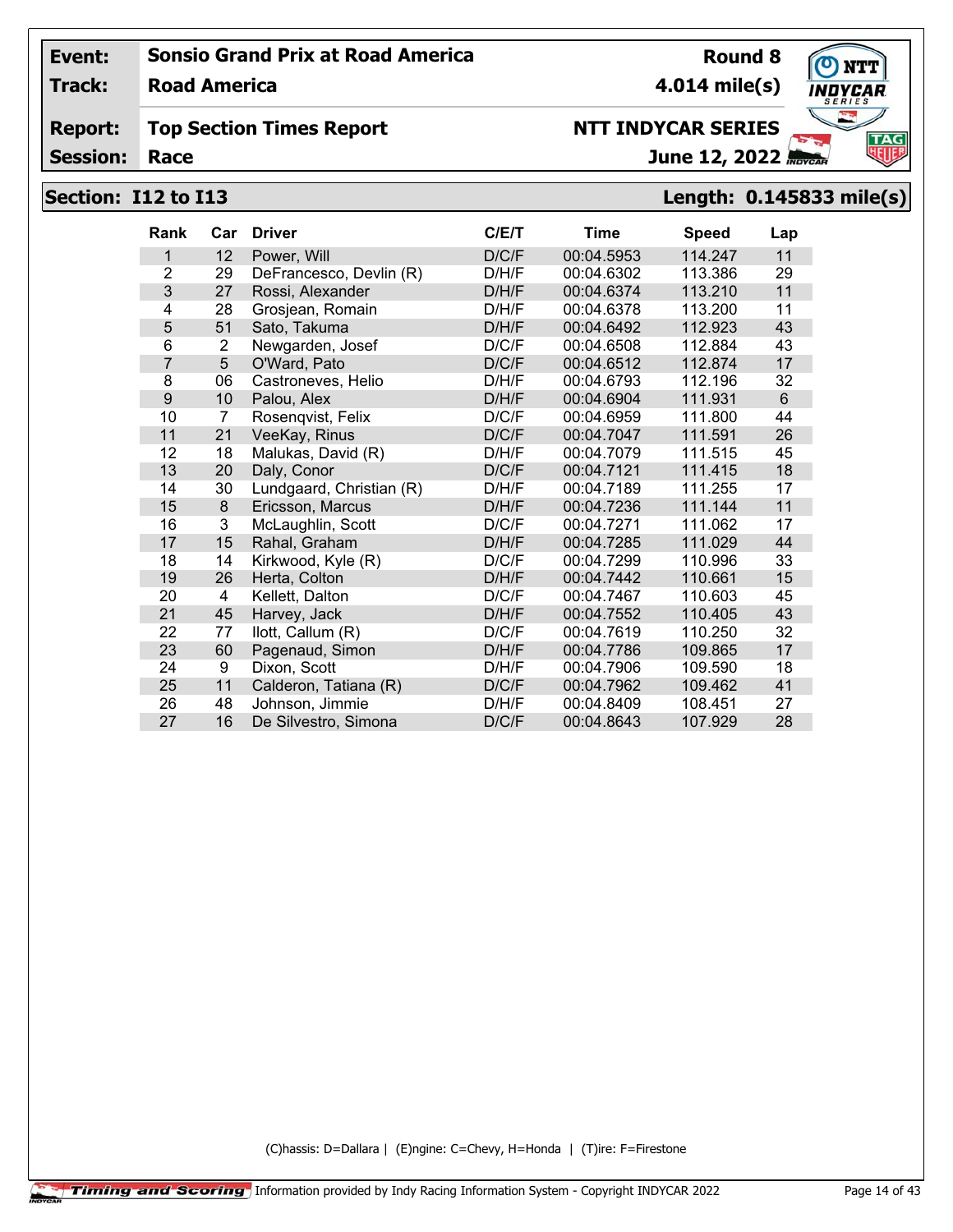| Event: | Sonsio Grand Prix at Road America | Round 8 |
|---|---|---|
| Track: | Road America | 4.014 mile(s) |
| Report: | Top Section Times Report | NTT INDYCAR SERIES |
| Session: | Race | June 12, 2022 |

## Section: I12 to I13 — Length: 0.145833 mile(s)

| Rank | Car | Driver | C/E/T | Time | Speed | Lap |
|---|---|---|---|---|---|---|
| 1 | 12 | Power, Will | D/C/F | 00:04.5953 | 114.247 | 11 |
| 2 | 29 | DeFrancesco, Devlin (R) | D/H/F | 00:04.6302 | 113.386 | 29 |
| 3 | 27 | Rossi, Alexander | D/H/F | 00:04.6374 | 113.210 | 11 |
| 4 | 28 | Grosjean, Romain | D/H/F | 00:04.6378 | 113.200 | 11 |
| 5 | 51 | Sato, Takuma | D/H/F | 00:04.6492 | 112.923 | 43 |
| 6 | 2 | Newgarden, Josef | D/C/F | 00:04.6508 | 112.884 | 43 |
| 7 | 5 | O'Ward, Pato | D/C/F | 00:04.6512 | 112.874 | 17 |
| 8 | 06 | Castroneves, Helio | D/H/F | 00:04.6793 | 112.196 | 32 |
| 9 | 10 | Palou, Alex | D/H/F | 00:04.6904 | 111.931 | 6 |
| 10 | 7 | Rosenqvist, Felix | D/C/F | 00:04.6959 | 111.800 | 44 |
| 11 | 21 | VeeKay, Rinus | D/C/F | 00:04.7047 | 111.591 | 26 |
| 12 | 18 | Malukas, David (R) | D/H/F | 00:04.7079 | 111.515 | 45 |
| 13 | 20 | Daly, Conor | D/C/F | 00:04.7121 | 111.415 | 18 |
| 14 | 30 | Lundgaard, Christian (R) | D/H/F | 00:04.7189 | 111.255 | 17 |
| 15 | 8 | Ericsson, Marcus | D/H/F | 00:04.7236 | 111.144 | 11 |
| 16 | 3 | McLaughlin, Scott | D/C/F | 00:04.7271 | 111.062 | 17 |
| 17 | 15 | Rahal, Graham | D/H/F | 00:04.7285 | 111.029 | 44 |
| 18 | 14 | Kirkwood, Kyle (R) | D/C/F | 00:04.7299 | 110.996 | 33 |
| 19 | 26 | Herta, Colton | D/H/F | 00:04.7442 | 110.661 | 15 |
| 20 | 4 | Kellett, Dalton | D/C/F | 00:04.7467 | 110.603 | 45 |
| 21 | 45 | Harvey, Jack | D/H/F | 00:04.7552 | 110.405 | 43 |
| 22 | 77 | Ilott, Callum (R) | D/C/F | 00:04.7619 | 110.250 | 32 |
| 23 | 60 | Pagenaud, Simon | D/H/F | 00:04.7786 | 109.865 | 17 |
| 24 | 9 | Dixon, Scott | D/H/F | 00:04.7906 | 109.590 | 18 |
| 25 | 11 | Calderon, Tatiana (R) | D/C/F | 00:04.7962 | 109.462 | 41 |
| 26 | 48 | Johnson, Jimmie | D/H/F | 00:04.8409 | 108.451 | 27 |
| 27 | 16 | De Silvestro, Simona | D/C/F | 00:04.8643 | 107.929 | 28 |

(C)hassis: D=Dallara | (E)ngine: C=Chevy, H=Honda | (T)ire: F=Firestone

Timing and Scoring — Information provided by Indy Racing Information System - Copyright INDYCAR 2022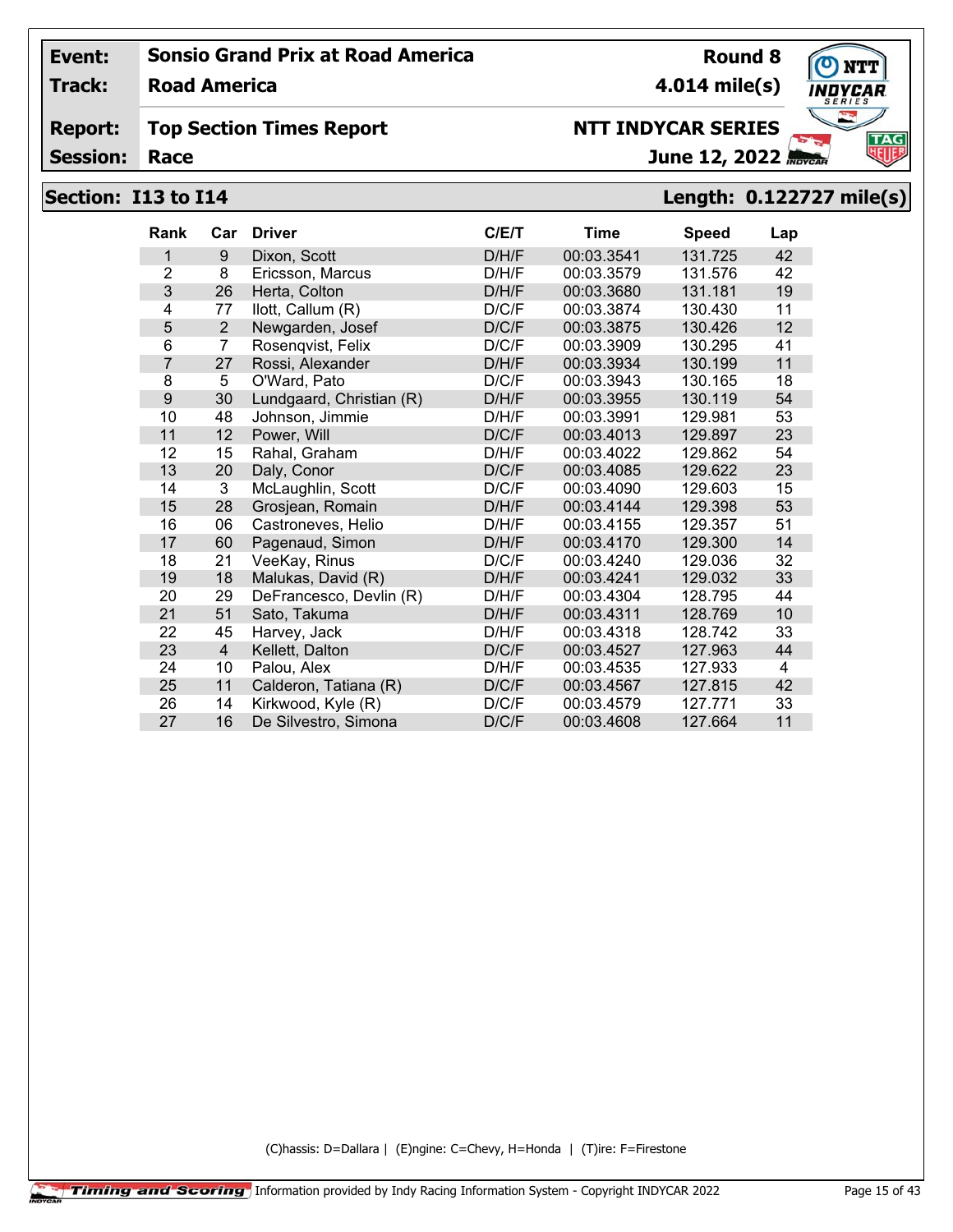| Event: | Sonsio Grand Prix at Road America | Round 8 |
|---|---|---|
| Track: | Road America | 4.014 mile(s) |
| Report: | Top Section Times Report | NTT INDYCAR SERIES |
| Session: | Race | June 12, 2022 |

## Section: I13 to I14 — Length: 0.122727 mile(s)

| Rank | Car | Driver | C/E/T | Time | Speed | Lap |
|---|---|---|---|---|---|---|
| 1 | 9 | Dixon, Scott | D/H/F | 00:03.3541 | 131.725 | 42 |
| 2 | 8 | Ericsson, Marcus | D/H/F | 00:03.3579 | 131.576 | 42 |
| 3 | 26 | Herta, Colton | D/H/F | 00:03.3680 | 131.181 | 19 |
| 4 | 77 | Ilott, Callum (R) | D/C/F | 00:03.3874 | 130.430 | 11 |
| 5 | 2 | Newgarden, Josef | D/C/F | 00:03.3875 | 130.426 | 12 |
| 6 | 7 | Rosenqvist, Felix | D/C/F | 00:03.3909 | 130.295 | 41 |
| 7 | 27 | Rossi, Alexander | D/H/F | 00:03.3934 | 130.199 | 11 |
| 8 | 5 | O'Ward, Pato | D/C/F | 00:03.3943 | 130.165 | 18 |
| 9 | 30 | Lundgaard, Christian (R) | D/H/F | 00:03.3955 | 130.119 | 54 |
| 10 | 48 | Johnson, Jimmie | D/H/F | 00:03.3991 | 129.981 | 53 |
| 11 | 12 | Power, Will | D/C/F | 00:03.4013 | 129.897 | 23 |
| 12 | 15 | Rahal, Graham | D/H/F | 00:03.4022 | 129.862 | 54 |
| 13 | 20 | Daly, Conor | D/C/F | 00:03.4085 | 129.622 | 23 |
| 14 | 3 | McLaughlin, Scott | D/C/F | 00:03.4090 | 129.603 | 15 |
| 15 | 28 | Grosjean, Romain | D/H/F | 00:03.4144 | 129.398 | 53 |
| 16 | 06 | Castroneves, Helio | D/H/F | 00:03.4155 | 129.357 | 51 |
| 17 | 60 | Pagenaud, Simon | D/H/F | 00:03.4170 | 129.300 | 14 |
| 18 | 21 | VeeKay, Rinus | D/C/F | 00:03.4240 | 129.036 | 32 |
| 19 | 18 | Malukas, David (R) | D/H/F | 00:03.4241 | 129.032 | 33 |
| 20 | 29 | DeFrancesco, Devlin (R) | D/H/F | 00:03.4304 | 128.795 | 44 |
| 21 | 51 | Sato, Takuma | D/H/F | 00:03.4311 | 128.769 | 10 |
| 22 | 45 | Harvey, Jack | D/H/F | 00:03.4318 | 128.742 | 33 |
| 23 | 4 | Kellett, Dalton | D/C/F | 00:03.4527 | 127.963 | 44 |
| 24 | 10 | Palou, Alex | D/H/F | 00:03.4535 | 127.933 | 4 |
| 25 | 11 | Calderon, Tatiana (R) | D/C/F | 00:03.4567 | 127.815 | 42 |
| 26 | 14 | Kirkwood, Kyle (R) | D/C/F | 00:03.4579 | 127.771 | 33 |
| 27 | 16 | De Silvestro, Simona | D/C/F | 00:03.4608 | 127.664 | 11 |

(C)hassis: D=Dallara | (E)ngine: C=Chevy, H=Honda | (T)ire: F=Firestone

Information provided by Indy Racing Information System - Copyright INDYCAR 2022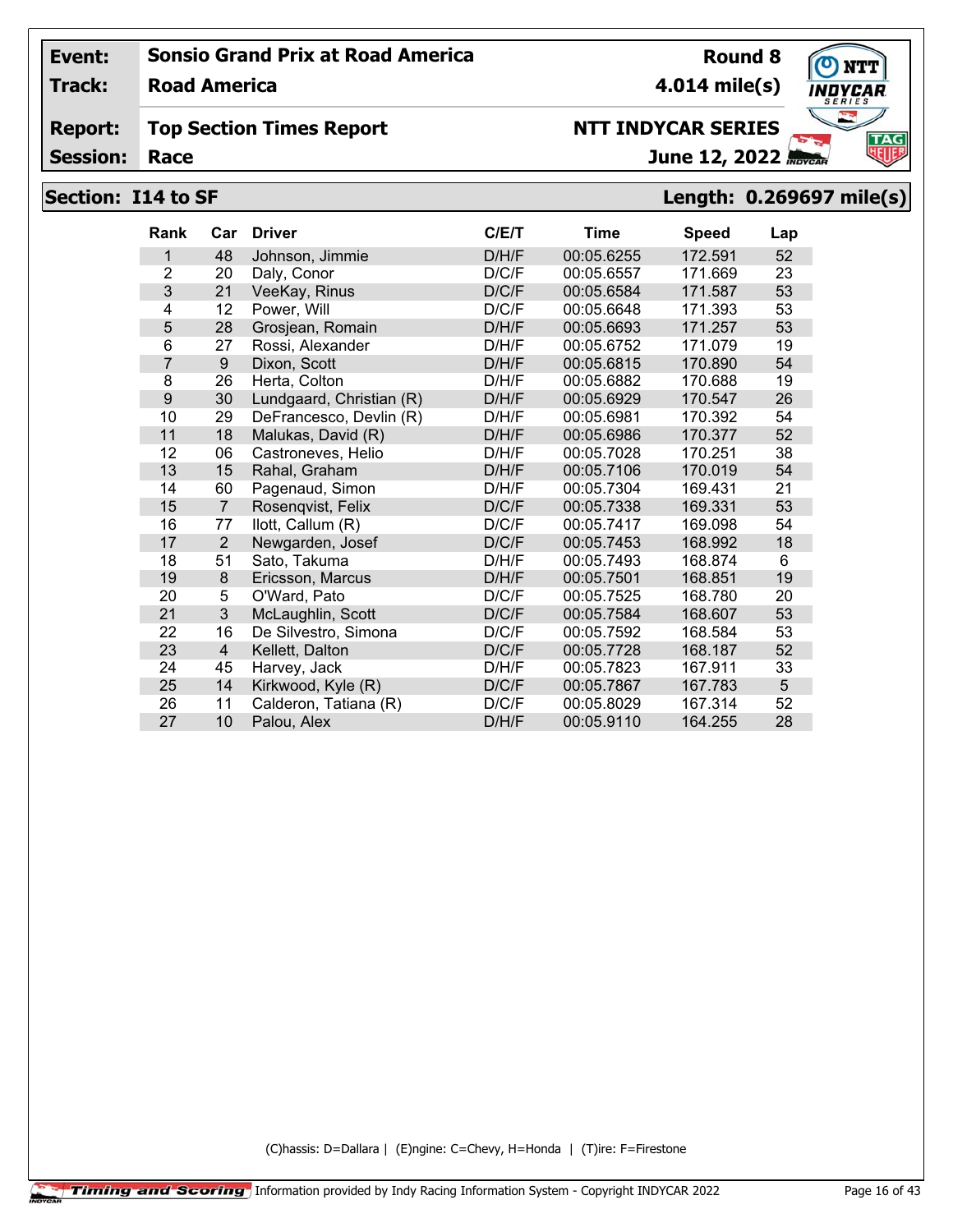| | | | |
|---|---|---|---|
| **Event:** | **Sonsio Grand Prix at Road America** | **Round 8** | |
| **Track:** | **Road America** | **4.014 mile(s)** | |
| **Report:** | **Top Section Times Report** | **NTT INDYCAR SERIES** | |
| **Session:** | **Race** | **June 12, 2022** | |

## Section: I14 to SF

**Length: 0.269697 mile(s)**

| Rank | Car | Driver | C/E/T | Time | Speed | Lap |
|---|---|---|---|---|---|---|
| 1 | 48 | Johnson, Jimmie | D/H/F | 00:05.6255 | 172.591 | 52 |
| 2 | 20 | Daly, Conor | D/C/F | 00:05.6557 | 171.669 | 23 |
| 3 | 21 | VeeKay, Rinus | D/C/F | 00:05.6584 | 171.587 | 53 |
| 4 | 12 | Power, Will | D/C/F | 00:05.6648 | 171.393 | 53 |
| 5 | 28 | Grosjean, Romain | D/H/F | 00:05.6693 | 171.257 | 53 |
| 6 | 27 | Rossi, Alexander | D/H/F | 00:05.6752 | 171.079 | 19 |
| 7 | 9 | Dixon, Scott | D/H/F | 00:05.6815 | 170.890 | 54 |
| 8 | 26 | Herta, Colton | D/H/F | 00:05.6882 | 170.688 | 19 |
| 9 | 30 | Lundgaard, Christian (R) | D/H/F | 00:05.6929 | 170.547 | 26 |
| 10 | 29 | DeFrancesco, Devlin (R) | D/H/F | 00:05.6981 | 170.392 | 54 |
| 11 | 18 | Malukas, David (R) | D/H/F | 00:05.6986 | 170.377 | 52 |
| 12 | 06 | Castroneves, Helio | D/H/F | 00:05.7028 | 170.251 | 38 |
| 13 | 15 | Rahal, Graham | D/H/F | 00:05.7106 | 170.019 | 54 |
| 14 | 60 | Pagenaud, Simon | D/H/F | 00:05.7304 | 169.431 | 21 |
| 15 | 7 | Rosenqvist, Felix | D/C/F | 00:05.7338 | 169.331 | 53 |
| 16 | 77 | Ilott, Callum (R) | D/C/F | 00:05.7417 | 169.098 | 54 |
| 17 | 2 | Newgarden, Josef | D/C/F | 00:05.7453 | 168.992 | 18 |
| 18 | 51 | Sato, Takuma | D/H/F | 00:05.7493 | 168.874 | 6 |
| 19 | 8 | Ericsson, Marcus | D/H/F | 00:05.7501 | 168.851 | 19 |
| 20 | 5 | O'Ward, Pato | D/C/F | 00:05.7525 | 168.780 | 20 |
| 21 | 3 | McLaughlin, Scott | D/C/F | 00:05.7584 | 168.607 | 53 |
| 22 | 16 | De Silvestro, Simona | D/C/F | 00:05.7592 | 168.584 | 53 |
| 23 | 4 | Kellett, Dalton | D/C/F | 00:05.7728 | 168.187 | 52 |
| 24 | 45 | Harvey, Jack | D/H/F | 00:05.7823 | 167.911 | 33 |
| 25 | 14 | Kirkwood, Kyle (R) | D/C/F | 00:05.7867 | 167.783 | 5 |
| 26 | 11 | Calderon, Tatiana (R) | D/C/F | 00:05.8029 | 167.314 | 52 |
| 27 | 10 | Palou, Alex | D/H/F | 00:05.9110 | 164.255 | 28 |

(C)hassis: D=Dallara | (E)ngine: C=Chevy, H=Honda | (T)ire: F=Firestone

Timing and Scoring Information provided by Indy Racing Information System - Copyright INDYCAR 2022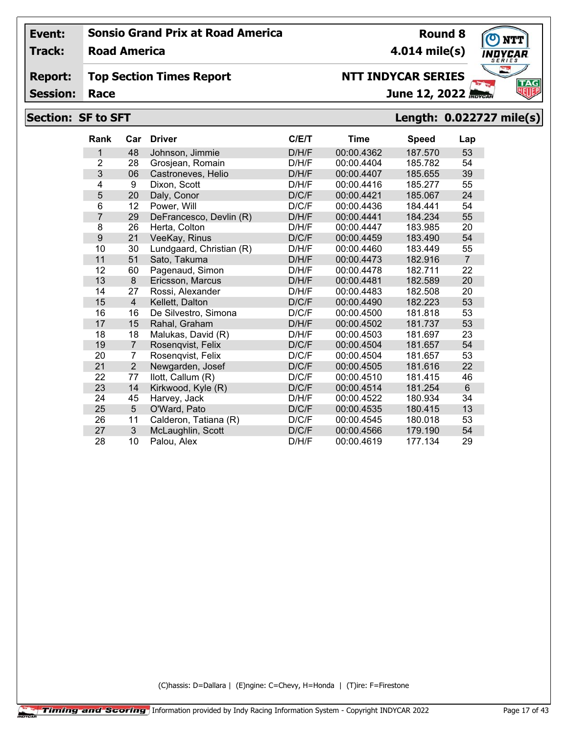| **Event:** | **Sonsio Grand Prix at Road America** | **Round 8** |
|---|---|---|
| **Track:** | **Road America** | **4.014 mile(s)** |
| **Report:** | **Top Section Times Report** | **NTT INDYCAR SERIES** |
| **Session:** | **Race** | **June 12, 2022** |

## Section: SF to SFT — Length: 0.022727 mile(s)

| Rank | Car | Driver | C/E/T | Time | Speed | Lap |
|---|---|---|---|---|---|---|
| 1 | 48 | Johnson, Jimmie | D/H/F | 00:00.4362 | 187.570 | 53 |
| 2 | 28 | Grosjean, Romain | D/H/F | 00:00.4404 | 185.782 | 54 |
| 3 | 06 | Castroneves, Helio | D/H/F | 00:00.4407 | 185.655 | 39 |
| 4 | 9 | Dixon, Scott | D/H/F | 00:00.4416 | 185.277 | 55 |
| 5 | 20 | Daly, Conor | D/C/F | 00:00.4421 | 185.067 | 24 |
| 6 | 12 | Power, Will | D/C/F | 00:00.4436 | 184.441 | 54 |
| 7 | 29 | DeFrancesco, Devlin (R) | D/H/F | 00:00.4441 | 184.234 | 55 |
| 8 | 26 | Herta, Colton | D/H/F | 00:00.4447 | 183.985 | 20 |
| 9 | 21 | VeeKay, Rinus | D/C/F | 00:00.4459 | 183.490 | 54 |
| 10 | 30 | Lundgaard, Christian (R) | D/H/F | 00:00.4460 | 183.449 | 55 |
| 11 | 51 | Sato, Takuma | D/H/F | 00:00.4473 | 182.916 | 7 |
| 12 | 60 | Pagenaud, Simon | D/H/F | 00:00.4478 | 182.711 | 22 |
| 13 | 8 | Ericsson, Marcus | D/H/F | 00:00.4481 | 182.589 | 20 |
| 14 | 27 | Rossi, Alexander | D/H/F | 00:00.4483 | 182.508 | 20 |
| 15 | 4 | Kellett, Dalton | D/C/F | 00:00.4490 | 182.223 | 53 |
| 16 | 16 | De Silvestro, Simona | D/C/F | 00:00.4500 | 181.818 | 53 |
| 17 | 15 | Rahal, Graham | D/H/F | 00:00.4502 | 181.737 | 53 |
| 18 | 18 | Malukas, David (R) | D/H/F | 00:00.4503 | 181.697 | 23 |
| 19 | 7 | Rosenqvist, Felix | D/C/F | 00:00.4504 | 181.657 | 54 |
| 20 | 7 | Rosenqvist, Felix | D/C/F | 00:00.4504 | 181.657 | 53 |
| 21 | 2 | Newgarden, Josef | D/C/F | 00:00.4505 | 181.616 | 22 |
| 22 | 77 | Ilott, Callum (R) | D/C/F | 00:00.4510 | 181.415 | 46 |
| 23 | 14 | Kirkwood, Kyle (R) | D/C/F | 00:00.4514 | 181.254 | 6 |
| 24 | 45 | Harvey, Jack | D/H/F | 00:00.4522 | 180.934 | 34 |
| 25 | 5 | O'Ward, Pato | D/C/F | 00:00.4535 | 180.415 | 13 |
| 26 | 11 | Calderon, Tatiana (R) | D/C/F | 00:00.4545 | 180.018 | 53 |
| 27 | 3 | McLaughlin, Scott | D/C/F | 00:00.4566 | 179.190 | 54 |
| 28 | 10 | Palou, Alex | D/H/F | 00:00.4619 | 177.134 | 29 |

(C)hassis: D=Dallara | (E)ngine: C=Chevy, H=Honda | (T)ire: F=Firestone

Timing and Scoring — Information provided by Indy Racing Information System - Copyright INDYCAR 2022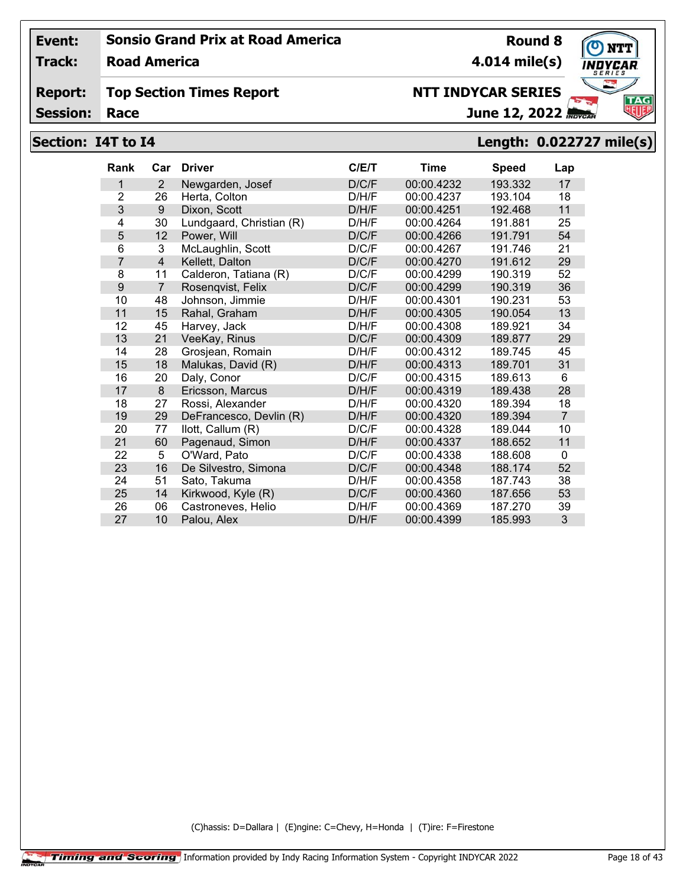| **Event:** | **Sonsio Grand Prix at Road America** | **Round 8** |
|---|---|---|
| **Track:** | **Road America** | **4.014 mile(s)** |
| **Report:** | **Top Section Times Report** | **NTT INDYCAR SERIES** |
| **Session:** | **Race** | **June 12, 2022** |

## Section: I4T to I4 — Length: 0.022727 mile(s)

| Rank | Car | Driver | C/E/T | Time | Speed | Lap |
|---|---|---|---|---|---|---|
| 1 | 2 | Newgarden, Josef | D/C/F | 00:00.4232 | 193.332 | 17 |
| 2 | 26 | Herta, Colton | D/H/F | 00:00.4237 | 193.104 | 18 |
| 3 | 9 | Dixon, Scott | D/H/F | 00:00.4251 | 192.468 | 11 |
| 4 | 30 | Lundgaard, Christian (R) | D/H/F | 00:00.4264 | 191.881 | 25 |
| 5 | 12 | Power, Will | D/C/F | 00:00.4266 | 191.791 | 54 |
| 6 | 3 | McLaughlin, Scott | D/C/F | 00:00.4267 | 191.746 | 21 |
| 7 | 4 | Kellett, Dalton | D/C/F | 00:00.4270 | 191.612 | 29 |
| 8 | 11 | Calderon, Tatiana (R) | D/C/F | 00:00.4299 | 190.319 | 52 |
| 9 | 7 | Rosenqvist, Felix | D/C/F | 00:00.4299 | 190.319 | 36 |
| 10 | 48 | Johnson, Jimmie | D/H/F | 00:00.4301 | 190.231 | 53 |
| 11 | 15 | Rahal, Graham | D/H/F | 00:00.4305 | 190.054 | 13 |
| 12 | 45 | Harvey, Jack | D/H/F | 00:00.4308 | 189.921 | 34 |
| 13 | 21 | VeeKay, Rinus | D/C/F | 00:00.4309 | 189.877 | 29 |
| 14 | 28 | Grosjean, Romain | D/H/F | 00:00.4312 | 189.745 | 45 |
| 15 | 18 | Malukas, David (R) | D/H/F | 00:00.4313 | 189.701 | 31 |
| 16 | 20 | Daly, Conor | D/C/F | 00:00.4315 | 189.613 | 6 |
| 17 | 8 | Ericsson, Marcus | D/H/F | 00:00.4319 | 189.438 | 28 |
| 18 | 27 | Rossi, Alexander | D/H/F | 00:00.4320 | 189.394 | 18 |
| 19 | 29 | DeFrancesco, Devlin (R) | D/H/F | 00:00.4320 | 189.394 | 7 |
| 20 | 77 | Ilott, Callum (R) | D/C/F | 00:00.4328 | 189.044 | 10 |
| 21 | 60 | Pagenaud, Simon | D/H/F | 00:00.4337 | 188.652 | 11 |
| 22 | 5 | O'Ward, Pato | D/C/F | 00:00.4338 | 188.608 | 0 |
| 23 | 16 | De Silvestro, Simona | D/C/F | 00:00.4348 | 188.174 | 52 |
| 24 | 51 | Sato, Takuma | D/H/F | 00:00.4358 | 187.743 | 38 |
| 25 | 14 | Kirkwood, Kyle (R) | D/C/F | 00:00.4360 | 187.656 | 53 |
| 26 | 06 | Castroneves, Helio | D/H/F | 00:00.4369 | 187.270 | 39 |
| 27 | 10 | Palou, Alex | D/H/F | 00:00.4399 | 185.993 | 3 |

(C)hassis: D=Dallara | (E)ngine: C=Chevy, H=Honda | (T)ire: F=Firestone

Timing and Scoring — Information provided by Indy Racing Information System - Copyright INDYCAR 2022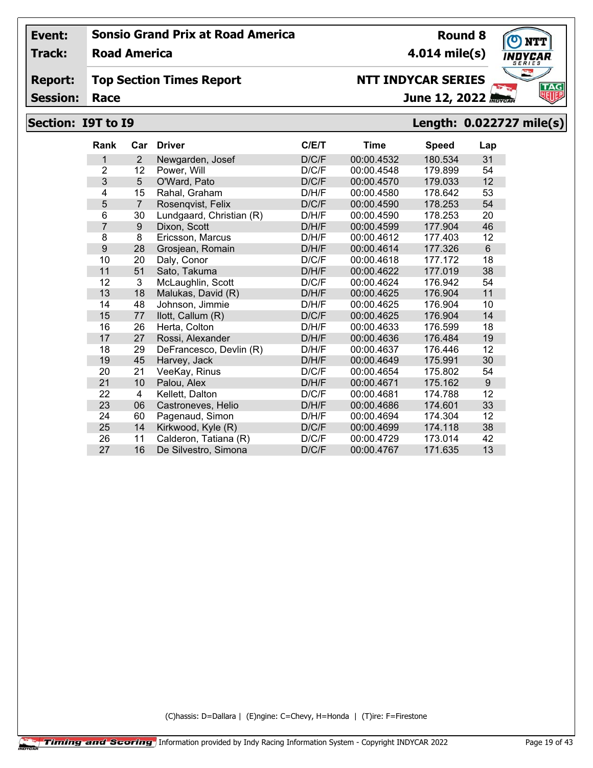| Event: | Sonsio Grand Prix at Road America | Round 8 |
|---|---|---|
| Track: | Road America | 4.014 mile(s) |
| Report: | Top Section Times Report | NTT INDYCAR SERIES |
| Session: | Race | June 12, 2022 |

## Section: I9T to I9 — Length: 0.022727 mile(s)

| Rank | Car | Driver | C/E/T | Time | Speed | Lap |
|---|---|---|---|---|---|---|
| 1 | 2 | Newgarden, Josef | D/C/F | 00:00.4532 | 180.534 | 31 |
| 2 | 12 | Power, Will | D/C/F | 00:00.4548 | 179.899 | 54 |
| 3 | 5 | O'Ward, Pato | D/C/F | 00:00.4570 | 179.033 | 12 |
| 4 | 15 | Rahal, Graham | D/H/F | 00:00.4580 | 178.642 | 53 |
| 5 | 7 | Rosenqvist, Felix | D/C/F | 00:00.4590 | 178.253 | 54 |
| 6 | 30 | Lundgaard, Christian (R) | D/H/F | 00:00.4590 | 178.253 | 20 |
| 7 | 9 | Dixon, Scott | D/H/F | 00:00.4599 | 177.904 | 46 |
| 8 | 8 | Ericsson, Marcus | D/H/F | 00:00.4612 | 177.403 | 12 |
| 9 | 28 | Grosjean, Romain | D/H/F | 00:00.4614 | 177.326 | 6 |
| 10 | 20 | Daly, Conor | D/C/F | 00:00.4618 | 177.172 | 18 |
| 11 | 51 | Sato, Takuma | D/H/F | 00:00.4622 | 177.019 | 38 |
| 12 | 3 | McLaughlin, Scott | D/C/F | 00:00.4624 | 176.942 | 54 |
| 13 | 18 | Malukas, David (R) | D/H/F | 00:00.4625 | 176.904 | 11 |
| 14 | 48 | Johnson, Jimmie | D/H/F | 00:00.4625 | 176.904 | 10 |
| 15 | 77 | Ilott, Callum (R) | D/C/F | 00:00.4625 | 176.904 | 14 |
| 16 | 26 | Herta, Colton | D/H/F | 00:00.4633 | 176.599 | 18 |
| 17 | 27 | Rossi, Alexander | D/H/F | 00:00.4636 | 176.484 | 19 |
| 18 | 29 | DeFrancesco, Devlin (R) | D/H/F | 00:00.4637 | 176.446 | 12 |
| 19 | 45 | Harvey, Jack | D/H/F | 00:00.4649 | 175.991 | 30 |
| 20 | 21 | VeeKay, Rinus | D/C/F | 00:00.4654 | 175.802 | 54 |
| 21 | 10 | Palou, Alex | D/H/F | 00:00.4671 | 175.162 | 9 |
| 22 | 4 | Kellett, Dalton | D/C/F | 00:00.4681 | 174.788 | 12 |
| 23 | 06 | Castroneves, Helio | D/H/F | 00:00.4686 | 174.601 | 33 |
| 24 | 60 | Pagenaud, Simon | D/H/F | 00:00.4694 | 174.304 | 12 |
| 25 | 14 | Kirkwood, Kyle (R) | D/C/F | 00:00.4699 | 174.118 | 38 |
| 26 | 11 | Calderon, Tatiana (R) | D/C/F | 00:00.4729 | 173.014 | 42 |
| 27 | 16 | De Silvestro, Simona | D/C/F | 00:00.4767 | 171.635 | 13 |

(C)hassis: D=Dallara | (E)ngine: C=Chevy, H=Honda | (T)ire: F=Firestone

Timing and Scoring Information provided by Indy Racing Information System - Copyright INDYCAR 2022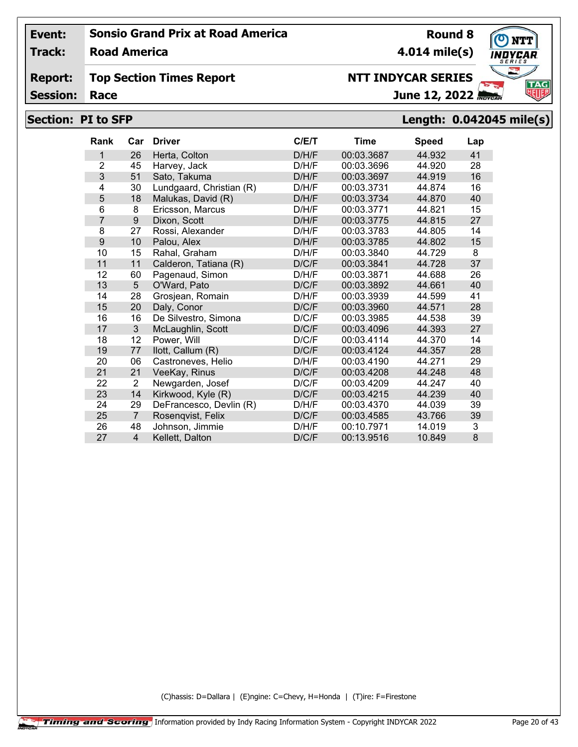| | | | |
|---|---|---|---|
| **Event:** | **Sonsio Grand Prix at Road America** | **Round 8** | |
| **Track:** | **Road America** | **4.014 mile(s)** | |
| **Report:** | **Top Section Times Report** | **NTT INDYCAR SERIES** | |
| **Session:** | **Race** | **June 12, 2022** | |

## Section: PI to SFP — Length: 0.042045 mile(s)

| Rank | Car | Driver | C/E/T | Time | Speed | Lap |
|---|---|---|---|---|---|---|
| 1 | 26 | Herta, Colton | D/H/F | 00:03.3687 | 44.932 | 41 |
| 2 | 45 | Harvey, Jack | D/H/F | 00:03.3696 | 44.920 | 28 |
| 3 | 51 | Sato, Takuma | D/H/F | 00:03.3697 | 44.919 | 16 |
| 4 | 30 | Lundgaard, Christian (R) | D/H/F | 00:03.3731 | 44.874 | 16 |
| 5 | 18 | Malukas, David (R) | D/H/F | 00:03.3734 | 44.870 | 40 |
| 6 | 8 | Ericsson, Marcus | D/H/F | 00:03.3771 | 44.821 | 15 |
| 7 | 9 | Dixon, Scott | D/H/F | 00:03.3775 | 44.815 | 27 |
| 8 | 27 | Rossi, Alexander | D/H/F | 00:03.3783 | 44.805 | 14 |
| 9 | 10 | Palou, Alex | D/H/F | 00:03.3785 | 44.802 | 15 |
| 10 | 15 | Rahal, Graham | D/H/F | 00:03.3840 | 44.729 | 8 |
| 11 | 11 | Calderon, Tatiana (R) | D/C/F | 00:03.3841 | 44.728 | 37 |
| 12 | 60 | Pagenaud, Simon | D/H/F | 00:03.3871 | 44.688 | 26 |
| 13 | 5 | O'Ward, Pato | D/C/F | 00:03.3892 | 44.661 | 40 |
| 14 | 28 | Grosjean, Romain | D/H/F | 00:03.3939 | 44.599 | 41 |
| 15 | 20 | Daly, Conor | D/C/F | 00:03.3960 | 44.571 | 28 |
| 16 | 16 | De Silvestro, Simona | D/C/F | 00:03.3985 | 44.538 | 39 |
| 17 | 3 | McLaughlin, Scott | D/C/F | 00:03.4096 | 44.393 | 27 |
| 18 | 12 | Power, Will | D/C/F | 00:03.4114 | 44.370 | 14 |
| 19 | 77 | Ilott, Callum (R) | D/C/F | 00:03.4124 | 44.357 | 28 |
| 20 | 06 | Castroneves, Helio | D/H/F | 00:03.4190 | 44.271 | 29 |
| 21 | 21 | VeeKay, Rinus | D/C/F | 00:03.4208 | 44.248 | 48 |
| 22 | 2 | Newgarden, Josef | D/C/F | 00:03.4209 | 44.247 | 40 |
| 23 | 14 | Kirkwood, Kyle (R) | D/C/F | 00:03.4215 | 44.239 | 40 |
| 24 | 29 | DeFrancesco, Devlin (R) | D/H/F | 00:03.4370 | 44.039 | 39 |
| 25 | 7 | Rosenqvist, Felix | D/C/F | 00:03.4585 | 43.766 | 39 |
| 26 | 48 | Johnson, Jimmie | D/H/F | 00:10.7971 | 14.019 | 3 |
| 27 | 4 | Kellett, Dalton | D/C/F | 00:13.9516 | 10.849 | 8 |

(C)hassis: D=Dallara | (E)ngine: C=Chevy, H=Honda | (T)ire: F=Firestone

Timing and Scoring — Information provided by Indy Racing Information System - Copyright INDYCAR 2022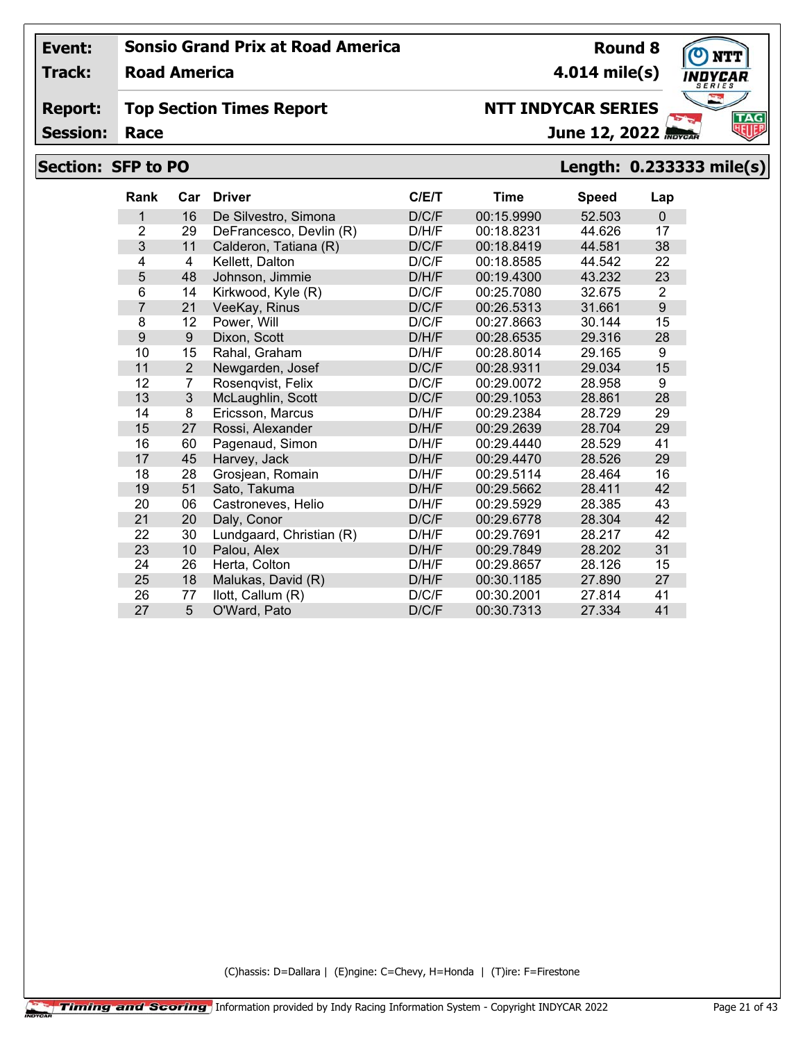**Event:** Sonsio Grand Prix at Road America — **Round 8**

**Track:** Road America — **4.014 mile(s)**

**Report:** Top Section Times Report — **NTT INDYCAR SERIES**

**Session:** Race — **June 12, 2022**

## Section: SFP to PO — Length: 0.233333 mile(s)

| Rank | Car | Driver | C/E/T | Time | Speed | Lap |
|---|---|---|---|---|---|---|
| 1 | 16 | De Silvestro, Simona | D/C/F | 00:15.9990 | 52.503 | 0 |
| 2 | 29 | DeFrancesco, Devlin (R) | D/H/F | 00:18.8231 | 44.626 | 17 |
| 3 | 11 | Calderon, Tatiana (R) | D/C/F | 00:18.8419 | 44.581 | 38 |
| 4 | 4 | Kellett, Dalton | D/C/F | 00:18.8585 | 44.542 | 22 |
| 5 | 48 | Johnson, Jimmie | D/H/F | 00:19.4300 | 43.232 | 23 |
| 6 | 14 | Kirkwood, Kyle (R) | D/C/F | 00:25.7080 | 32.675 | 2 |
| 7 | 21 | VeeKay, Rinus | D/C/F | 00:26.5313 | 31.661 | 9 |
| 8 | 12 | Power, Will | D/C/F | 00:27.8663 | 30.144 | 15 |
| 9 | 9 | Dixon, Scott | D/H/F | 00:28.6535 | 29.316 | 28 |
| 10 | 15 | Rahal, Graham | D/H/F | 00:28.8014 | 29.165 | 9 |
| 11 | 2 | Newgarden, Josef | D/C/F | 00:28.9311 | 29.034 | 15 |
| 12 | 7 | Rosenqvist, Felix | D/C/F | 00:29.0072 | 28.958 | 9 |
| 13 | 3 | McLaughlin, Scott | D/C/F | 00:29.1053 | 28.861 | 28 |
| 14 | 8 | Ericsson, Marcus | D/H/F | 00:29.2384 | 28.729 | 29 |
| 15 | 27 | Rossi, Alexander | D/H/F | 00:29.2639 | 28.704 | 29 |
| 16 | 60 | Pagenaud, Simon | D/H/F | 00:29.4440 | 28.529 | 41 |
| 17 | 45 | Harvey, Jack | D/H/F | 00:29.4470 | 28.526 | 29 |
| 18 | 28 | Grosjean, Romain | D/H/F | 00:29.5114 | 28.464 | 16 |
| 19 | 51 | Sato, Takuma | D/H/F | 00:29.5662 | 28.411 | 42 |
| 20 | 06 | Castroneves, Helio | D/H/F | 00:29.5929 | 28.385 | 43 |
| 21 | 20 | Daly, Conor | D/C/F | 00:29.6778 | 28.304 | 42 |
| 22 | 30 | Lundgaard, Christian (R) | D/H/F | 00:29.7691 | 28.217 | 42 |
| 23 | 10 | Palou, Alex | D/H/F | 00:29.7849 | 28.202 | 31 |
| 24 | 26 | Herta, Colton | D/H/F | 00:29.8657 | 28.126 | 15 |
| 25 | 18 | Malukas, David (R) | D/H/F | 00:30.1185 | 27.890 | 27 |
| 26 | 77 | Ilott, Callum (R) | D/C/F | 00:30.2001 | 27.814 | 41 |
| 27 | 5 | O'Ward, Pato | D/C/F | 00:30.7313 | 27.334 | 41 |

(C)hassis: D=Dallara | (E)ngine: C=Chevy, H=Honda | (T)ire: F=Firestone

Timing and Scoring — Information provided by Indy Racing Information System - Copyright INDYCAR 2022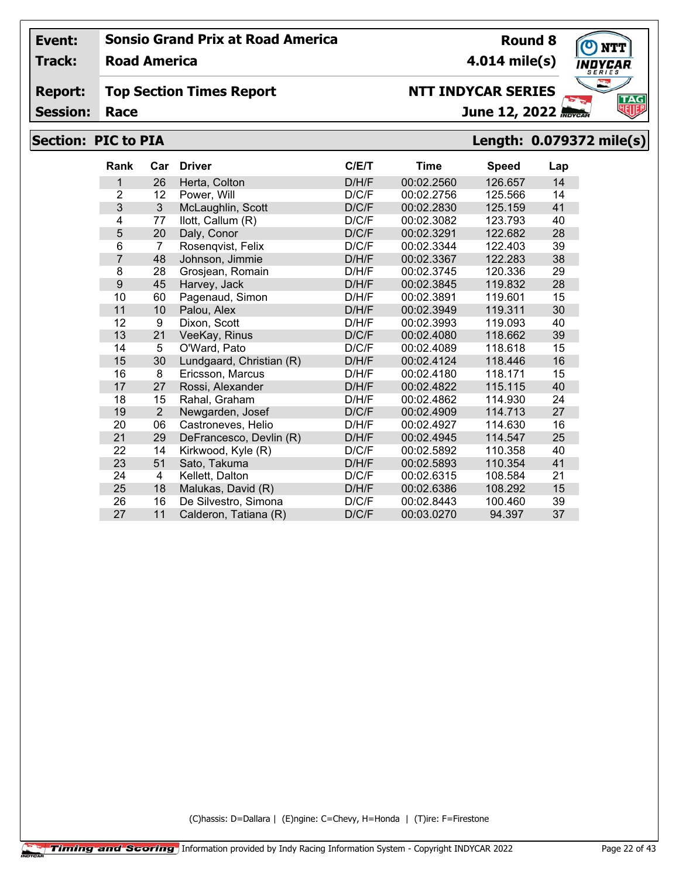| Event: | Sonsio Grand Prix at Road America | Round 8 |
|---|---|---|
| Track: | Road America | 4.014 mile(s) |
| Report: | Top Section Times Report | NTT INDYCAR SERIES |
| Session: | Race | June 12, 2022 |

## Section: PIC to PIA — Length: 0.079372 mile(s)

| Rank | Car | Driver | C/E/T | Time | Speed | Lap |
|---|---|---|---|---|---|---|
| 1 | 26 | Herta, Colton | D/H/F | 00:02.2560 | 126.657 | 14 |
| 2 | 12 | Power, Will | D/C/F | 00:02.2756 | 125.566 | 14 |
| 3 | 3 | McLaughlin, Scott | D/C/F | 00:02.2830 | 125.159 | 41 |
| 4 | 77 | Ilott, Callum (R) | D/C/F | 00:02.3082 | 123.793 | 40 |
| 5 | 20 | Daly, Conor | D/C/F | 00:02.3291 | 122.682 | 28 |
| 6 | 7 | Rosenqvist, Felix | D/C/F | 00:02.3344 | 122.403 | 39 |
| 7 | 48 | Johnson, Jimmie | D/H/F | 00:02.3367 | 122.283 | 38 |
| 8 | 28 | Grosjean, Romain | D/H/F | 00:02.3745 | 120.336 | 29 |
| 9 | 45 | Harvey, Jack | D/H/F | 00:02.3845 | 119.832 | 28 |
| 10 | 60 | Pagenaud, Simon | D/H/F | 00:02.3891 | 119.601 | 15 |
| 11 | 10 | Palou, Alex | D/H/F | 00:02.3949 | 119.311 | 30 |
| 12 | 9 | Dixon, Scott | D/H/F | 00:02.3993 | 119.093 | 40 |
| 13 | 21 | VeeKay, Rinus | D/C/F | 00:02.4080 | 118.662 | 39 |
| 14 | 5 | O'Ward, Pato | D/C/F | 00:02.4089 | 118.618 | 15 |
| 15 | 30 | Lundgaard, Christian (R) | D/H/F | 00:02.4124 | 118.446 | 16 |
| 16 | 8 | Ericsson, Marcus | D/H/F | 00:02.4180 | 118.171 | 15 |
| 17 | 27 | Rossi, Alexander | D/H/F | 00:02.4822 | 115.115 | 40 |
| 18 | 15 | Rahal, Graham | D/H/F | 00:02.4862 | 114.930 | 24 |
| 19 | 2 | Newgarden, Josef | D/C/F | 00:02.4909 | 114.713 | 27 |
| 20 | 06 | Castroneves, Helio | D/H/F | 00:02.4927 | 114.630 | 16 |
| 21 | 29 | DeFrancesco, Devlin (R) | D/H/F | 00:02.4945 | 114.547 | 25 |
| 22 | 14 | Kirkwood, Kyle (R) | D/C/F | 00:02.5892 | 110.358 | 40 |
| 23 | 51 | Sato, Takuma | D/H/F | 00:02.5893 | 110.354 | 41 |
| 24 | 4 | Kellett, Dalton | D/C/F | 00:02.6315 | 108.584 | 21 |
| 25 | 18 | Malukas, David (R) | D/H/F | 00:02.6386 | 108.292 | 15 |
| 26 | 16 | De Silvestro, Simona | D/C/F | 00:02.8443 | 100.460 | 39 |
| 27 | 11 | Calderon, Tatiana (R) | D/C/F | 00:03.0270 | 94.397 | 37 |

(C)hassis: D=Dallara | (E)ngine: C=Chevy, H=Honda | (T)ire: F=Firestone

Timing and Scoring Information provided by Indy Racing Information System - Copyright INDYCAR 2022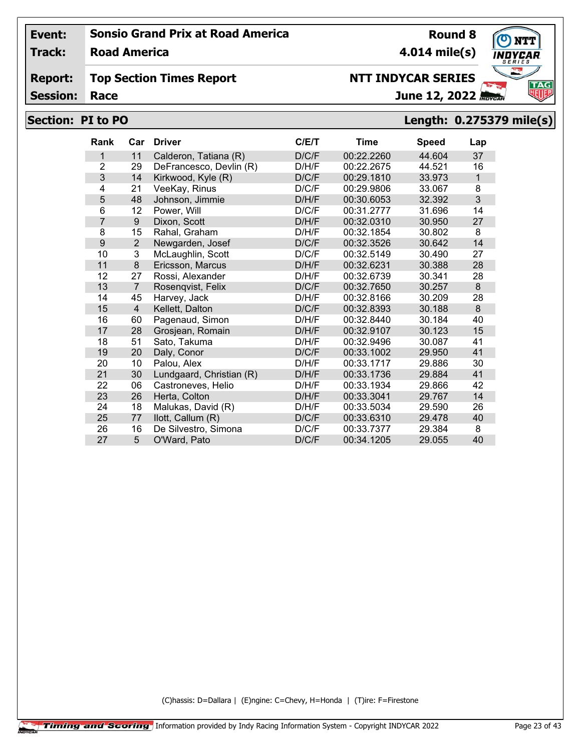| Event: | Sonsio Grand Prix at Road America | Round 8 |
|---|---|---|
| Track: | Road America | 4.014 mile(s) |
| Report: | Top Section Times Report | NTT INDYCAR SERIES |
| Session: | Race | June 12, 2022 |

## Section: PI to PO — Length: 0.275379 mile(s)

| Rank | Car | Driver | C/E/T | Time | Speed | Lap |
|---|---|---|---|---|---|---|
| 1 | 11 | Calderon, Tatiana (R) | D/C/F | 00:22.2260 | 44.604 | 37 |
| 2 | 29 | DeFrancesco, Devlin (R) | D/H/F | 00:22.2675 | 44.521 | 16 |
| 3 | 14 | Kirkwood, Kyle (R) | D/C/F | 00:29.1810 | 33.973 | 1 |
| 4 | 21 | VeeKay, Rinus | D/C/F | 00:29.9806 | 33.067 | 8 |
| 5 | 48 | Johnson, Jimmie | D/H/F | 00:30.6053 | 32.392 | 3 |
| 6 | 12 | Power, Will | D/C/F | 00:31.2777 | 31.696 | 14 |
| 7 | 9 | Dixon, Scott | D/H/F | 00:32.0310 | 30.950 | 27 |
| 8 | 15 | Rahal, Graham | D/H/F | 00:32.1854 | 30.802 | 8 |
| 9 | 2 | Newgarden, Josef | D/C/F | 00:32.3526 | 30.642 | 14 |
| 10 | 3 | McLaughlin, Scott | D/C/F | 00:32.5149 | 30.490 | 27 |
| 11 | 8 | Ericsson, Marcus | D/H/F | 00:32.6231 | 30.388 | 28 |
| 12 | 27 | Rossi, Alexander | D/H/F | 00:32.6739 | 30.341 | 28 |
| 13 | 7 | Rosenqvist, Felix | D/C/F | 00:32.7650 | 30.257 | 8 |
| 14 | 45 | Harvey, Jack | D/H/F | 00:32.8166 | 30.209 | 28 |
| 15 | 4 | Kellett, Dalton | D/C/F | 00:32.8393 | 30.188 | 8 |
| 16 | 60 | Pagenaud, Simon | D/H/F | 00:32.8440 | 30.184 | 40 |
| 17 | 28 | Grosjean, Romain | D/H/F | 00:32.9107 | 30.123 | 15 |
| 18 | 51 | Sato, Takuma | D/H/F | 00:32.9496 | 30.087 | 41 |
| 19 | 20 | Daly, Conor | D/C/F | 00:33.1002 | 29.950 | 41 |
| 20 | 10 | Palou, Alex | D/H/F | 00:33.1717 | 29.886 | 30 |
| 21 | 30 | Lundgaard, Christian (R) | D/H/F | 00:33.1736 | 29.884 | 41 |
| 22 | 06 | Castroneves, Helio | D/H/F | 00:33.1934 | 29.866 | 42 |
| 23 | 26 | Herta, Colton | D/H/F | 00:33.3041 | 29.767 | 14 |
| 24 | 18 | Malukas, David (R) | D/H/F | 00:33.5034 | 29.590 | 26 |
| 25 | 77 | Ilott, Callum (R) | D/C/F | 00:33.6310 | 29.478 | 40 |
| 26 | 16 | De Silvestro, Simona | D/C/F | 00:33.7377 | 29.384 | 8 |
| 27 | 5 | O'Ward, Pato | D/C/F | 00:34.1205 | 29.055 | 40 |

(C)hassis: D=Dallara | (E)ngine: C=Chevy, H=Honda | (T)ire: F=Firestone

Information provided by Indy Racing Information System - Copyright INDYCAR 2022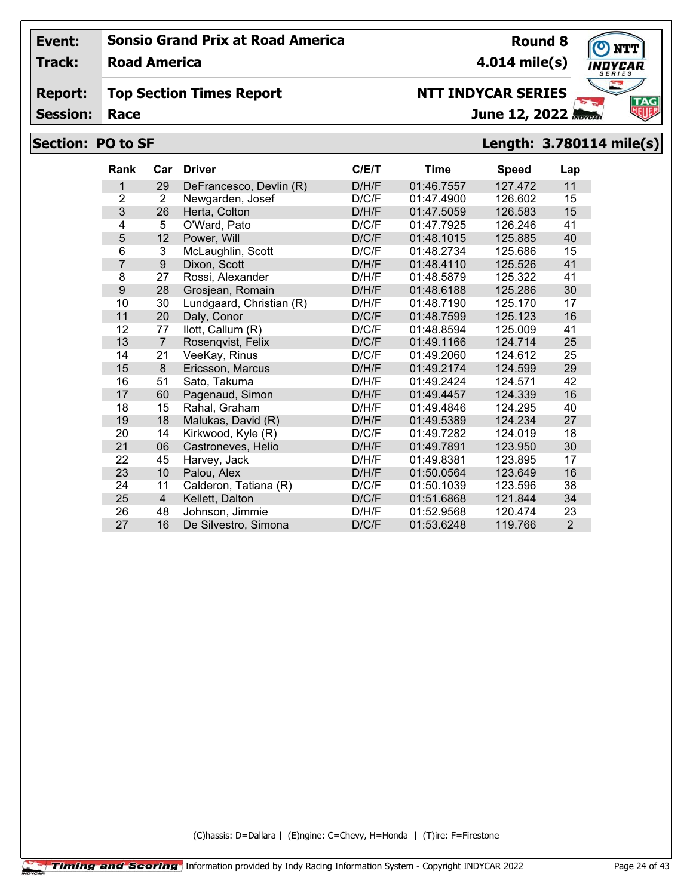| | | | |
|---|---|---|---|
| **Event:** | **Sonsio Grand Prix at Road America** | **Round 8** | |
| **Track:** | **Road America** | **4.014 mile(s)** | |
| **Report:** | **Top Section Times Report** | **NTT INDYCAR SERIES** | |
| **Session:** | **Race** | **June 12, 2022** | |

## Section: PO to SF — Length: 3.780114 mile(s)

| Rank | Car | Driver | C/E/T | Time | Speed | Lap |
|---|---|---|---|---|---|---|
| 1 | 29 | DeFrancesco, Devlin (R) | D/H/F | 01:46.7557 | 127.472 | 11 |
| 2 | 2 | Newgarden, Josef | D/C/F | 01:47.4900 | 126.602 | 15 |
| 3 | 26 | Herta, Colton | D/H/F | 01:47.5059 | 126.583 | 15 |
| 4 | 5 | O'Ward, Pato | D/C/F | 01:47.7925 | 126.246 | 41 |
| 5 | 12 | Power, Will | D/C/F | 01:48.1015 | 125.885 | 40 |
| 6 | 3 | McLaughlin, Scott | D/C/F | 01:48.2734 | 125.686 | 15 |
| 7 | 9 | Dixon, Scott | D/H/F | 01:48.4110 | 125.526 | 41 |
| 8 | 27 | Rossi, Alexander | D/H/F | 01:48.5879 | 125.322 | 41 |
| 9 | 28 | Grosjean, Romain | D/H/F | 01:48.6188 | 125.286 | 30 |
| 10 | 30 | Lundgaard, Christian (R) | D/H/F | 01:48.7190 | 125.170 | 17 |
| 11 | 20 | Daly, Conor | D/C/F | 01:48.7599 | 125.123 | 16 |
| 12 | 77 | Ilott, Callum (R) | D/C/F | 01:48.8594 | 125.009 | 41 |
| 13 | 7 | Rosenqvist, Felix | D/C/F | 01:49.1166 | 124.714 | 25 |
| 14 | 21 | VeeKay, Rinus | D/C/F | 01:49.2060 | 124.612 | 25 |
| 15 | 8 | Ericsson, Marcus | D/H/F | 01:49.2174 | 124.599 | 29 |
| 16 | 51 | Sato, Takuma | D/H/F | 01:49.2424 | 124.571 | 42 |
| 17 | 60 | Pagenaud, Simon | D/H/F | 01:49.4457 | 124.339 | 16 |
| 18 | 15 | Rahal, Graham | D/H/F | 01:49.4846 | 124.295 | 40 |
| 19 | 18 | Malukas, David (R) | D/H/F | 01:49.5389 | 124.234 | 27 |
| 20 | 14 | Kirkwood, Kyle (R) | D/C/F | 01:49.7282 | 124.019 | 18 |
| 21 | 06 | Castroneves, Helio | D/H/F | 01:49.7891 | 123.950 | 30 |
| 22 | 45 | Harvey, Jack | D/H/F | 01:49.8381 | 123.895 | 17 |
| 23 | 10 | Palou, Alex | D/H/F | 01:50.0564 | 123.649 | 16 |
| 24 | 11 | Calderon, Tatiana (R) | D/C/F | 01:50.1039 | 123.596 | 38 |
| 25 | 4 | Kellett, Dalton | D/C/F | 01:51.6868 | 121.844 | 34 |
| 26 | 48 | Johnson, Jimmie | D/H/F | 01:52.9568 | 120.474 | 23 |
| 27 | 16 | De Silvestro, Simona | D/C/F | 01:53.6248 | 119.766 | 2 |

(C)hassis: D=Dallara | (E)ngine: C=Chevy, H=Honda | (T)ire: F=Firestone

Timing and Scoring — Information provided by Indy Racing Information System - Copyright INDYCAR 2022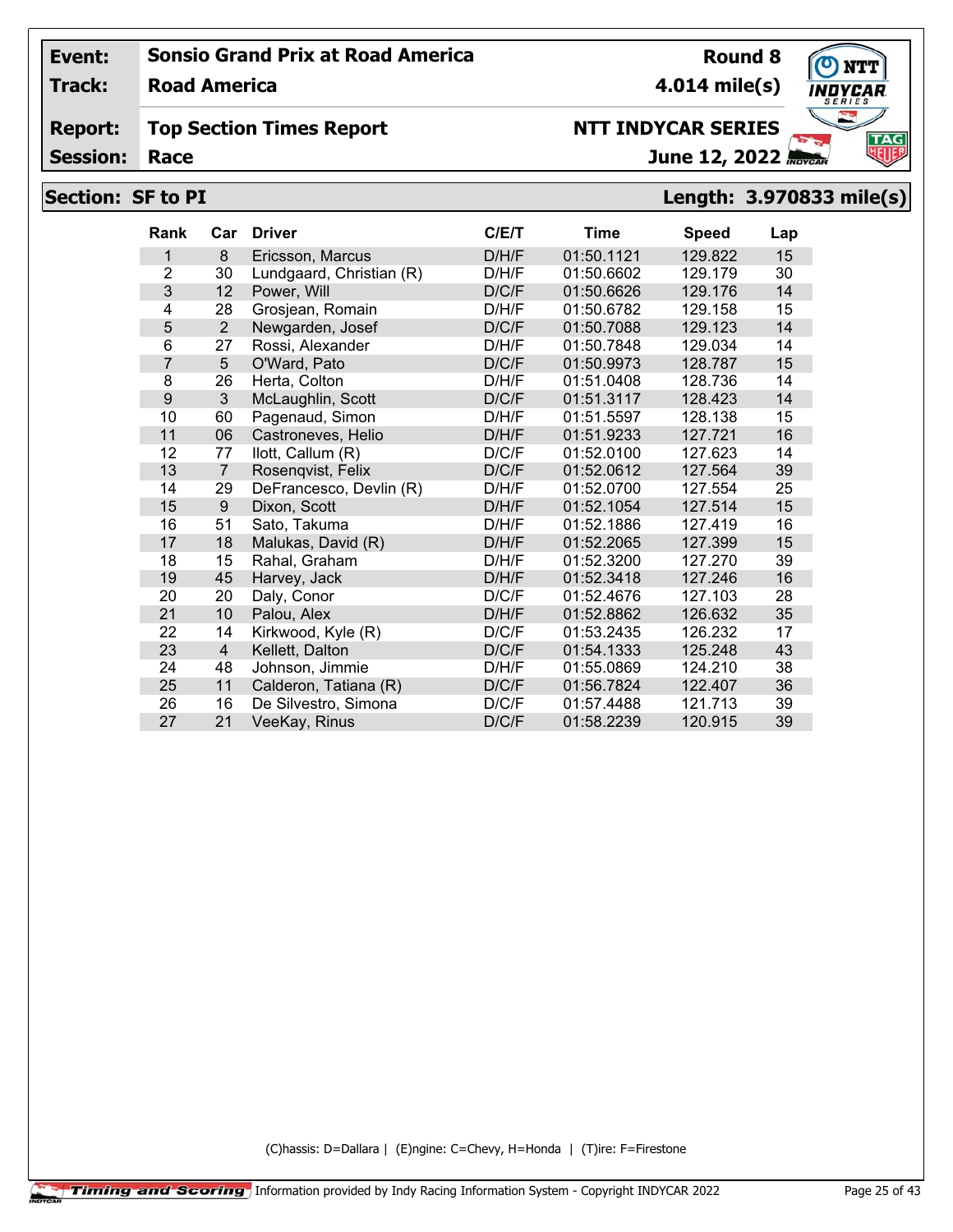| Event: | Sonsio Grand Prix at Road America | Round 8 |
|---|---|---|
| Track: | Road America | 4.014 mile(s) |
| Report: | Top Section Times Report | NTT INDYCAR SERIES |
| Session: | Race | June 12, 2022 |

**Section: SF to PI** — **Length: 3.970833 mile(s)**

| Rank | Car | Driver | C/E/T | Time | Speed | Lap |
|---|---|---|---|---|---|---|
| 1 | 8 | Ericsson, Marcus | D/H/F | 01:50.1121 | 129.822 | 15 |
| 2 | 30 | Lundgaard, Christian (R) | D/H/F | 01:50.6602 | 129.179 | 30 |
| 3 | 12 | Power, Will | D/C/F | 01:50.6626 | 129.176 | 14 |
| 4 | 28 | Grosjean, Romain | D/H/F | 01:50.6782 | 129.158 | 15 |
| 5 | 2 | Newgarden, Josef | D/C/F | 01:50.7088 | 129.123 | 14 |
| 6 | 27 | Rossi, Alexander | D/H/F | 01:50.7848 | 129.034 | 14 |
| 7 | 5 | O'Ward, Pato | D/C/F | 01:50.9973 | 128.787 | 15 |
| 8 | 26 | Herta, Colton | D/H/F | 01:51.0408 | 128.736 | 14 |
| 9 | 3 | McLaughlin, Scott | D/C/F | 01:51.3117 | 128.423 | 14 |
| 10 | 60 | Pagenaud, Simon | D/H/F | 01:51.5597 | 128.138 | 15 |
| 11 | 06 | Castroneves, Helio | D/H/F | 01:51.9233 | 127.721 | 16 |
| 12 | 77 | Ilott, Callum (R) | D/C/F | 01:52.0100 | 127.623 | 14 |
| 13 | 7 | Rosenqvist, Felix | D/C/F | 01:52.0612 | 127.564 | 39 |
| 14 | 29 | DeFrancesco, Devlin (R) | D/H/F | 01:52.0700 | 127.554 | 25 |
| 15 | 9 | Dixon, Scott | D/H/F | 01:52.1054 | 127.514 | 15 |
| 16 | 51 | Sato, Takuma | D/H/F | 01:52.1886 | 127.419 | 16 |
| 17 | 18 | Malukas, David (R) | D/H/F | 01:52.2065 | 127.399 | 15 |
| 18 | 15 | Rahal, Graham | D/H/F | 01:52.3200 | 127.270 | 39 |
| 19 | 45 | Harvey, Jack | D/H/F | 01:52.3418 | 127.246 | 16 |
| 20 | 20 | Daly, Conor | D/C/F | 01:52.4676 | 127.103 | 28 |
| 21 | 10 | Palou, Alex | D/H/F | 01:52.8862 | 126.632 | 35 |
| 22 | 14 | Kirkwood, Kyle (R) | D/C/F | 01:53.2435 | 126.232 | 17 |
| 23 | 4 | Kellett, Dalton | D/C/F | 01:54.1333 | 125.248 | 43 |
| 24 | 48 | Johnson, Jimmie | D/H/F | 01:55.0869 | 124.210 | 38 |
| 25 | 11 | Calderon, Tatiana (R) | D/C/F | 01:56.7824 | 122.407 | 36 |
| 26 | 16 | De Silvestro, Simona | D/C/F | 01:57.4488 | 121.713 | 39 |
| 27 | 21 | VeeKay, Rinus | D/C/F | 01:58.2239 | 120.915 | 39 |

(C)hassis: D=Dallara | (E)ngine: C=Chevy, H=Honda | (T)ire: F=Firestone

Information provided by Indy Racing Information System - Copyright INDYCAR 2022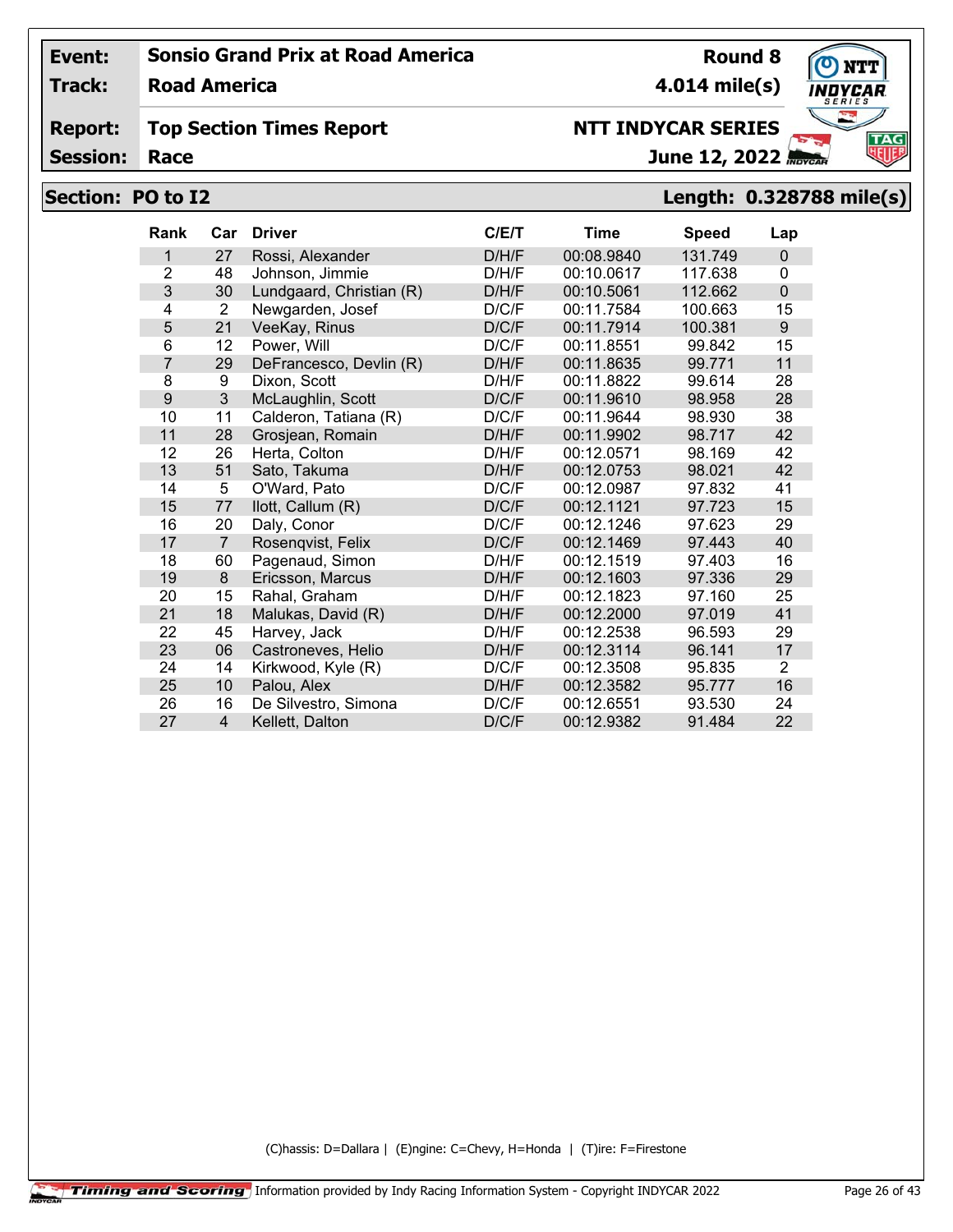**Event:** Sonsio Grand Prix at Road America **Round 8**

**Track:** Road America **4.014 mile(s)**

**Report:** Top Section Times Report **NTT INDYCAR SERIES**

**Session:** Race **June 12, 2022**

## Section: PO to I2 Length: 0.328788 mile(s)

| Rank | Car | Driver | C/E/T | Time | Speed | Lap |
|---|---|---|---|---|---|---|
| 1 | 27 | Rossi, Alexander | D/H/F | 00:08.9840 | 131.749 | 0 |
| 2 | 48 | Johnson, Jimmie | D/H/F | 00:10.0617 | 117.638 | 0 |
| 3 | 30 | Lundgaard, Christian (R) | D/H/F | 00:10.5061 | 112.662 | 0 |
| 4 | 2 | Newgarden, Josef | D/C/F | 00:11.7584 | 100.663 | 15 |
| 5 | 21 | VeeKay, Rinus | D/C/F | 00:11.7914 | 100.381 | 9 |
| 6 | 12 | Power, Will | D/C/F | 00:11.8551 | 99.842 | 15 |
| 7 | 29 | DeFrancesco, Devlin (R) | D/H/F | 00:11.8635 | 99.771 | 11 |
| 8 | 9 | Dixon, Scott | D/H/F | 00:11.8822 | 99.614 | 28 |
| 9 | 3 | McLaughlin, Scott | D/C/F | 00:11.9610 | 98.958 | 28 |
| 10 | 11 | Calderon, Tatiana (R) | D/C/F | 00:11.9644 | 98.930 | 38 |
| 11 | 28 | Grosjean, Romain | D/H/F | 00:11.9902 | 98.717 | 42 |
| 12 | 26 | Herta, Colton | D/H/F | 00:12.0571 | 98.169 | 42 |
| 13 | 51 | Sato, Takuma | D/H/F | 00:12.0753 | 98.021 | 42 |
| 14 | 5 | O'Ward, Pato | D/C/F | 00:12.0987 | 97.832 | 41 |
| 15 | 77 | Ilott, Callum (R) | D/C/F | 00:12.1121 | 97.723 | 15 |
| 16 | 20 | Daly, Conor | D/C/F | 00:12.1246 | 97.623 | 29 |
| 17 | 7 | Rosenqvist, Felix | D/C/F | 00:12.1469 | 97.443 | 40 |
| 18 | 60 | Pagenaud, Simon | D/H/F | 00:12.1519 | 97.403 | 16 |
| 19 | 8 | Ericsson, Marcus | D/H/F | 00:12.1603 | 97.336 | 29 |
| 20 | 15 | Rahal, Graham | D/H/F | 00:12.1823 | 97.160 | 25 |
| 21 | 18 | Malukas, David (R) | D/H/F | 00:12.2000 | 97.019 | 41 |
| 22 | 45 | Harvey, Jack | D/H/F | 00:12.2538 | 96.593 | 29 |
| 23 | 06 | Castroneves, Helio | D/H/F | 00:12.3114 | 96.141 | 17 |
| 24 | 14 | Kirkwood, Kyle (R) | D/C/F | 00:12.3508 | 95.835 | 2 |
| 25 | 10 | Palou, Alex | D/H/F | 00:12.3582 | 95.777 | 16 |
| 26 | 16 | De Silvestro, Simona | D/C/F | 00:12.6551 | 93.530 | 24 |
| 27 | 4 | Kellett, Dalton | D/C/F | 00:12.9382 | 91.484 | 22 |

(C)hassis: D=Dallara | (E)ngine: C=Chevy, H=Honda | (T)ire: F=Firestone

Timing and Scoring Information provided by Indy Racing Information System - Copyright INDYCAR 2022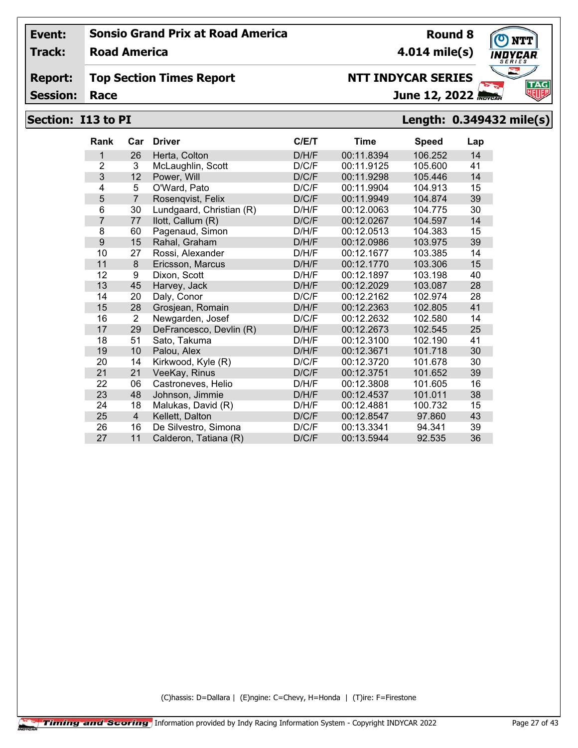| | | | |
|---|---|---|---|
| **Event:** | **Sonsio Grand Prix at Road America** | **Round 8** | |
| **Track:** | **Road America** | **4.014 mile(s)** | |
| **Report:** | **Top Section Times Report** | **NTT INDYCAR SERIES** | |
| **Session:** | **Race** | **June 12, 2022** | |

## Section: I13 to PI

**Length: 0.349432 mile(s)**

| Rank | Car | Driver | C/E/T | Time | Speed | Lap |
|---|---|---|---|---|---|---|
| 1 | 26 | Herta, Colton | D/H/F | 00:11.8394 | 106.252 | 14 |
| 2 | 3 | McLaughlin, Scott | D/C/F | 00:11.9125 | 105.600 | 41 |
| 3 | 12 | Power, Will | D/C/F | 00:11.9298 | 105.446 | 14 |
| 4 | 5 | O'Ward, Pato | D/C/F | 00:11.9904 | 104.913 | 15 |
| 5 | 7 | Rosenqvist, Felix | D/C/F | 00:11.9949 | 104.874 | 39 |
| 6 | 30 | Lundgaard, Christian (R) | D/H/F | 00:12.0063 | 104.775 | 30 |
| 7 | 77 | Ilott, Callum (R) | D/C/F | 00:12.0267 | 104.597 | 14 |
| 8 | 60 | Pagenaud, Simon | D/H/F | 00:12.0513 | 104.383 | 15 |
| 9 | 15 | Rahal, Graham | D/H/F | 00:12.0986 | 103.975 | 39 |
| 10 | 27 | Rossi, Alexander | D/H/F | 00:12.1677 | 103.385 | 14 |
| 11 | 8 | Ericsson, Marcus | D/H/F | 00:12.1770 | 103.306 | 15 |
| 12 | 9 | Dixon, Scott | D/H/F | 00:12.1897 | 103.198 | 40 |
| 13 | 45 | Harvey, Jack | D/H/F | 00:12.2029 | 103.087 | 28 |
| 14 | 20 | Daly, Conor | D/C/F | 00:12.2162 | 102.974 | 28 |
| 15 | 28 | Grosjean, Romain | D/H/F | 00:12.2363 | 102.805 | 41 |
| 16 | 2 | Newgarden, Josef | D/C/F | 00:12.2632 | 102.580 | 14 |
| 17 | 29 | DeFrancesco, Devlin (R) | D/H/F | 00:12.2673 | 102.545 | 25 |
| 18 | 51 | Sato, Takuma | D/H/F | 00:12.3100 | 102.190 | 41 |
| 19 | 10 | Palou, Alex | D/H/F | 00:12.3671 | 101.718 | 30 |
| 20 | 14 | Kirkwood, Kyle (R) | D/C/F | 00:12.3720 | 101.678 | 30 |
| 21 | 21 | VeeKay, Rinus | D/C/F | 00:12.3751 | 101.652 | 39 |
| 22 | 06 | Castroneves, Helio | D/H/F | 00:12.3808 | 101.605 | 16 |
| 23 | 48 | Johnson, Jimmie | D/H/F | 00:12.4537 | 101.011 | 38 |
| 24 | 18 | Malukas, David (R) | D/H/F | 00:12.4881 | 100.732 | 15 |
| 25 | 4 | Kellett, Dalton | D/C/F | 00:12.8547 | 97.860 | 43 |
| 26 | 16 | De Silvestro, Simona | D/C/F | 00:13.3341 | 94.341 | 39 |
| 27 | 11 | Calderon, Tatiana (R) | D/C/F | 00:13.5944 | 92.535 | 36 |

(C)hassis: D=Dallara | (E)ngine: C=Chevy, H=Honda | (T)ire: F=Firestone

Timing and Scoring Information provided by Indy Racing Information System - Copyright INDYCAR 2022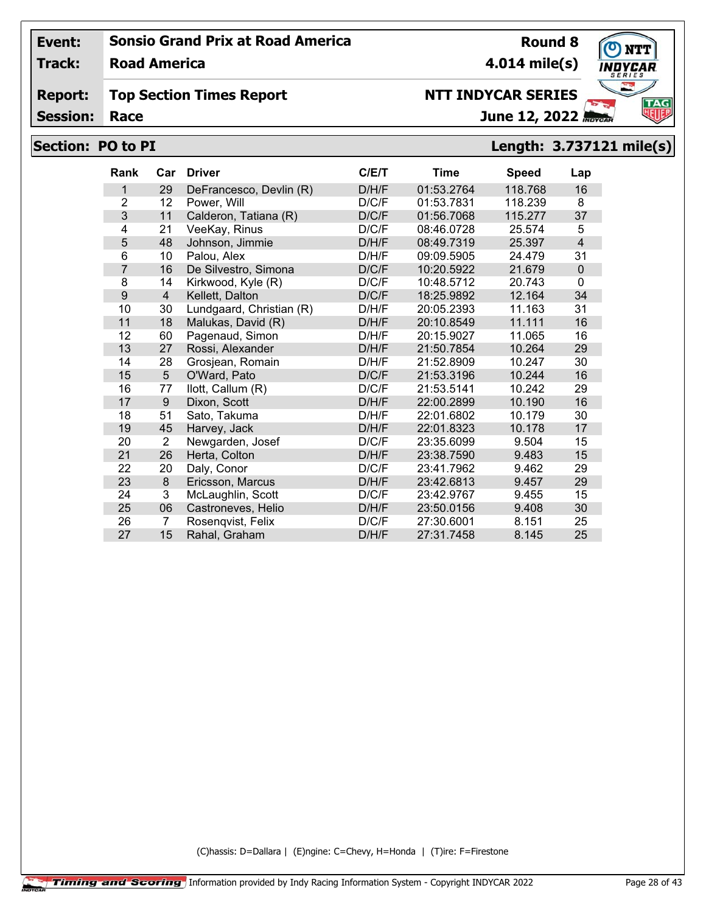| Event: | Sonsio Grand Prix at Road America | Round 8 |
|---|---|---|
| Track: | Road America | 4.014 mile(s) |
| Report: | Top Section Times Report | NTT INDYCAR SERIES |
| Session: | Race | June 12, 2022 |

## Section: PO to PI — Length: 3.737121 mile(s)

| Rank | Car | Driver | C/E/T | Time | Speed | Lap |
|---|---|---|---|---|---|---|
| 1 | 29 | DeFrancesco, Devlin (R) | D/H/F | 01:53.2764 | 118.768 | 16 |
| 2 | 12 | Power, Will | D/C/F | 01:53.7831 | 118.239 | 8 |
| 3 | 11 | Calderon, Tatiana (R) | D/C/F | 01:56.7068 | 115.277 | 37 |
| 4 | 21 | VeeKay, Rinus | D/C/F | 08:46.0728 | 25.574 | 5 |
| 5 | 48 | Johnson, Jimmie | D/H/F | 08:49.7319 | 25.397 | 4 |
| 6 | 10 | Palou, Alex | D/H/F | 09:09.5905 | 24.479 | 31 |
| 7 | 16 | De Silvestro, Simona | D/C/F | 10:20.5922 | 21.679 | 0 |
| 8 | 14 | Kirkwood, Kyle (R) | D/C/F | 10:48.5712 | 20.743 | 0 |
| 9 | 4 | Kellett, Dalton | D/C/F | 18:25.9892 | 12.164 | 34 |
| 10 | 30 | Lundgaard, Christian (R) | D/H/F | 20:05.2393 | 11.163 | 31 |
| 11 | 18 | Malukas, David (R) | D/H/F | 20:10.8549 | 11.111 | 16 |
| 12 | 60 | Pagenaud, Simon | D/H/F | 20:15.9027 | 11.065 | 16 |
| 13 | 27 | Rossi, Alexander | D/H/F | 21:50.7854 | 10.264 | 29 |
| 14 | 28 | Grosjean, Romain | D/H/F | 21:52.8909 | 10.247 | 30 |
| 15 | 5 | O'Ward, Pato | D/C/F | 21:53.3196 | 10.244 | 16 |
| 16 | 77 | Ilott, Callum (R) | D/C/F | 21:53.5141 | 10.242 | 29 |
| 17 | 9 | Dixon, Scott | D/H/F | 22:00.2899 | 10.190 | 16 |
| 18 | 51 | Sato, Takuma | D/H/F | 22:01.6802 | 10.179 | 30 |
| 19 | 45 | Harvey, Jack | D/H/F | 22:01.8323 | 10.178 | 17 |
| 20 | 2 | Newgarden, Josef | D/C/F | 23:35.6099 | 9.504 | 15 |
| 21 | 26 | Herta, Colton | D/H/F | 23:38.7590 | 9.483 | 15 |
| 22 | 20 | Daly, Conor | D/C/F | 23:41.7962 | 9.462 | 29 |
| 23 | 8 | Ericsson, Marcus | D/H/F | 23:42.6813 | 9.457 | 29 |
| 24 | 3 | McLaughlin, Scott | D/C/F | 23:42.9767 | 9.455 | 15 |
| 25 | 06 | Castroneves, Helio | D/H/F | 23:50.0156 | 9.408 | 30 |
| 26 | 7 | Rosenqvist, Felix | D/C/F | 27:30.6001 | 8.151 | 25 |
| 27 | 15 | Rahal, Graham | D/H/F | 27:31.7458 | 8.145 | 25 |

(C)hassis: D=Dallara | (E)ngine: C=Chevy, H=Honda | (T)ire: F=Firestone

Timing and Scoring | Information provided by Indy Racing Information System - Copyright INDYCAR 2022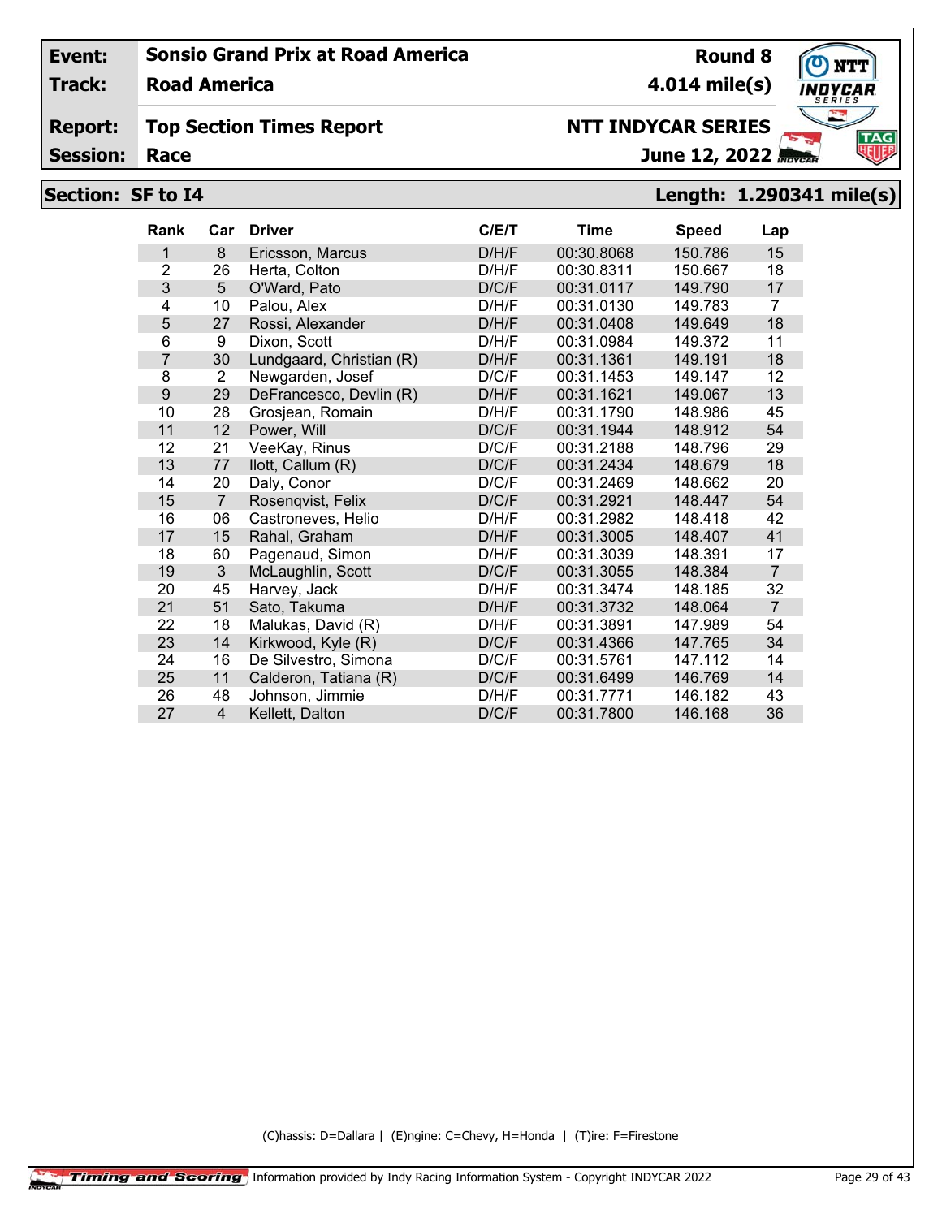**Event:** Sonsio Grand Prix at Road America | **Round 8**

**Track:** Road America | **4.014 mile(s)**

**Report:** Top Section Times Report | **NTT INDYCAR SERIES**

**Session:** Race | **June 12, 2022**

## Section: SF to I4 — Length: 1.290341 mile(s)

| Rank | Car | Driver | C/E/T | Time | Speed | Lap |
|---|---|---|---|---|---|---|
| 1 | 8 | Ericsson, Marcus | D/H/F | 00:30.8068 | 150.786 | 15 |
| 2 | 26 | Herta, Colton | D/H/F | 00:30.8311 | 150.667 | 18 |
| 3 | 5 | O'Ward, Pato | D/C/F | 00:31.0117 | 149.790 | 17 |
| 4 | 10 | Palou, Alex | D/H/F | 00:31.0130 | 149.783 | 7 |
| 5 | 27 | Rossi, Alexander | D/H/F | 00:31.0408 | 149.649 | 18 |
| 6 | 9 | Dixon, Scott | D/H/F | 00:31.0984 | 149.372 | 11 |
| 7 | 30 | Lundgaard, Christian (R) | D/H/F | 00:31.1361 | 149.191 | 18 |
| 8 | 2 | Newgarden, Josef | D/C/F | 00:31.1453 | 149.147 | 12 |
| 9 | 29 | DeFrancesco, Devlin (R) | D/H/F | 00:31.1621 | 149.067 | 13 |
| 10 | 28 | Grosjean, Romain | D/H/F | 00:31.1790 | 148.986 | 45 |
| 11 | 12 | Power, Will | D/C/F | 00:31.1944 | 148.912 | 54 |
| 12 | 21 | VeeKay, Rinus | D/C/F | 00:31.2188 | 148.796 | 29 |
| 13 | 77 | Ilott, Callum (R) | D/C/F | 00:31.2434 | 148.679 | 18 |
| 14 | 20 | Daly, Conor | D/C/F | 00:31.2469 | 148.662 | 20 |
| 15 | 7 | Rosenqvist, Felix | D/C/F | 00:31.2921 | 148.447 | 54 |
| 16 | 06 | Castroneves, Helio | D/H/F | 00:31.2982 | 148.418 | 42 |
| 17 | 15 | Rahal, Graham | D/H/F | 00:31.3005 | 148.407 | 41 |
| 18 | 60 | Pagenaud, Simon | D/H/F | 00:31.3039 | 148.391 | 17 |
| 19 | 3 | McLaughlin, Scott | D/C/F | 00:31.3055 | 148.384 | 7 |
| 20 | 45 | Harvey, Jack | D/H/F | 00:31.3474 | 148.185 | 32 |
| 21 | 51 | Sato, Takuma | D/H/F | 00:31.3732 | 148.064 | 7 |
| 22 | 18 | Malukas, David (R) | D/H/F | 00:31.3891 | 147.989 | 54 |
| 23 | 14 | Kirkwood, Kyle (R) | D/C/F | 00:31.4366 | 147.765 | 34 |
| 24 | 16 | De Silvestro, Simona | D/C/F | 00:31.5761 | 147.112 | 14 |
| 25 | 11 | Calderon, Tatiana (R) | D/C/F | 00:31.6499 | 146.769 | 14 |
| 26 | 48 | Johnson, Jimmie | D/H/F | 00:31.7771 | 146.182 | 43 |
| 27 | 4 | Kellett, Dalton | D/C/F | 00:31.7800 | 146.168 | 36 |

(C)hassis: D=Dallara | (E)ngine: C=Chevy, H=Honda | (T)ire: F=Firestone

Timing and Scoring | Information provided by Indy Racing Information System - Copyright INDYCAR 2022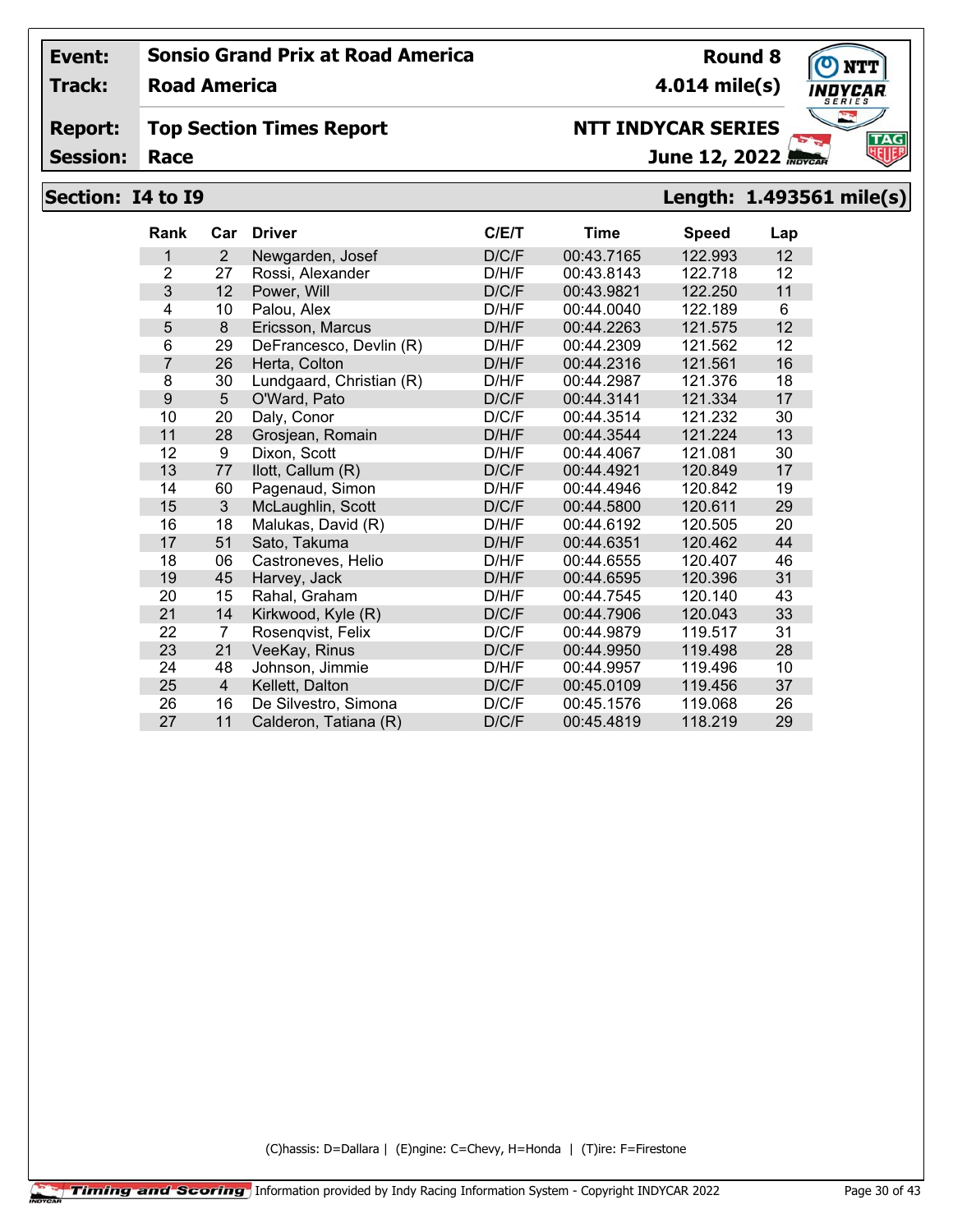**Event:** Sonsio Grand Prix at Road America — **Round 8**

**Track:** Road America — **4.014 mile(s)**

**Report:** Top Section Times Report — **NTT INDYCAR SERIES**

**Session:** Race — **June 12, 2022**

## Section: I4 to I9 — Length: 1.493561 mile(s)

| Rank | Car | Driver | C/E/T | Time | Speed | Lap |
|---|---|---|---|---|---|---|
| 1 | 2 | Newgarden, Josef | D/C/F | 00:43.7165 | 122.993 | 12 |
| 2 | 27 | Rossi, Alexander | D/H/F | 00:43.8143 | 122.718 | 12 |
| 3 | 12 | Power, Will | D/C/F | 00:43.9821 | 122.250 | 11 |
| 4 | 10 | Palou, Alex | D/H/F | 00:44.0040 | 122.189 | 6 |
| 5 | 8 | Ericsson, Marcus | D/H/F | 00:44.2263 | 121.575 | 12 |
| 6 | 29 | DeFrancesco, Devlin (R) | D/H/F | 00:44.2309 | 121.562 | 12 |
| 7 | 26 | Herta, Colton | D/H/F | 00:44.2316 | 121.561 | 16 |
| 8 | 30 | Lundgaard, Christian (R) | D/H/F | 00:44.2987 | 121.376 | 18 |
| 9 | 5 | O'Ward, Pato | D/C/F | 00:44.3141 | 121.334 | 17 |
| 10 | 20 | Daly, Conor | D/C/F | 00:44.3514 | 121.232 | 30 |
| 11 | 28 | Grosjean, Romain | D/H/F | 00:44.3544 | 121.224 | 13 |
| 12 | 9 | Dixon, Scott | D/H/F | 00:44.4067 | 121.081 | 30 |
| 13 | 77 | Ilott, Callum (R) | D/C/F | 00:44.4921 | 120.849 | 17 |
| 14 | 60 | Pagenaud, Simon | D/H/F | 00:44.4946 | 120.842 | 19 |
| 15 | 3 | McLaughlin, Scott | D/C/F | 00:44.5800 | 120.611 | 29 |
| 16 | 18 | Malukas, David (R) | D/H/F | 00:44.6192 | 120.505 | 20 |
| 17 | 51 | Sato, Takuma | D/H/F | 00:44.6351 | 120.462 | 44 |
| 18 | 06 | Castroneves, Helio | D/H/F | 00:44.6555 | 120.407 | 46 |
| 19 | 45 | Harvey, Jack | D/H/F | 00:44.6595 | 120.396 | 31 |
| 20 | 15 | Rahal, Graham | D/H/F | 00:44.7545 | 120.140 | 43 |
| 21 | 14 | Kirkwood, Kyle (R) | D/C/F | 00:44.7906 | 120.043 | 33 |
| 22 | 7 | Rosenqvist, Felix | D/C/F | 00:44.9879 | 119.517 | 31 |
| 23 | 21 | VeeKay, Rinus | D/C/F | 00:44.9950 | 119.498 | 28 |
| 24 | 48 | Johnson, Jimmie | D/H/F | 00:44.9957 | 119.496 | 10 |
| 25 | 4 | Kellett, Dalton | D/C/F | 00:45.0109 | 119.456 | 37 |
| 26 | 16 | De Silvestro, Simona | D/C/F | 00:45.1576 | 119.068 | 26 |
| 27 | 11 | Calderon, Tatiana (R) | D/C/F | 00:45.4819 | 118.219 | 29 |

(C)hassis: D=Dallara | (E)ngine: C=Chevy, H=Honda | (T)ire: F=Firestone

Timing and Scoring — Information provided by Indy Racing Information System - Copyright INDYCAR 2022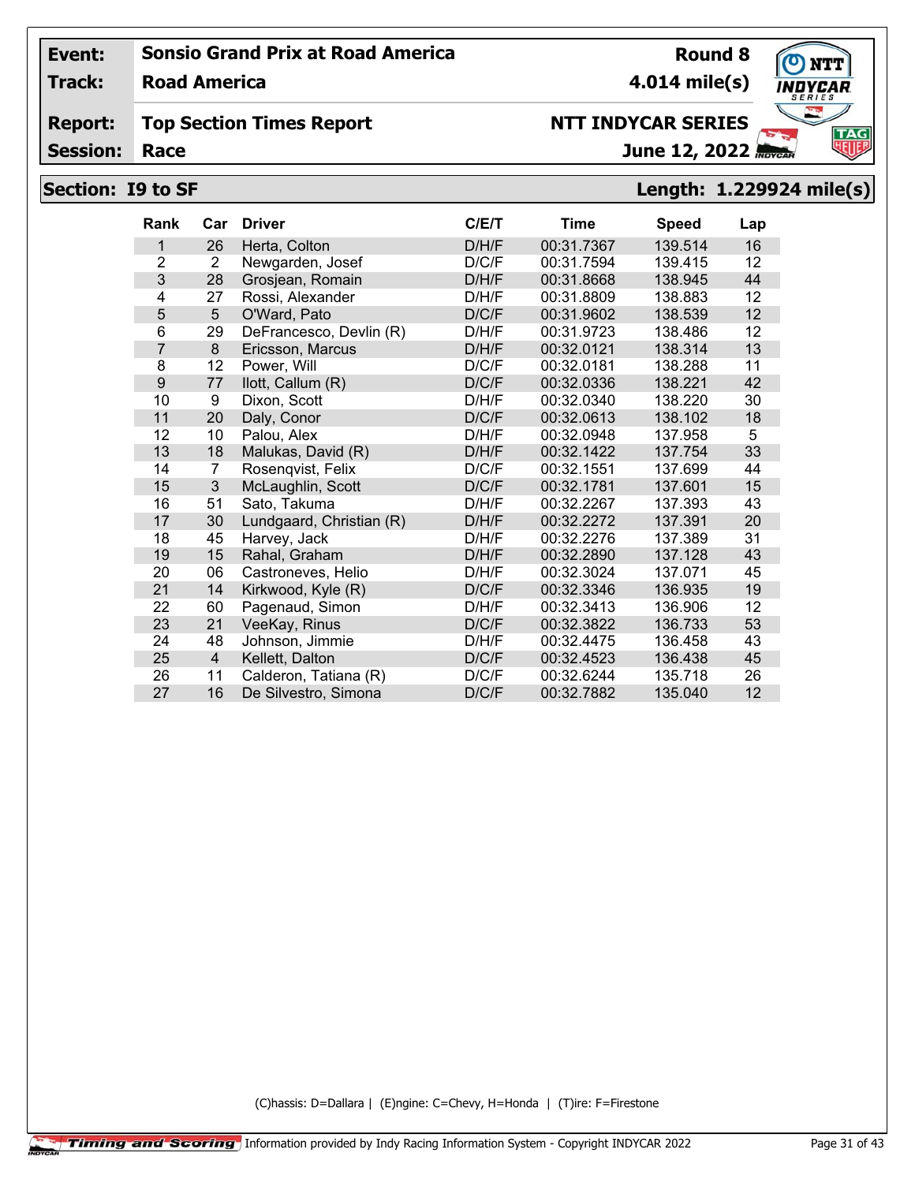**Event:** Sonsio Grand Prix at Road America — **Round 8**

**Track:** Road America — **4.014 mile(s)**

**Report:** Top Section Times Report — **NTT INDYCAR SERIES**

**Session:** Race — **June 12, 2022**

## Section: I9 to SF — Length: 1.229924 mile(s)

| Rank | Car | Driver | C/E/T | Time | Speed | Lap |
|---|---|---|---|---|---|---|
| 1 | 26 | Herta, Colton | D/H/F | 00:31.7367 | 139.514 | 16 |
| 2 | 2 | Newgarden, Josef | D/C/F | 00:31.7594 | 139.415 | 12 |
| 3 | 28 | Grosjean, Romain | D/H/F | 00:31.8668 | 138.945 | 44 |
| 4 | 27 | Rossi, Alexander | D/H/F | 00:31.8809 | 138.883 | 12 |
| 5 | 5 | O'Ward, Pato | D/C/F | 00:31.9602 | 138.539 | 12 |
| 6 | 29 | DeFrancesco, Devlin (R) | D/H/F | 00:31.9723 | 138.486 | 12 |
| 7 | 8 | Ericsson, Marcus | D/H/F | 00:32.0121 | 138.314 | 13 |
| 8 | 12 | Power, Will | D/C/F | 00:32.0181 | 138.288 | 11 |
| 9 | 77 | Ilott, Callum (R) | D/C/F | 00:32.0336 | 138.221 | 42 |
| 10 | 9 | Dixon, Scott | D/H/F | 00:32.0340 | 138.220 | 30 |
| 11 | 20 | Daly, Conor | D/C/F | 00:32.0613 | 138.102 | 18 |
| 12 | 10 | Palou, Alex | D/H/F | 00:32.0948 | 137.958 | 5 |
| 13 | 18 | Malukas, David (R) | D/H/F | 00:32.1422 | 137.754 | 33 |
| 14 | 7 | Rosenqvist, Felix | D/C/F | 00:32.1551 | 137.699 | 44 |
| 15 | 3 | McLaughlin, Scott | D/C/F | 00:32.1781 | 137.601 | 15 |
| 16 | 51 | Sato, Takuma | D/H/F | 00:32.2267 | 137.393 | 43 |
| 17 | 30 | Lundgaard, Christian (R) | D/H/F | 00:32.2272 | 137.391 | 20 |
| 18 | 45 | Harvey, Jack | D/H/F | 00:32.2276 | 137.389 | 31 |
| 19 | 15 | Rahal, Graham | D/H/F | 00:32.2890 | 137.128 | 43 |
| 20 | 06 | Castroneves, Helio | D/H/F | 00:32.3024 | 137.071 | 45 |
| 21 | 14 | Kirkwood, Kyle (R) | D/C/F | 00:32.3346 | 136.935 | 19 |
| 22 | 60 | Pagenaud, Simon | D/H/F | 00:32.3413 | 136.906 | 12 |
| 23 | 21 | VeeKay, Rinus | D/C/F | 00:32.3822 | 136.733 | 53 |
| 24 | 48 | Johnson, Jimmie | D/H/F | 00:32.4475 | 136.458 | 43 |
| 25 | 4 | Kellett, Dalton | D/C/F | 00:32.4523 | 136.438 | 45 |
| 26 | 11 | Calderon, Tatiana (R) | D/C/F | 00:32.6244 | 135.718 | 26 |
| 27 | 16 | De Silvestro, Simona | D/C/F | 00:32.7882 | 135.040 | 12 |

(C)hassis: D=Dallara | (E)ngine: C=Chevy, H=Honda | (T)ire: F=Firestone

Timing and Scoring — Information provided by Indy Racing Information System - Copyright INDYCAR 2022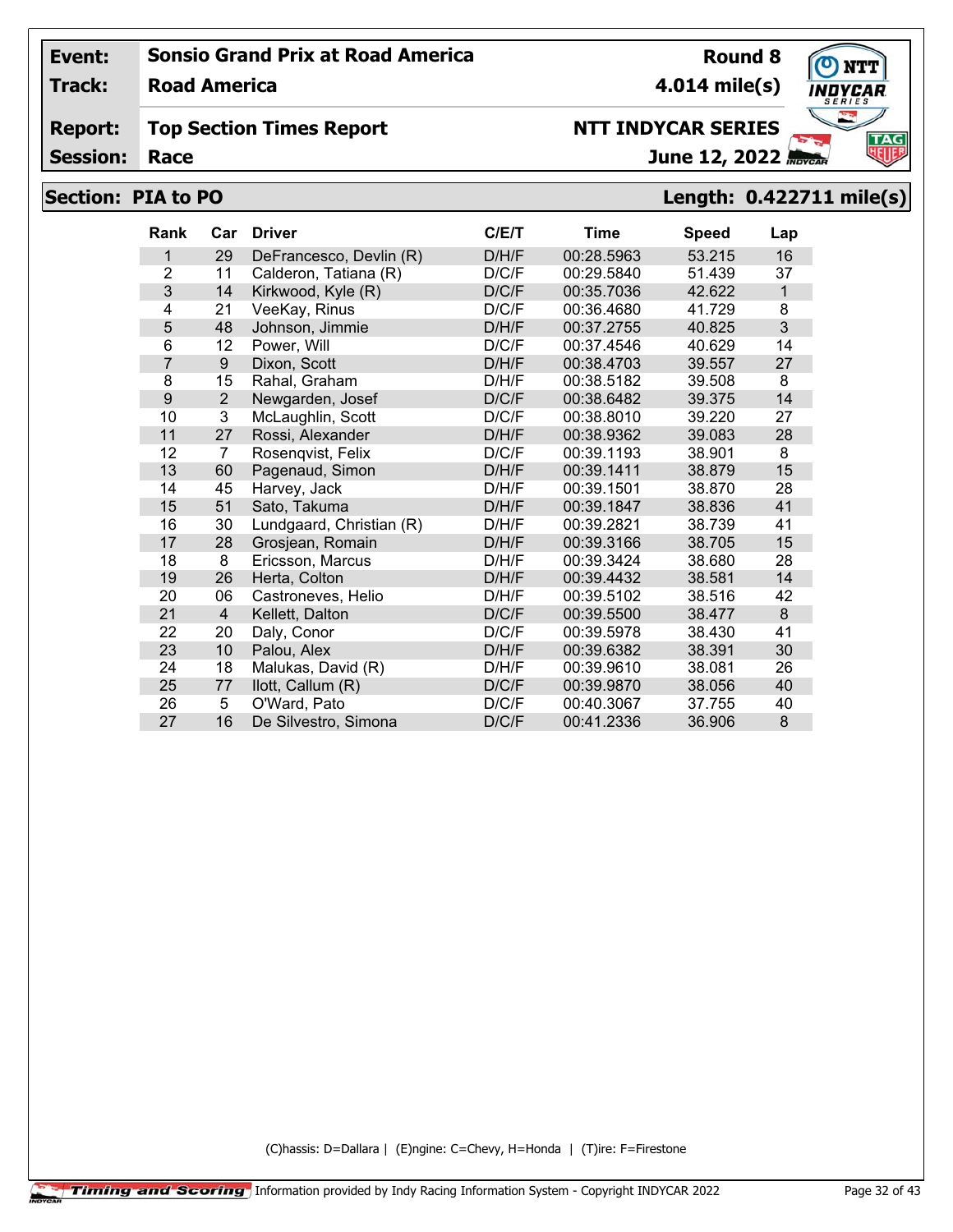| | | | |
|---|---|---|---|
| **Event:** | **Sonsio Grand Prix at Road America** | **Round 8** | |
| **Track:** | **Road America** | **4.014 mile(s)** | |
| **Report:** | **Top Section Times Report** | **NTT INDYCAR SERIES** | |
| **Session:** | **Race** | **June 12, 2022** | |

## Section: PIA to PO — Length: 0.422711 mile(s)

| Rank | Car | Driver | C/E/T | Time | Speed | Lap |
|---|---|---|---|---|---|---|
| 1 | 29 | DeFrancesco, Devlin (R) | D/H/F | 00:28.5963 | 53.215 | 16 |
| 2 | 11 | Calderon, Tatiana (R) | D/C/F | 00:29.5840 | 51.439 | 37 |
| 3 | 14 | Kirkwood, Kyle (R) | D/C/F | 00:35.7036 | 42.622 | 1 |
| 4 | 21 | VeeKay, Rinus | D/C/F | 00:36.4680 | 41.729 | 8 |
| 5 | 48 | Johnson, Jimmie | D/H/F | 00:37.2755 | 40.825 | 3 |
| 6 | 12 | Power, Will | D/C/F | 00:37.4546 | 40.629 | 14 |
| 7 | 9 | Dixon, Scott | D/H/F | 00:38.4703 | 39.557 | 27 |
| 8 | 15 | Rahal, Graham | D/H/F | 00:38.5182 | 39.508 | 8 |
| 9 | 2 | Newgarden, Josef | D/C/F | 00:38.6482 | 39.375 | 14 |
| 10 | 3 | McLaughlin, Scott | D/C/F | 00:38.8010 | 39.220 | 27 |
| 11 | 27 | Rossi, Alexander | D/H/F | 00:38.9362 | 39.083 | 28 |
| 12 | 7 | Rosenqvist, Felix | D/C/F | 00:39.1193 | 38.901 | 8 |
| 13 | 60 | Pagenaud, Simon | D/H/F | 00:39.1411 | 38.879 | 15 |
| 14 | 45 | Harvey, Jack | D/H/F | 00:39.1501 | 38.870 | 28 |
| 15 | 51 | Sato, Takuma | D/H/F | 00:39.1847 | 38.836 | 41 |
| 16 | 30 | Lundgaard, Christian (R) | D/H/F | 00:39.2821 | 38.739 | 41 |
| 17 | 28 | Grosjean, Romain | D/H/F | 00:39.3166 | 38.705 | 15 |
| 18 | 8 | Ericsson, Marcus | D/H/F | 00:39.3424 | 38.680 | 28 |
| 19 | 26 | Herta, Colton | D/H/F | 00:39.4432 | 38.581 | 14 |
| 20 | 06 | Castroneves, Helio | D/H/F | 00:39.5102 | 38.516 | 42 |
| 21 | 4 | Kellett, Dalton | D/C/F | 00:39.5500 | 38.477 | 8 |
| 22 | 20 | Daly, Conor | D/C/F | 00:39.5978 | 38.430 | 41 |
| 23 | 10 | Palou, Alex | D/H/F | 00:39.6382 | 38.391 | 30 |
| 24 | 18 | Malukas, David (R) | D/H/F | 00:39.9610 | 38.081 | 26 |
| 25 | 77 | Ilott, Callum (R) | D/C/F | 00:39.9870 | 38.056 | 40 |
| 26 | 5 | O'Ward, Pato | D/C/F | 00:40.3067 | 37.755 | 40 |
| 27 | 16 | De Silvestro, Simona | D/C/F | 00:41.2336 | 36.906 | 8 |

(C)hassis: D=Dallara | (E)ngine: C=Chevy, H=Honda | (T)ire: F=Firestone

Timing and Scoring Information provided by Indy Racing Information System - Copyright INDYCAR 2022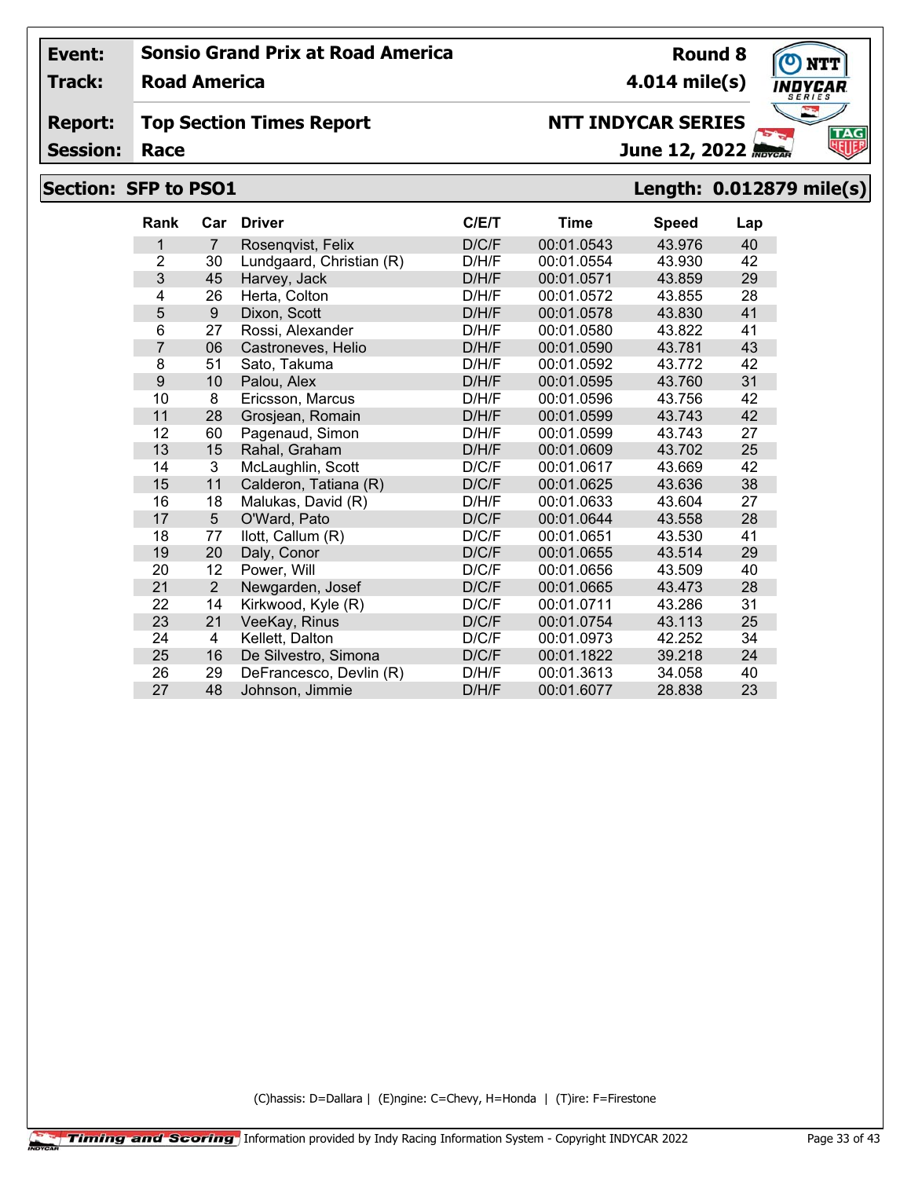| | | | |
|---|---|---|---|
| **Event:** | **Sonsio Grand Prix at Road America** | **Round 8** | |
| **Track:** | **Road America** | **4.014 mile(s)** | |
| **Report:** | **Top Section Times Report** | **NTT INDYCAR SERIES** | |
| **Session:** | **Race** | **June 12, 2022** | |

## Section: SFP to PSO1 — Length: 0.012879 mile(s)

| Rank | Car | Driver | C/E/T | Time | Speed | Lap |
|---|---|---|---|---|---|---|
| 1 | 7 | Rosenqvist, Felix | D/C/F | 00:01.0543 | 43.976 | 40 |
| 2 | 30 | Lundgaard, Christian (R) | D/H/F | 00:01.0554 | 43.930 | 42 |
| 3 | 45 | Harvey, Jack | D/H/F | 00:01.0571 | 43.859 | 29 |
| 4 | 26 | Herta, Colton | D/H/F | 00:01.0572 | 43.855 | 28 |
| 5 | 9 | Dixon, Scott | D/H/F | 00:01.0578 | 43.830 | 41 |
| 6 | 27 | Rossi, Alexander | D/H/F | 00:01.0580 | 43.822 | 41 |
| 7 | 06 | Castroneves, Helio | D/H/F | 00:01.0590 | 43.781 | 43 |
| 8 | 51 | Sato, Takuma | D/H/F | 00:01.0592 | 43.772 | 42 |
| 9 | 10 | Palou, Alex | D/H/F | 00:01.0595 | 43.760 | 31 |
| 10 | 8 | Ericsson, Marcus | D/H/F | 00:01.0596 | 43.756 | 42 |
| 11 | 28 | Grosjean, Romain | D/H/F | 00:01.0599 | 43.743 | 42 |
| 12 | 60 | Pagenaud, Simon | D/H/F | 00:01.0599 | 43.743 | 27 |
| 13 | 15 | Rahal, Graham | D/H/F | 00:01.0609 | 43.702 | 25 |
| 14 | 3 | McLaughlin, Scott | D/C/F | 00:01.0617 | 43.669 | 42 |
| 15 | 11 | Calderon, Tatiana (R) | D/C/F | 00:01.0625 | 43.636 | 38 |
| 16 | 18 | Malukas, David (R) | D/H/F | 00:01.0633 | 43.604 | 27 |
| 17 | 5 | O'Ward, Pato | D/C/F | 00:01.0644 | 43.558 | 28 |
| 18 | 77 | Ilott, Callum (R) | D/C/F | 00:01.0651 | 43.530 | 41 |
| 19 | 20 | Daly, Conor | D/C/F | 00:01.0655 | 43.514 | 29 |
| 20 | 12 | Power, Will | D/C/F | 00:01.0656 | 43.509 | 40 |
| 21 | 2 | Newgarden, Josef | D/C/F | 00:01.0665 | 43.473 | 28 |
| 22 | 14 | Kirkwood, Kyle (R) | D/C/F | 00:01.0711 | 43.286 | 31 |
| 23 | 21 | VeeKay, Rinus | D/C/F | 00:01.0754 | 43.113 | 25 |
| 24 | 4 | Kellett, Dalton | D/C/F | 00:01.0973 | 42.252 | 34 |
| 25 | 16 | De Silvestro, Simona | D/C/F | 00:01.1822 | 39.218 | 24 |
| 26 | 29 | DeFrancesco, Devlin (R) | D/H/F | 00:01.3613 | 34.058 | 40 |
| 27 | 48 | Johnson, Jimmie | D/H/F | 00:01.6077 | 28.838 | 23 |

(C)hassis: D=Dallara | (E)ngine: C=Chevy, H=Honda | (T)ire: F=Firestone

Timing and Scoring | Information provided by Indy Racing Information System - Copyright INDYCAR 2022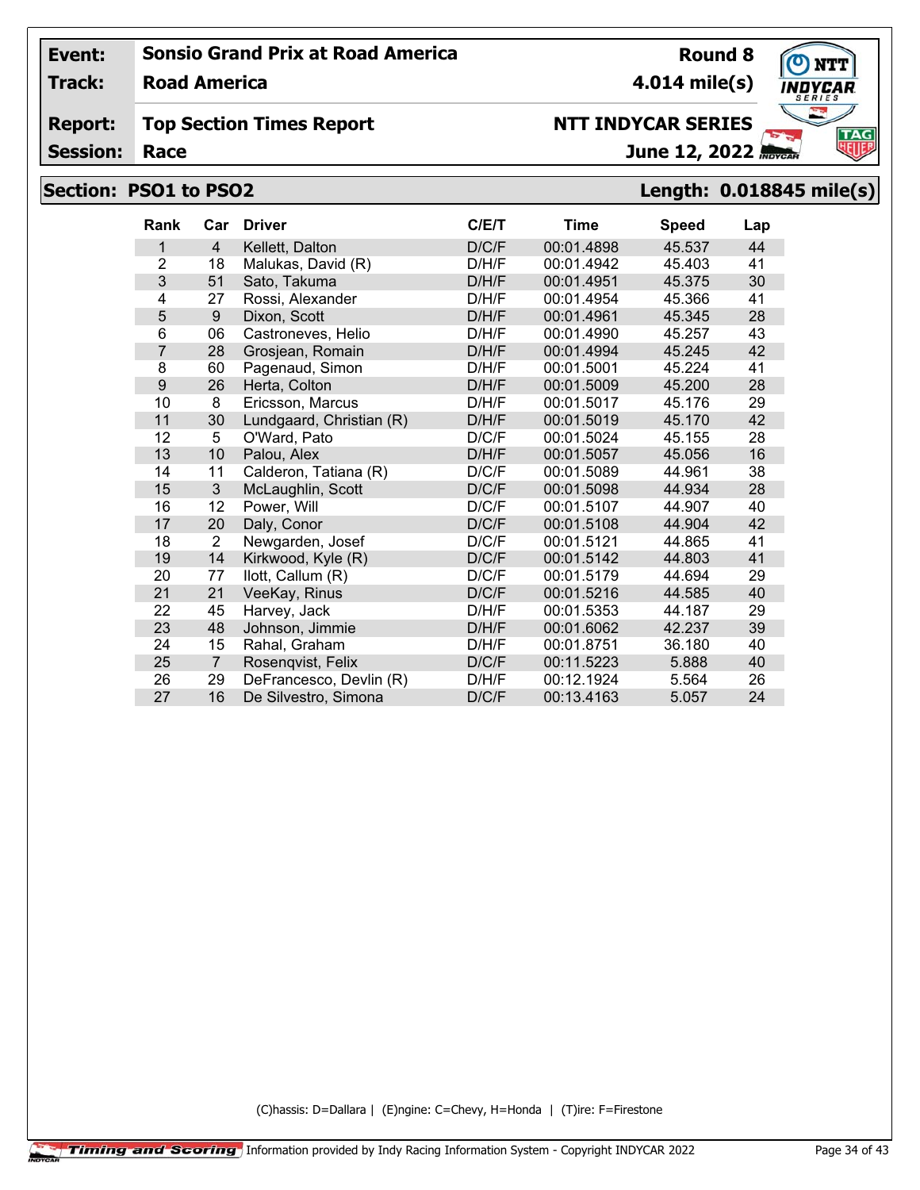| **Event:** | **Sonsio Grand Prix at Road America** | **Round 8** |
|---|---|---|
| **Track:** | **Road America** | **4.014 mile(s)** |
| **Report:** | **Top Section Times Report** | **NTT INDYCAR SERIES** |
| **Session:** | **Race** | **June 12, 2022** |

## Section: PSO1 to PSO2 — Length: 0.018845 mile(s)

| Rank | Car | Driver | C/E/T | Time | Speed | Lap |
|---|---|---|---|---|---|---|
| 1 | 4 | Kellett, Dalton | D/C/F | 00:01.4898 | 45.537 | 44 |
| 2 | 18 | Malukas, David (R) | D/H/F | 00:01.4942 | 45.403 | 41 |
| 3 | 51 | Sato, Takuma | D/H/F | 00:01.4951 | 45.375 | 30 |
| 4 | 27 | Rossi, Alexander | D/H/F | 00:01.4954 | 45.366 | 41 |
| 5 | 9 | Dixon, Scott | D/H/F | 00:01.4961 | 45.345 | 28 |
| 6 | 06 | Castroneves, Helio | D/H/F | 00:01.4990 | 45.257 | 43 |
| 7 | 28 | Grosjean, Romain | D/H/F | 00:01.4994 | 45.245 | 42 |
| 8 | 60 | Pagenaud, Simon | D/H/F | 00:01.5001 | 45.224 | 41 |
| 9 | 26 | Herta, Colton | D/H/F | 00:01.5009 | 45.200 | 28 |
| 10 | 8 | Ericsson, Marcus | D/H/F | 00:01.5017 | 45.176 | 29 |
| 11 | 30 | Lundgaard, Christian (R) | D/H/F | 00:01.5019 | 45.170 | 42 |
| 12 | 5 | O'Ward, Pato | D/C/F | 00:01.5024 | 45.155 | 28 |
| 13 | 10 | Palou, Alex | D/H/F | 00:01.5057 | 45.056 | 16 |
| 14 | 11 | Calderon, Tatiana (R) | D/C/F | 00:01.5089 | 44.961 | 38 |
| 15 | 3 | McLaughlin, Scott | D/C/F | 00:01.5098 | 44.934 | 28 |
| 16 | 12 | Power, Will | D/C/F | 00:01.5107 | 44.907 | 40 |
| 17 | 20 | Daly, Conor | D/C/F | 00:01.5108 | 44.904 | 42 |
| 18 | 2 | Newgarden, Josef | D/C/F | 00:01.5121 | 44.865 | 41 |
| 19 | 14 | Kirkwood, Kyle (R) | D/C/F | 00:01.5142 | 44.803 | 41 |
| 20 | 77 | Ilott, Callum (R) | D/C/F | 00:01.5179 | 44.694 | 29 |
| 21 | 21 | VeeKay, Rinus | D/C/F | 00:01.5216 | 44.585 | 40 |
| 22 | 45 | Harvey, Jack | D/H/F | 00:01.5353 | 44.187 | 29 |
| 23 | 48 | Johnson, Jimmie | D/H/F | 00:01.6062 | 42.237 | 39 |
| 24 | 15 | Rahal, Graham | D/H/F | 00:01.8751 | 36.180 | 40 |
| 25 | 7 | Rosenqvist, Felix | D/C/F | 00:11.5223 | 5.888 | 40 |
| 26 | 29 | DeFrancesco, Devlin (R) | D/H/F | 00:12.1924 | 5.564 | 26 |
| 27 | 16 | De Silvestro, Simona | D/C/F | 00:13.4163 | 5.057 | 24 |

(C)hassis: D=Dallara | (E)ngine: C=Chevy, H=Honda | (T)ire: F=Firestone

Information provided by Indy Racing Information System - Copyright INDYCAR 2022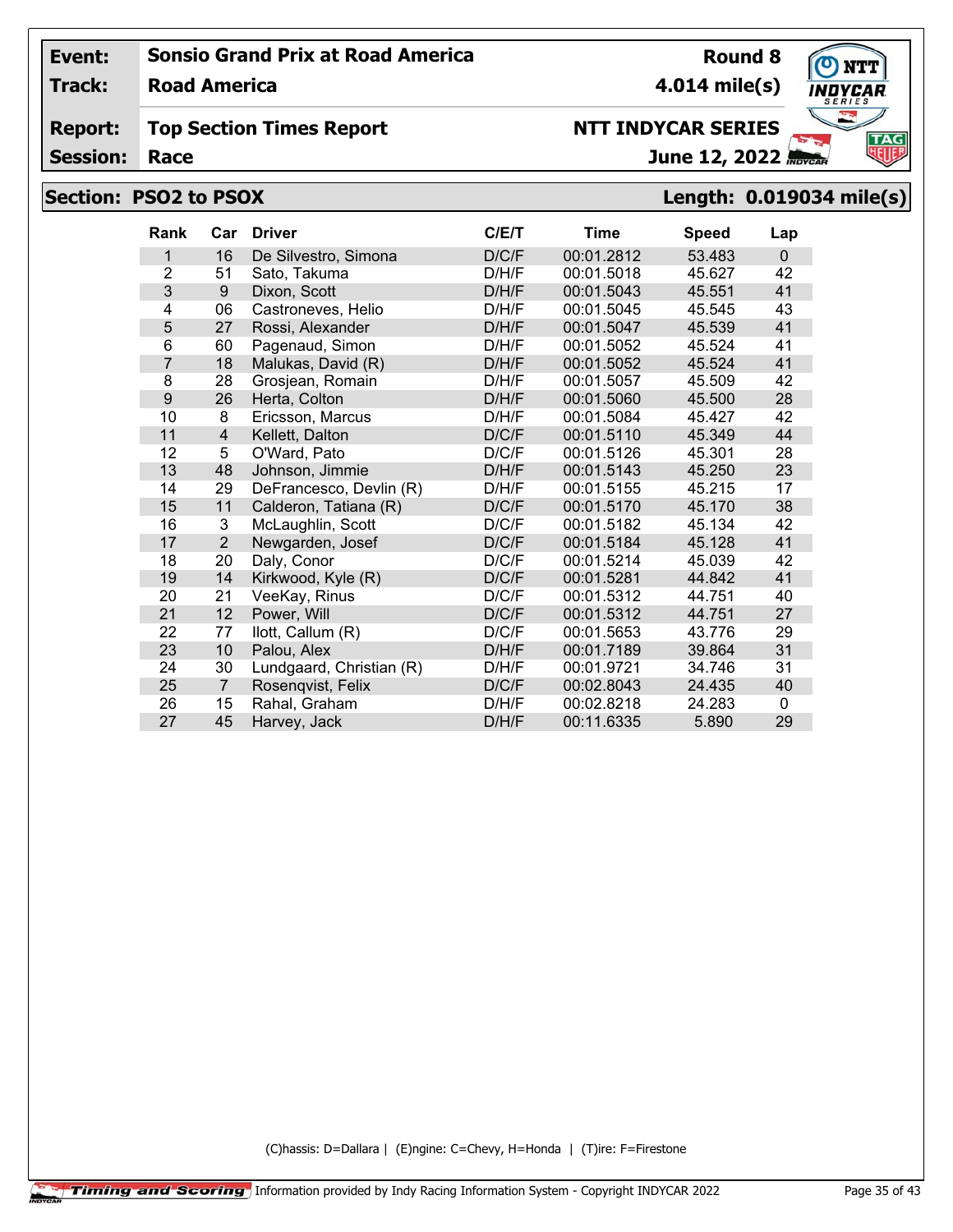| | | | |
|---|---|---|---|
| **Event:** | **Sonsio Grand Prix at Road America** | **Round 8** | |
| **Track:** | **Road America** | **4.014 mile(s)** | |
| **Report:** | **Top Section Times Report** | **NTT INDYCAR SERIES** | |
| **Session:** | **Race** | **June 12, 2022** | |

## Section: PSO2 to PSOX — Length: 0.019034 mile(s)

| Rank | Car | Driver | C/E/T | Time | Speed | Lap |
|---|---|---|---|---|---|---|
| 1 | 16 | De Silvestro, Simona | D/C/F | 00:01.2812 | 53.483 | 0 |
| 2 | 51 | Sato, Takuma | D/H/F | 00:01.5018 | 45.627 | 42 |
| 3 | 9 | Dixon, Scott | D/H/F | 00:01.5043 | 45.551 | 41 |
| 4 | 06 | Castroneves, Helio | D/H/F | 00:01.5045 | 45.545 | 43 |
| 5 | 27 | Rossi, Alexander | D/H/F | 00:01.5047 | 45.539 | 41 |
| 6 | 60 | Pagenaud, Simon | D/H/F | 00:01.5052 | 45.524 | 41 |
| 7 | 18 | Malukas, David (R) | D/H/F | 00:01.5052 | 45.524 | 41 |
| 8 | 28 | Grosjean, Romain | D/H/F | 00:01.5057 | 45.509 | 42 |
| 9 | 26 | Herta, Colton | D/H/F | 00:01.5060 | 45.500 | 28 |
| 10 | 8 | Ericsson, Marcus | D/H/F | 00:01.5084 | 45.427 | 42 |
| 11 | 4 | Kellett, Dalton | D/C/F | 00:01.5110 | 45.349 | 44 |
| 12 | 5 | O'Ward, Pato | D/C/F | 00:01.5126 | 45.301 | 28 |
| 13 | 48 | Johnson, Jimmie | D/H/F | 00:01.5143 | 45.250 | 23 |
| 14 | 29 | DeFrancesco, Devlin (R) | D/H/F | 00:01.5155 | 45.215 | 17 |
| 15 | 11 | Calderon, Tatiana (R) | D/C/F | 00:01.5170 | 45.170 | 38 |
| 16 | 3 | McLaughlin, Scott | D/C/F | 00:01.5182 | 45.134 | 42 |
| 17 | 2 | Newgarden, Josef | D/C/F | 00:01.5184 | 45.128 | 41 |
| 18 | 20 | Daly, Conor | D/C/F | 00:01.5214 | 45.039 | 42 |
| 19 | 14 | Kirkwood, Kyle (R) | D/C/F | 00:01.5281 | 44.842 | 41 |
| 20 | 21 | VeeKay, Rinus | D/C/F | 00:01.5312 | 44.751 | 40 |
| 21 | 12 | Power, Will | D/C/F | 00:01.5312 | 44.751 | 27 |
| 22 | 77 | Ilott, Callum (R) | D/C/F | 00:01.5653 | 43.776 | 29 |
| 23 | 10 | Palou, Alex | D/H/F | 00:01.7189 | 39.864 | 31 |
| 24 | 30 | Lundgaard, Christian (R) | D/H/F | 00:01.9721 | 34.746 | 31 |
| 25 | 7 | Rosenqvist, Felix | D/C/F | 00:02.8043 | 24.435 | 40 |
| 26 | 15 | Rahal, Graham | D/H/F | 00:02.8218 | 24.283 | 0 |
| 27 | 45 | Harvey, Jack | D/H/F | 00:11.6335 | 5.890 | 29 |

(C)hassis: D=Dallara | (E)ngine: C=Chevy, H=Honda | (T)ire: F=Firestone

Timing and Scoring Information provided by Indy Racing Information System - Copyright INDYCAR 2022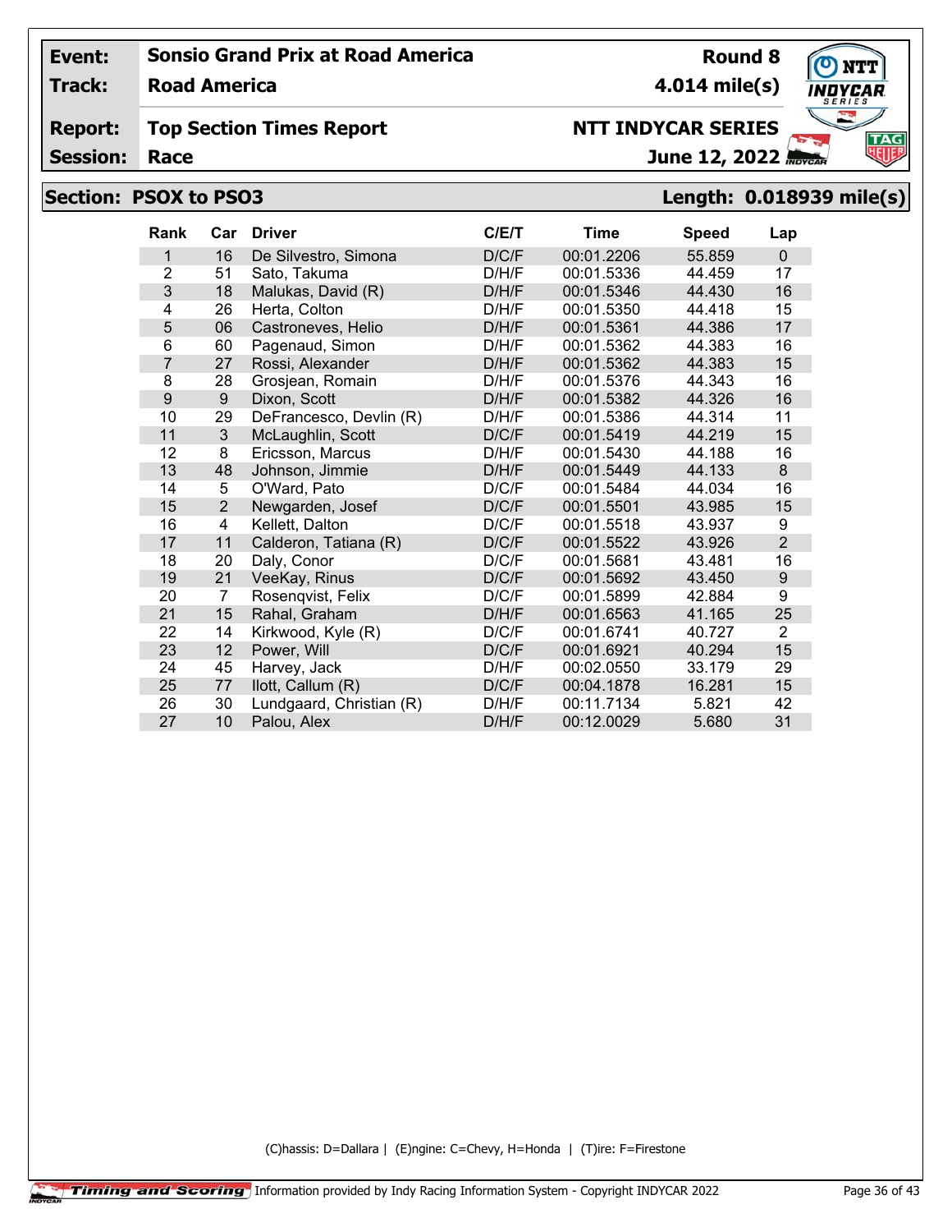| Event: | Sonsio Grand Prix at Road America | Round 8 |
|---|---|---|
| Track: | Road America | 4.014 mile(s) |
| Report: | Top Section Times Report | NTT INDYCAR SERIES |
| Session: | Race | June 12, 2022 |

## Section: PSOX to PSO3 — Length: 0.018939 mile(s)

| Rank | Car | Driver | C/E/T | Time | Speed | Lap |
|---|---|---|---|---|---|---|
| 1 | 16 | De Silvestro, Simona | D/C/F | 00:01.2206 | 55.859 | 0 |
| 2 | 51 | Sato, Takuma | D/H/F | 00:01.5336 | 44.459 | 17 |
| 3 | 18 | Malukas, David (R) | D/H/F | 00:01.5346 | 44.430 | 16 |
| 4 | 26 | Herta, Colton | D/H/F | 00:01.5350 | 44.418 | 15 |
| 5 | 06 | Castroneves, Helio | D/H/F | 00:01.5361 | 44.386 | 17 |
| 6 | 60 | Pagenaud, Simon | D/H/F | 00:01.5362 | 44.383 | 16 |
| 7 | 27 | Rossi, Alexander | D/H/F | 00:01.5362 | 44.383 | 15 |
| 8 | 28 | Grosjean, Romain | D/H/F | 00:01.5376 | 44.343 | 16 |
| 9 | 9 | Dixon, Scott | D/H/F | 00:01.5382 | 44.326 | 16 |
| 10 | 29 | DeFrancesco, Devlin (R) | D/H/F | 00:01.5386 | 44.314 | 11 |
| 11 | 3 | McLaughlin, Scott | D/C/F | 00:01.5419 | 44.219 | 15 |
| 12 | 8 | Ericsson, Marcus | D/H/F | 00:01.5430 | 44.188 | 16 |
| 13 | 48 | Johnson, Jimmie | D/H/F | 00:01.5449 | 44.133 | 8 |
| 14 | 5 | O'Ward, Pato | D/C/F | 00:01.5484 | 44.034 | 16 |
| 15 | 2 | Newgarden, Josef | D/C/F | 00:01.5501 | 43.985 | 15 |
| 16 | 4 | Kellett, Dalton | D/C/F | 00:01.5518 | 43.937 | 9 |
| 17 | 11 | Calderon, Tatiana (R) | D/C/F | 00:01.5522 | 43.926 | 2 |
| 18 | 20 | Daly, Conor | D/C/F | 00:01.5681 | 43.481 | 16 |
| 19 | 21 | VeeKay, Rinus | D/C/F | 00:01.5692 | 43.450 | 9 |
| 20 | 7 | Rosenqvist, Felix | D/C/F | 00:01.5899 | 42.884 | 9 |
| 21 | 15 | Rahal, Graham | D/H/F | 00:01.6563 | 41.165 | 25 |
| 22 | 14 | Kirkwood, Kyle (R) | D/C/F | 00:01.6741 | 40.727 | 2 |
| 23 | 12 | Power, Will | D/C/F | 00:01.6921 | 40.294 | 15 |
| 24 | 45 | Harvey, Jack | D/H/F | 00:02.0550 | 33.179 | 29 |
| 25 | 77 | Ilott, Callum (R) | D/C/F | 00:04.1878 | 16.281 | 15 |
| 26 | 30 | Lundgaard, Christian (R) | D/H/F | 00:11.7134 | 5.821 | 42 |
| 27 | 10 | Palou, Alex | D/H/F | 00:12.0029 | 5.680 | 31 |

(C)hassis: D=Dallara | (E)ngine: C=Chevy, H=Honda | (T)ire: F=Firestone

Timing and Scoring — Information provided by Indy Racing Information System - Copyright INDYCAR 2022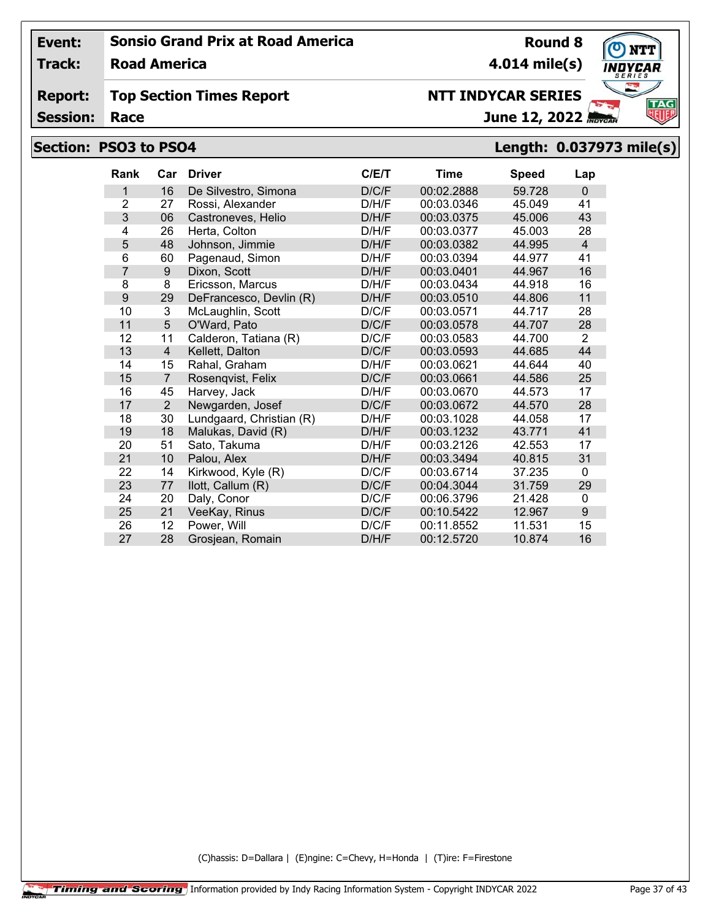| | | | |
|---|---|---|---|
| **Event:** | **Sonsio Grand Prix at Road America** | **Round 8** | |
| **Track:** | **Road America** | **4.014 mile(s)** | |
| **Report:** | **Top Section Times Report** | **NTT INDYCAR SERIES** | |
| **Session:** | **Race** | **June 12, 2022** | |

## Section: PSO3 to PSO4 — Length: 0.037973 mile(s)

| Rank | Car | Driver | C/E/T | Time | Speed | Lap |
|---|---|---|---|---|---|---|
| 1 | 16 | De Silvestro, Simona | D/C/F | 00:02.2888 | 59.728 | 0 |
| 2 | 27 | Rossi, Alexander | D/H/F | 00:03.0346 | 45.049 | 41 |
| 3 | 06 | Castroneves, Helio | D/H/F | 00:03.0375 | 45.006 | 43 |
| 4 | 26 | Herta, Colton | D/H/F | 00:03.0377 | 45.003 | 28 |
| 5 | 48 | Johnson, Jimmie | D/H/F | 00:03.0382 | 44.995 | 4 |
| 6 | 60 | Pagenaud, Simon | D/H/F | 00:03.0394 | 44.977 | 41 |
| 7 | 9 | Dixon, Scott | D/H/F | 00:03.0401 | 44.967 | 16 |
| 8 | 8 | Ericsson, Marcus | D/H/F | 00:03.0434 | 44.918 | 16 |
| 9 | 29 | DeFrancesco, Devlin (R) | D/H/F | 00:03.0510 | 44.806 | 11 |
| 10 | 3 | McLaughlin, Scott | D/C/F | 00:03.0571 | 44.717 | 28 |
| 11 | 5 | O'Ward, Pato | D/C/F | 00:03.0578 | 44.707 | 28 |
| 12 | 11 | Calderon, Tatiana (R) | D/C/F | 00:03.0583 | 44.700 | 2 |
| 13 | 4 | Kellett, Dalton | D/C/F | 00:03.0593 | 44.685 | 44 |
| 14 | 15 | Rahal, Graham | D/H/F | 00:03.0621 | 44.644 | 40 |
| 15 | 7 | Rosenqvist, Felix | D/C/F | 00:03.0661 | 44.586 | 25 |
| 16 | 45 | Harvey, Jack | D/H/F | 00:03.0670 | 44.573 | 17 |
| 17 | 2 | Newgarden, Josef | D/C/F | 00:03.0672 | 44.570 | 28 |
| 18 | 30 | Lundgaard, Christian (R) | D/H/F | 00:03.1028 | 44.058 | 17 |
| 19 | 18 | Malukas, David (R) | D/H/F | 00:03.1232 | 43.771 | 41 |
| 20 | 51 | Sato, Takuma | D/H/F | 00:03.2126 | 42.553 | 17 |
| 21 | 10 | Palou, Alex | D/H/F | 00:03.3494 | 40.815 | 31 |
| 22 | 14 | Kirkwood, Kyle (R) | D/C/F | 00:03.6714 | 37.235 | 0 |
| 23 | 77 | Ilott, Callum (R) | D/C/F | 00:04.3044 | 31.759 | 29 |
| 24 | 20 | Daly, Conor | D/C/F | 00:06.3796 | 21.428 | 0 |
| 25 | 21 | VeeKay, Rinus | D/C/F | 00:10.5422 | 12.967 | 9 |
| 26 | 12 | Power, Will | D/C/F | 00:11.8552 | 11.531 | 15 |
| 27 | 28 | Grosjean, Romain | D/H/F | 00:12.5720 | 10.874 | 16 |

(C)hassis: D=Dallara | (E)ngine: C=Chevy, H=Honda | (T)ire: F=Firestone

Timing and Scoring | Information provided by Indy Racing Information System - Copyright INDYCAR 2022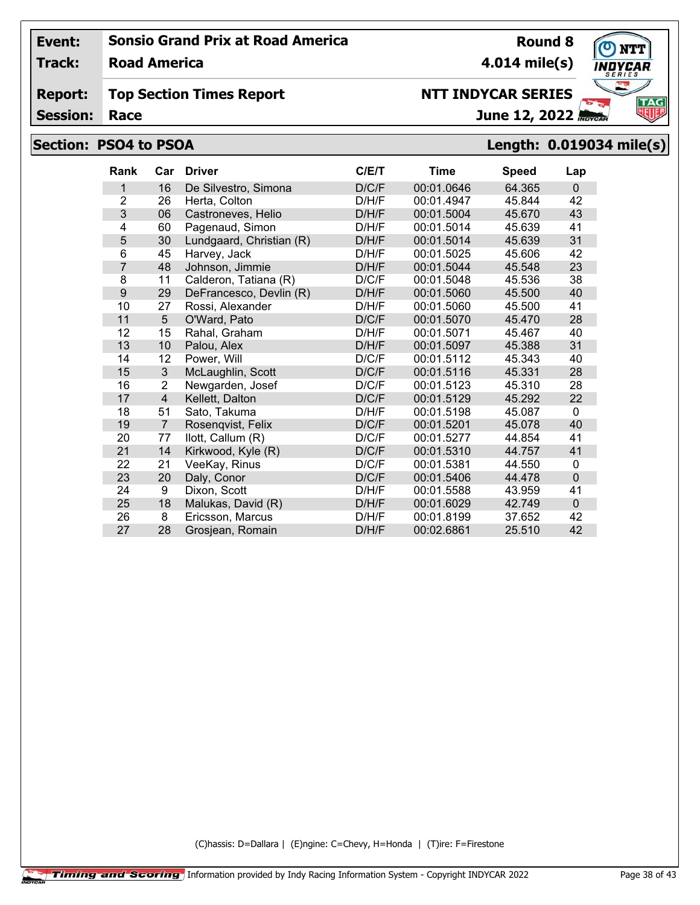| Event: | Sonsio Grand Prix at Road America | Round 8 |
|---|---|---|
| Track: | Road America | 4.014 mile(s) |
| Report: | Top Section Times Report | NTT INDYCAR SERIES |
| Session: | Race | June 12, 2022 |

## Section: PSO4 to PSOA — Length: 0.019034 mile(s)

| Rank | Car | Driver | C/E/T | Time | Speed | Lap |
|---|---|---|---|---|---|---|
| 1 | 16 | De Silvestro, Simona | D/C/F | 00:01.0646 | 64.365 | 0 |
| 2 | 26 | Herta, Colton | D/H/F | 00:01.4947 | 45.844 | 42 |
| 3 | 06 | Castroneves, Helio | D/H/F | 00:01.5004 | 45.670 | 43 |
| 4 | 60 | Pagenaud, Simon | D/H/F | 00:01.5014 | 45.639 | 41 |
| 5 | 30 | Lundgaard, Christian (R) | D/H/F | 00:01.5014 | 45.639 | 31 |
| 6 | 45 | Harvey, Jack | D/H/F | 00:01.5025 | 45.606 | 42 |
| 7 | 48 | Johnson, Jimmie | D/H/F | 00:01.5044 | 45.548 | 23 |
| 8 | 11 | Calderon, Tatiana (R) | D/C/F | 00:01.5048 | 45.536 | 38 |
| 9 | 29 | DeFrancesco, Devlin (R) | D/H/F | 00:01.5060 | 45.500 | 40 |
| 10 | 27 | Rossi, Alexander | D/H/F | 00:01.5060 | 45.500 | 41 |
| 11 | 5 | O'Ward, Pato | D/C/F | 00:01.5070 | 45.470 | 28 |
| 12 | 15 | Rahal, Graham | D/H/F | 00:01.5071 | 45.467 | 40 |
| 13 | 10 | Palou, Alex | D/H/F | 00:01.5097 | 45.388 | 31 |
| 14 | 12 | Power, Will | D/C/F | 00:01.5112 | 45.343 | 40 |
| 15 | 3 | McLaughlin, Scott | D/C/F | 00:01.5116 | 45.331 | 28 |
| 16 | 2 | Newgarden, Josef | D/C/F | 00:01.5123 | 45.310 | 28 |
| 17 | 4 | Kellett, Dalton | D/C/F | 00:01.5129 | 45.292 | 22 |
| 18 | 51 | Sato, Takuma | D/H/F | 00:01.5198 | 45.087 | 0 |
| 19 | 7 | Rosenqvist, Felix | D/C/F | 00:01.5201 | 45.078 | 40 |
| 20 | 77 | Ilott, Callum (R) | D/C/F | 00:01.5277 | 44.854 | 41 |
| 21 | 14 | Kirkwood, Kyle (R) | D/C/F | 00:01.5310 | 44.757 | 41 |
| 22 | 21 | VeeKay, Rinus | D/C/F | 00:01.5381 | 44.550 | 0 |
| 23 | 20 | Daly, Conor | D/C/F | 00:01.5406 | 44.478 | 0 |
| 24 | 9 | Dixon, Scott | D/H/F | 00:01.5588 | 43.959 | 41 |
| 25 | 18 | Malukas, David (R) | D/H/F | 00:01.6029 | 42.749 | 0 |
| 26 | 8 | Ericsson, Marcus | D/H/F | 00:01.8199 | 37.652 | 42 |
| 27 | 28 | Grosjean, Romain | D/H/F | 00:02.6861 | 25.510 | 42 |

(C)hassis: D=Dallara | (E)ngine: C=Chevy, H=Honda | (T)ire: F=Firestone

Timing and Scoring — Information provided by Indy Racing Information System - Copyright INDYCAR 2022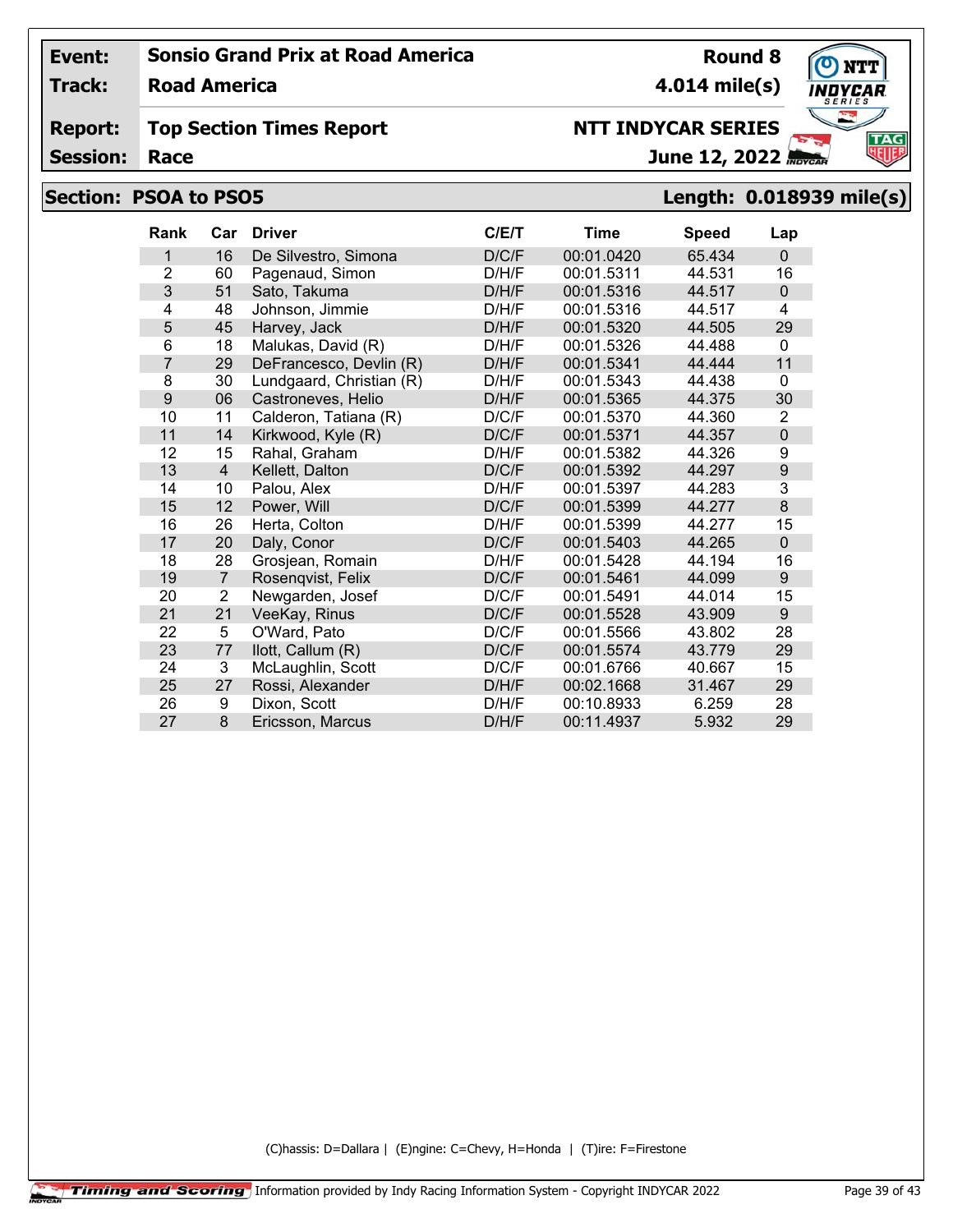| **Event:** | **Sonsio Grand Prix at Road America** | **Round 8** |
|---|---|---|
| **Track:** | **Road America** | **4.014 mile(s)** |
| **Report:** | **Top Section Times Report** | **NTT INDYCAR SERIES** |
| **Session:** | **Race** | **June 12, 2022** |

## Section: PSOA to PSO5 — Length: 0.018939 mile(s)

| Rank | Car | Driver | C/E/T | Time | Speed | Lap |
|---|---|---|---|---|---|---|
| 1 | 16 | De Silvestro, Simona | D/C/F | 00:01.0420 | 65.434 | 0 |
| 2 | 60 | Pagenaud, Simon | D/H/F | 00:01.5311 | 44.531 | 16 |
| 3 | 51 | Sato, Takuma | D/H/F | 00:01.5316 | 44.517 | 0 |
| 4 | 48 | Johnson, Jimmie | D/H/F | 00:01.5316 | 44.517 | 4 |
| 5 | 45 | Harvey, Jack | D/H/F | 00:01.5320 | 44.505 | 29 |
| 6 | 18 | Malukas, David (R) | D/H/F | 00:01.5326 | 44.488 | 0 |
| 7 | 29 | DeFrancesco, Devlin (R) | D/H/F | 00:01.5341 | 44.444 | 11 |
| 8 | 30 | Lundgaard, Christian (R) | D/H/F | 00:01.5343 | 44.438 | 0 |
| 9 | 06 | Castroneves, Helio | D/H/F | 00:01.5365 | 44.375 | 30 |
| 10 | 11 | Calderon, Tatiana (R) | D/C/F | 00:01.5370 | 44.360 | 2 |
| 11 | 14 | Kirkwood, Kyle (R) | D/C/F | 00:01.5371 | 44.357 | 0 |
| 12 | 15 | Rahal, Graham | D/H/F | 00:01.5382 | 44.326 | 9 |
| 13 | 4 | Kellett, Dalton | D/C/F | 00:01.5392 | 44.297 | 9 |
| 14 | 10 | Palou, Alex | D/H/F | 00:01.5397 | 44.283 | 3 |
| 15 | 12 | Power, Will | D/C/F | 00:01.5399 | 44.277 | 8 |
| 16 | 26 | Herta, Colton | D/H/F | 00:01.5399 | 44.277 | 15 |
| 17 | 20 | Daly, Conor | D/C/F | 00:01.5403 | 44.265 | 0 |
| 18 | 28 | Grosjean, Romain | D/H/F | 00:01.5428 | 44.194 | 16 |
| 19 | 7 | Rosenqvist, Felix | D/C/F | 00:01.5461 | 44.099 | 9 |
| 20 | 2 | Newgarden, Josef | D/C/F | 00:01.5491 | 44.014 | 15 |
| 21 | 21 | VeeKay, Rinus | D/C/F | 00:01.5528 | 43.909 | 9 |
| 22 | 5 | O'Ward, Pato | D/C/F | 00:01.5566 | 43.802 | 28 |
| 23 | 77 | Ilott, Callum (R) | D/C/F | 00:01.5574 | 43.779 | 29 |
| 24 | 3 | McLaughlin, Scott | D/C/F | 00:01.6766 | 40.667 | 15 |
| 25 | 27 | Rossi, Alexander | D/H/F | 00:02.1668 | 31.467 | 29 |
| 26 | 9 | Dixon, Scott | D/H/F | 00:10.8933 | 6.259 | 28 |
| 27 | 8 | Ericsson, Marcus | D/H/F | 00:11.4937 | 5.932 | 29 |

(C)hassis: D=Dallara | (E)ngine: C=Chevy, H=Honda | (T)ire: F=Firestone

Timing and Scoring — Information provided by Indy Racing Information System - Copyright INDYCAR 2022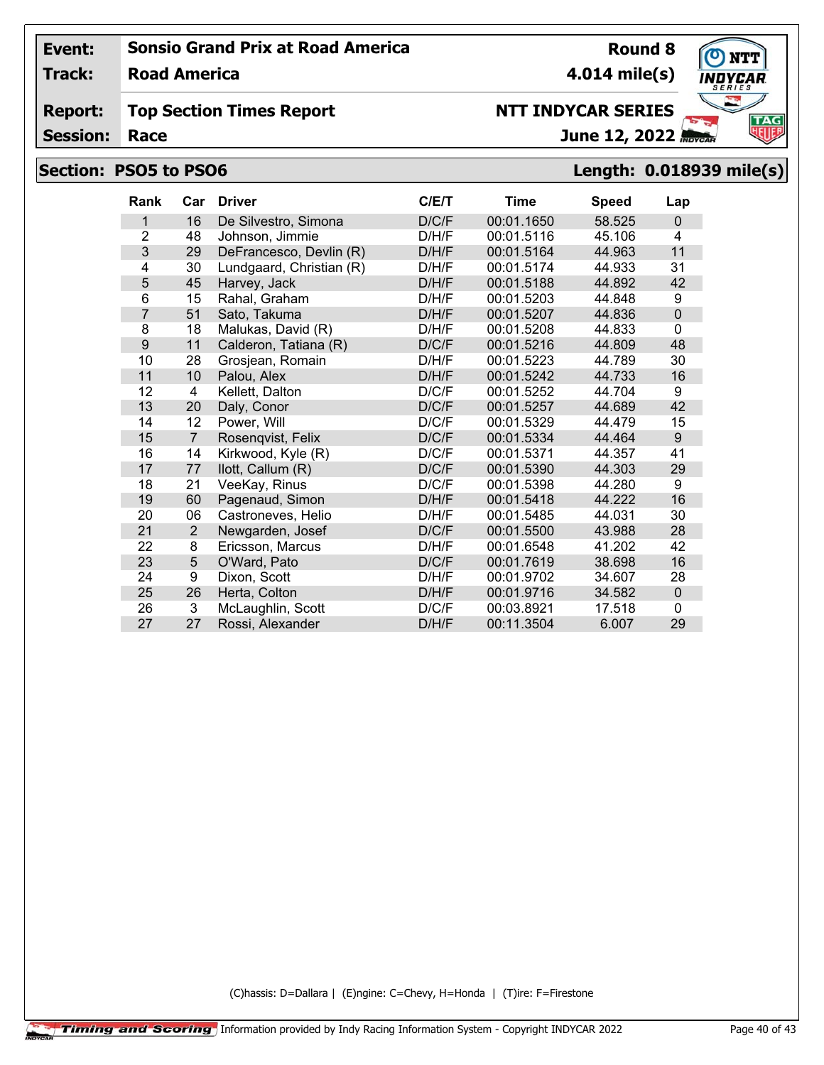| Event: | Sonsio Grand Prix at Road America | Round 8 |
|---|---|---|
| Track: | Road America | 4.014 mile(s) |
| Report: | Top Section Times Report | NTT INDYCAR SERIES |
| Session: | Race | June 12, 2022 |

## Section: PSO5 to PSO6 — Length: 0.018939 mile(s)

| Rank | Car | Driver | C/E/T | Time | Speed | Lap |
|---|---|---|---|---|---|---|
| 1 | 16 | De Silvestro, Simona | D/C/F | 00:01.1650 | 58.525 | 0 |
| 2 | 48 | Johnson, Jimmie | D/H/F | 00:01.5116 | 45.106 | 4 |
| 3 | 29 | DeFrancesco, Devlin (R) | D/H/F | 00:01.5164 | 44.963 | 11 |
| 4 | 30 | Lundgaard, Christian (R) | D/H/F | 00:01.5174 | 44.933 | 31 |
| 5 | 45 | Harvey, Jack | D/H/F | 00:01.5188 | 44.892 | 42 |
| 6 | 15 | Rahal, Graham | D/H/F | 00:01.5203 | 44.848 | 9 |
| 7 | 51 | Sato, Takuma | D/H/F | 00:01.5207 | 44.836 | 0 |
| 8 | 18 | Malukas, David (R) | D/H/F | 00:01.5208 | 44.833 | 0 |
| 9 | 11 | Calderon, Tatiana (R) | D/C/F | 00:01.5216 | 44.809 | 48 |
| 10 | 28 | Grosjean, Romain | D/H/F | 00:01.5223 | 44.789 | 30 |
| 11 | 10 | Palou, Alex | D/H/F | 00:01.5242 | 44.733 | 16 |
| 12 | 4 | Kellett, Dalton | D/C/F | 00:01.5252 | 44.704 | 9 |
| 13 | 20 | Daly, Conor | D/C/F | 00:01.5257 | 44.689 | 42 |
| 14 | 12 | Power, Will | D/C/F | 00:01.5329 | 44.479 | 15 |
| 15 | 7 | Rosenqvist, Felix | D/C/F | 00:01.5334 | 44.464 | 9 |
| 16 | 14 | Kirkwood, Kyle (R) | D/C/F | 00:01.5371 | 44.357 | 41 |
| 17 | 77 | Ilott, Callum (R) | D/C/F | 00:01.5390 | 44.303 | 29 |
| 18 | 21 | VeeKay, Rinus | D/C/F | 00:01.5398 | 44.280 | 9 |
| 19 | 60 | Pagenaud, Simon | D/H/F | 00:01.5418 | 44.222 | 16 |
| 20 | 06 | Castroneves, Helio | D/H/F | 00:01.5485 | 44.031 | 30 |
| 21 | 2 | Newgarden, Josef | D/C/F | 00:01.5500 | 43.988 | 28 |
| 22 | 8 | Ericsson, Marcus | D/H/F | 00:01.6548 | 41.202 | 42 |
| 23 | 5 | O'Ward, Pato | D/C/F | 00:01.7619 | 38.698 | 16 |
| 24 | 9 | Dixon, Scott | D/H/F | 00:01.9702 | 34.607 | 28 |
| 25 | 26 | Herta, Colton | D/H/F | 00:01.9716 | 34.582 | 0 |
| 26 | 3 | McLaughlin, Scott | D/C/F | 00:03.8921 | 17.518 | 0 |
| 27 | 27 | Rossi, Alexander | D/H/F | 00:11.3504 | 6.007 | 29 |

(C)hassis: D=Dallara | (E)ngine: C=Chevy, H=Honda | (T)ire: F=Firestone

Timing and Scoring Information provided by Indy Racing Information System - Copyright INDYCAR 2022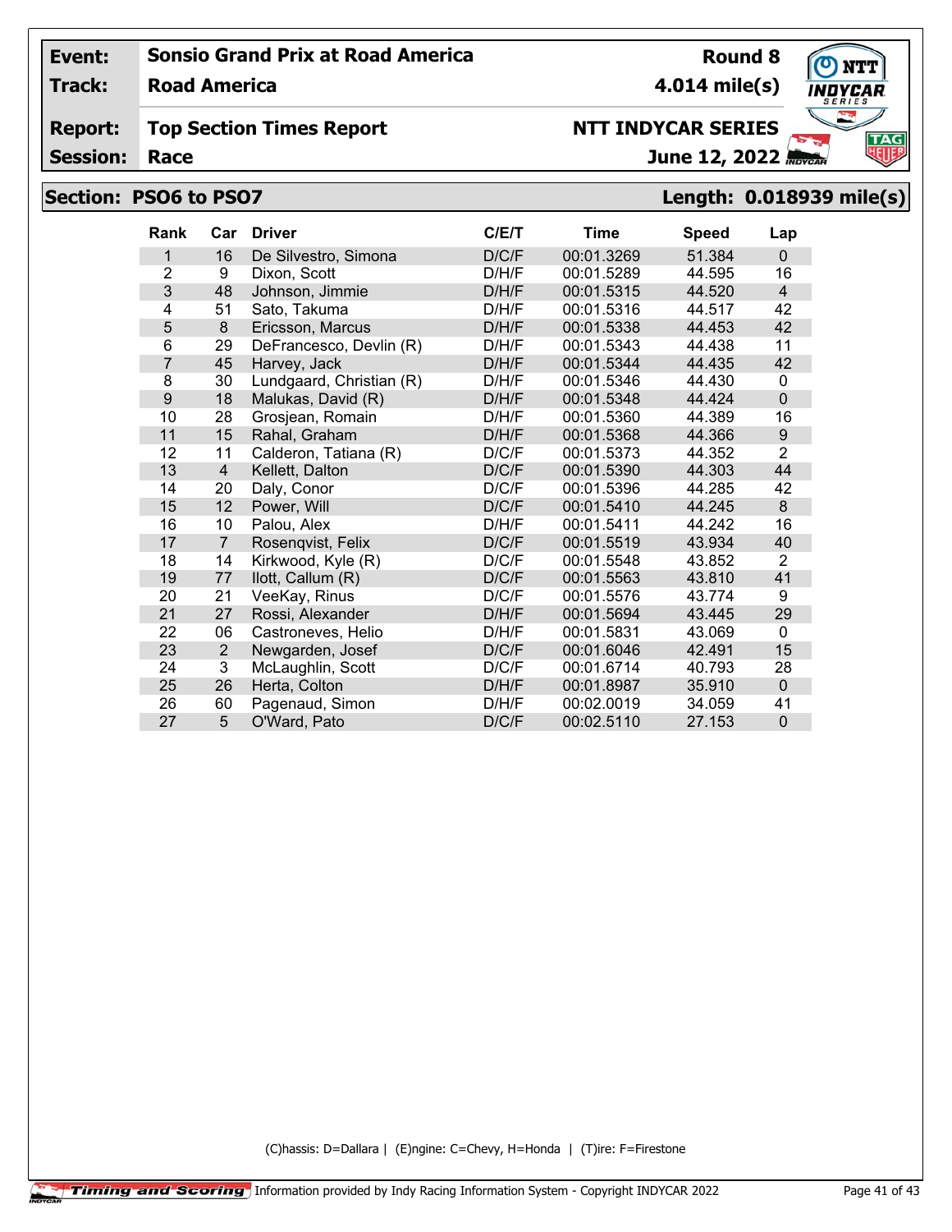**Event:** Sonsio Grand Prix at Road America | **Round 8**

**Track:** Road America | **4.014 mile(s)**

**Report:** Top Section Times Report | **NTT INDYCAR SERIES**

**Session:** Race | **June 12, 2022**

## Section: PSO6 to PSO7 — Length: 0.018939 mile(s)

| Rank | Car | Driver | C/E/T | Time | Speed | Lap |
|---|---|---|---|---|---|---|
| 1 | 16 | De Silvestro, Simona | D/C/F | 00:01.3269 | 51.384 | 0 |
| 2 | 9 | Dixon, Scott | D/H/F | 00:01.5289 | 44.595 | 16 |
| 3 | 48 | Johnson, Jimmie | D/H/F | 00:01.5315 | 44.520 | 4 |
| 4 | 51 | Sato, Takuma | D/H/F | 00:01.5316 | 44.517 | 42 |
| 5 | 8 | Ericsson, Marcus | D/H/F | 00:01.5338 | 44.453 | 42 |
| 6 | 29 | DeFrancesco, Devlin (R) | D/H/F | 00:01.5343 | 44.438 | 11 |
| 7 | 45 | Harvey, Jack | D/H/F | 00:01.5344 | 44.435 | 42 |
| 8 | 30 | Lundgaard, Christian (R) | D/H/F | 00:01.5346 | 44.430 | 0 |
| 9 | 18 | Malukas, David (R) | D/H/F | 00:01.5348 | 44.424 | 0 |
| 10 | 28 | Grosjean, Romain | D/H/F | 00:01.5360 | 44.389 | 16 |
| 11 | 15 | Rahal, Graham | D/H/F | 00:01.5368 | 44.366 | 9 |
| 12 | 11 | Calderon, Tatiana (R) | D/C/F | 00:01.5373 | 44.352 | 2 |
| 13 | 4 | Kellett, Dalton | D/C/F | 00:01.5390 | 44.303 | 44 |
| 14 | 20 | Daly, Conor | D/C/F | 00:01.5396 | 44.285 | 42 |
| 15 | 12 | Power, Will | D/C/F | 00:01.5410 | 44.245 | 8 |
| 16 | 10 | Palou, Alex | D/H/F | 00:01.5411 | 44.242 | 16 |
| 17 | 7 | Rosenqvist, Felix | D/C/F | 00:01.5519 | 43.934 | 40 |
| 18 | 14 | Kirkwood, Kyle (R) | D/C/F | 00:01.5548 | 43.852 | 2 |
| 19 | 77 | Ilott, Callum (R) | D/C/F | 00:01.5563 | 43.810 | 41 |
| 20 | 21 | VeeKay, Rinus | D/C/F | 00:01.5576 | 43.774 | 9 |
| 21 | 27 | Rossi, Alexander | D/H/F | 00:01.5694 | 43.445 | 29 |
| 22 | 06 | Castroneves, Helio | D/H/F | 00:01.5831 | 43.069 | 0 |
| 23 | 2 | Newgarden, Josef | D/C/F | 00:01.6046 | 42.491 | 15 |
| 24 | 3 | McLaughlin, Scott | D/C/F | 00:01.6714 | 40.793 | 28 |
| 25 | 26 | Herta, Colton | D/H/F | 00:01.8987 | 35.910 | 0 |
| 26 | 60 | Pagenaud, Simon | D/H/F | 00:02.0019 | 34.059 | 41 |
| 27 | 5 | O'Ward, Pato | D/C/F | 00:02.5110 | 27.153 | 0 |

(C)hassis: D=Dallara | (E)ngine: C=Chevy, H=Honda | (T)ire: F=Firestone

Timing and Scoring — Information provided by Indy Racing Information System - Copyright INDYCAR 2022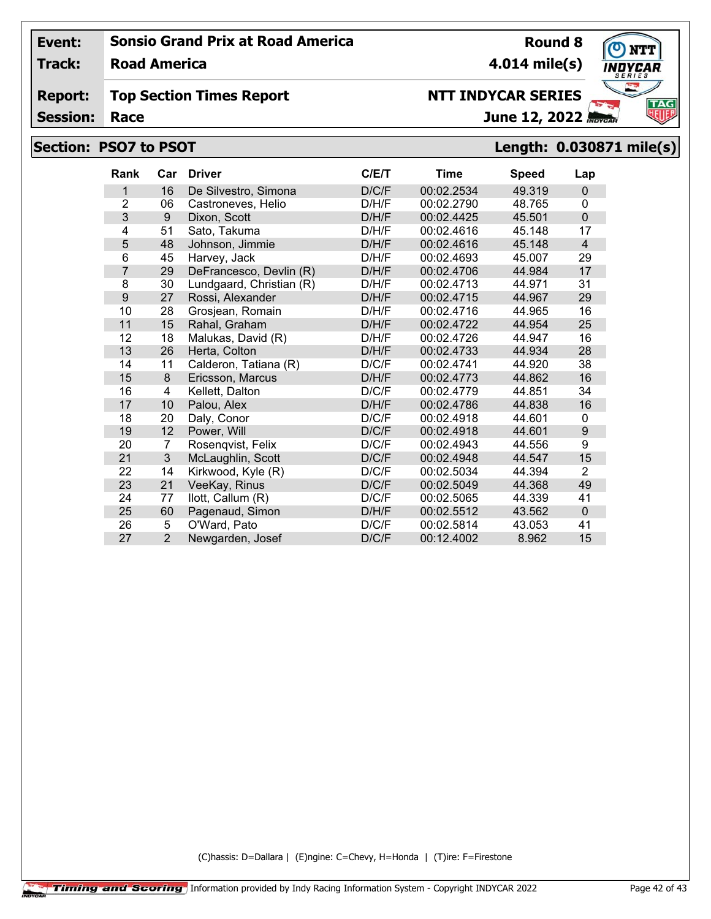| | | | |
|---|---|---|---|
| **Event:** | **Sonsio Grand Prix at Road America** | **Round 8** | |
| **Track:** | **Road America** | **4.014 mile(s)** | |
| **Report:** | **Top Section Times Report** | **NTT INDYCAR SERIES** | |
| **Session:** | **Race** | **June 12, 2022** | |

## Section: PSO7 to PSOT — Length: 0.030871 mile(s)

| Rank | Car | Driver | C/E/T | Time | Speed | Lap |
|---|---|---|---|---|---|---|
| 1 | 16 | De Silvestro, Simona | D/C/F | 00:02.2534 | 49.319 | 0 |
| 2 | 06 | Castroneves, Helio | D/H/F | 00:02.2790 | 48.765 | 0 |
| 3 | 9 | Dixon, Scott | D/H/F | 00:02.4425 | 45.501 | 0 |
| 4 | 51 | Sato, Takuma | D/H/F | 00:02.4616 | 45.148 | 17 |
| 5 | 48 | Johnson, Jimmie | D/H/F | 00:02.4616 | 45.148 | 4 |
| 6 | 45 | Harvey, Jack | D/H/F | 00:02.4693 | 45.007 | 29 |
| 7 | 29 | DeFrancesco, Devlin (R) | D/H/F | 00:02.4706 | 44.984 | 17 |
| 8 | 30 | Lundgaard, Christian (R) | D/H/F | 00:02.4713 | 44.971 | 31 |
| 9 | 27 | Rossi, Alexander | D/H/F | 00:02.4715 | 44.967 | 29 |
| 10 | 28 | Grosjean, Romain | D/H/F | 00:02.4716 | 44.965 | 16 |
| 11 | 15 | Rahal, Graham | D/H/F | 00:02.4722 | 44.954 | 25 |
| 12 | 18 | Malukas, David (R) | D/H/F | 00:02.4726 | 44.947 | 16 |
| 13 | 26 | Herta, Colton | D/H/F | 00:02.4733 | 44.934 | 28 |
| 14 | 11 | Calderon, Tatiana (R) | D/C/F | 00:02.4741 | 44.920 | 38 |
| 15 | 8 | Ericsson, Marcus | D/H/F | 00:02.4773 | 44.862 | 16 |
| 16 | 4 | Kellett, Dalton | D/C/F | 00:02.4779 | 44.851 | 34 |
| 17 | 10 | Palou, Alex | D/H/F | 00:02.4786 | 44.838 | 16 |
| 18 | 20 | Daly, Conor | D/C/F | 00:02.4918 | 44.601 | 0 |
| 19 | 12 | Power, Will | D/C/F | 00:02.4918 | 44.601 | 9 |
| 20 | 7 | Rosenqvist, Felix | D/C/F | 00:02.4943 | 44.556 | 9 |
| 21 | 3 | McLaughlin, Scott | D/C/F | 00:02.4948 | 44.547 | 15 |
| 22 | 14 | Kirkwood, Kyle (R) | D/C/F | 00:02.5034 | 44.394 | 2 |
| 23 | 21 | VeeKay, Rinus | D/C/F | 00:02.5049 | 44.368 | 49 |
| 24 | 77 | Ilott, Callum (R) | D/C/F | 00:02.5065 | 44.339 | 41 |
| 25 | 60 | Pagenaud, Simon | D/H/F | 00:02.5512 | 43.562 | 0 |
| 26 | 5 | O'Ward, Pato | D/C/F | 00:02.5814 | 43.053 | 41 |
| 27 | 2 | Newgarden, Josef | D/C/F | 00:12.4002 | 8.962 | 15 |

(C)hassis: D=Dallara | (E)ngine: C=Chevy, H=Honda | (T)ire: F=Firestone

Timing and Scoring Information provided by Indy Racing Information System - Copyright INDYCAR 2022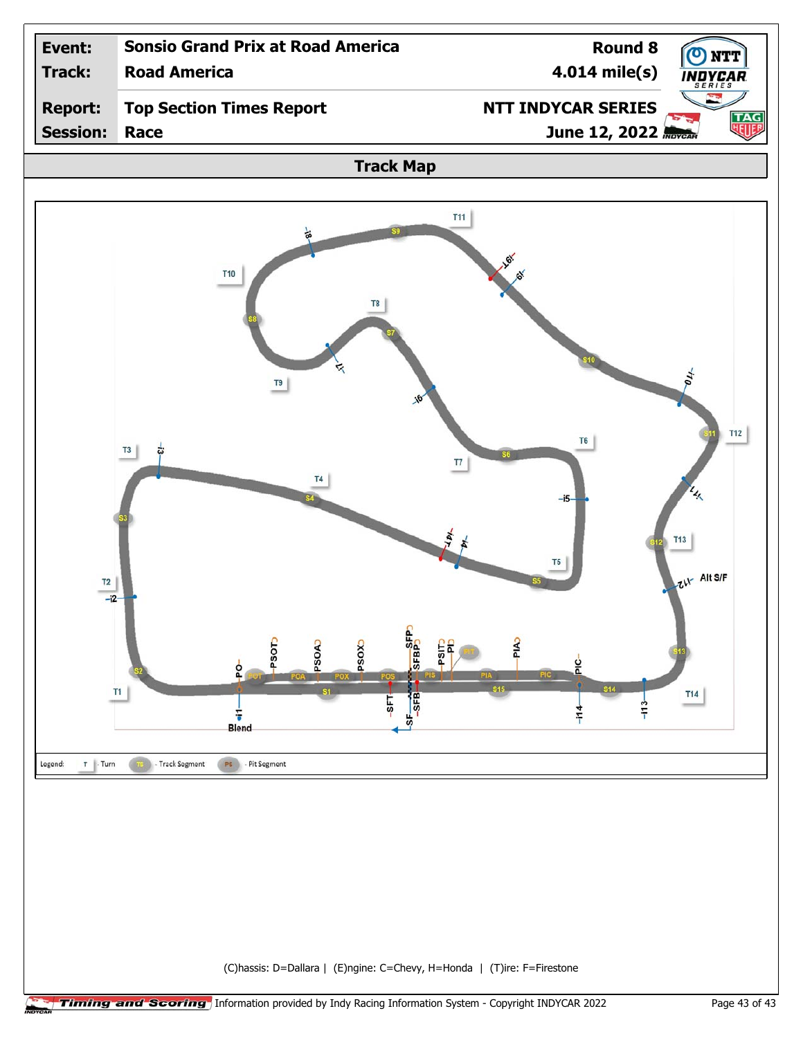| | | | |
|---|---|---|---|
| **Event:** | **Sonsio Grand Prix at Road America** | **Round 8** | |
| **Track:** | **Road America** | **4.014 mile(s)** | |
| **Report:** | **Top Section Times Report** | **NTT INDYCAR SERIES** | |
| **Session:** | **Race** | **June 12, 2022** | |

## Track Map

T11
i8
S9
i9T
i9
T10
T8
S8
S7
S10
i7
T9
i6
i10
S11
T12
T6
T3
i3
T7
S6
T4
S4
i5
i11
S3
i4T
i4
S12
T13
T5
S5
Alt S/F
T2
i2
i12
PO
PSOT
PSOA
PSOX
SFP
SFBP
PSIT
PI
PIT
PIA
PIC
S13
S2
POT
POA
POX
POS
PIS
PIA
PIC
T1
S1
SFT
SFB
S15
S14
i14
i13
T14
i1
SF
Blend

Legend: T - Turn, TS - Track Segment, PS - Pit Segment

(C)hassis: D=Dallara | (E)ngine: C=Chevy, H=Honda | (T)ire: F=Firestone